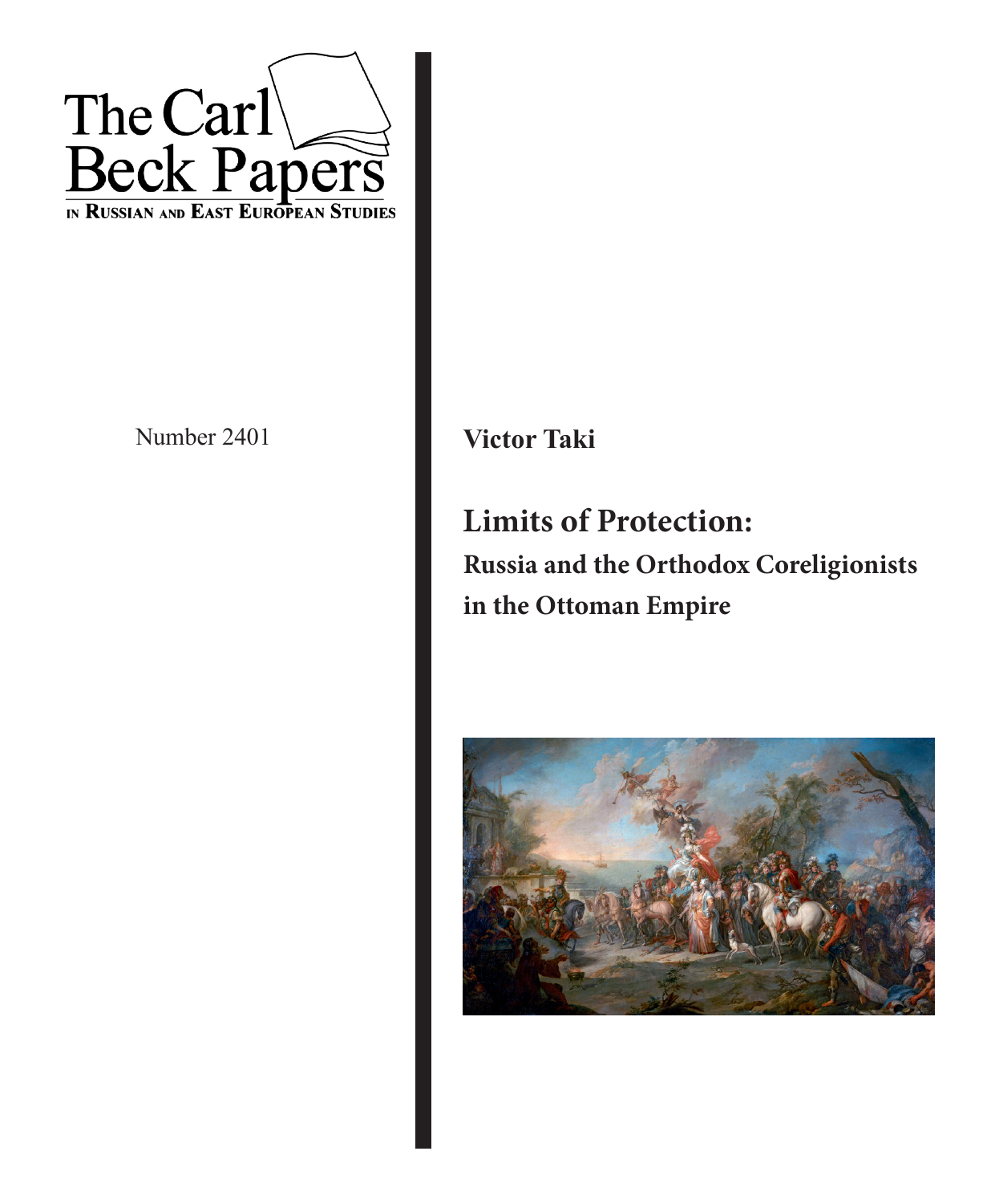The Carl Beck Papers

in Russian and East European Studies

Number 2401

**Victor Taki**

# Limits of Protection:

## Russia and the Orthodox Coreligionists in the Ottoman Empire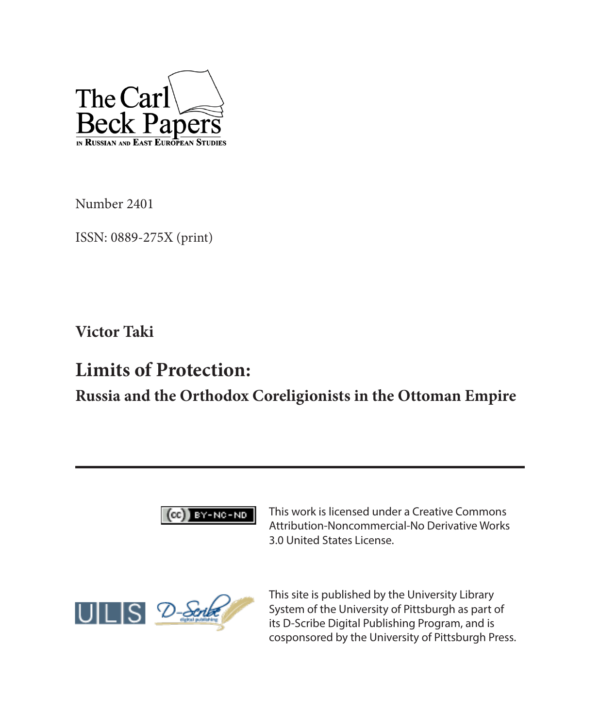The Carl Beck Papers in Russian and East European Studies

Number 2401

ISSN: 0889-275X (print)

**Victor Taki**

# Limits of Protection:

## Russia and the Orthodox Coreligionists in the Ottoman Empire

---

This work is licensed under a Creative Commons Attribution-Noncommercial-No Derivative Works 3.0 United States License.

This site is published by the University Library System of the University of Pittsburgh as part of its D-Scribe Digital Publishing Program, and is cosponsored by the University of Pittsburgh Press.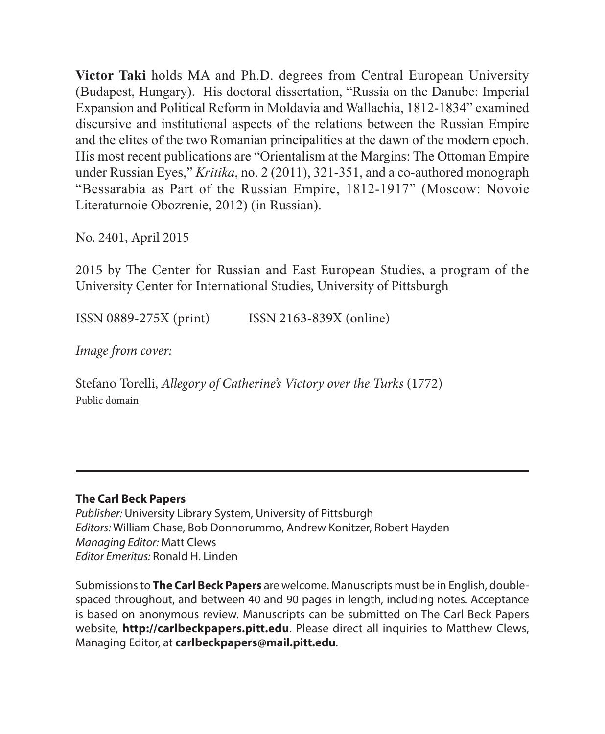**Victor Taki** holds MA and Ph.D. degrees from Central European University (Budapest, Hungary). His doctoral dissertation, "Russia on the Danube: Imperial Expansion and Political Reform in Moldavia and Wallachia, 1812-1834" examined discursive and institutional aspects of the relations between the Russian Empire and the elites of the two Romanian principalities at the dawn of the modern epoch. His most recent publications are "Orientalism at the Margins: The Ottoman Empire under Russian Eyes," *Kritika*, no. 2 (2011), 321-351, and a co-authored monograph "Bessarabia as Part of the Russian Empire, 1812-1917" (Moscow: Novoie Literaturnoie Obozrenie, 2012) (in Russian).

No. 2401, April 2015

2015 by The Center for Russian and East European Studies, a program of the University Center for International Studies, University of Pittsburgh

ISSN 0889-275X (print) ISSN 2163-839X (online)

*Image from cover:*

Stefano Torelli, *Allegory of Catherine's Victory over the Turks* (1772)
Public domain

---

**The Carl Beck Papers**
*Publisher:* University Library System, University of Pittsburgh
*Editors:* William Chase, Bob Donnorummo, Andrew Konitzer, Robert Hayden
*Managing Editor:* Matt Clews
*Editor Emeritus:* Ronald H. Linden

Submissions to **The Carl Beck Papers** are welcome. Manuscripts must be in English, double-spaced throughout, and between 40 and 90 pages in length, including notes. Acceptance is based on anonymous review. Manuscripts can be submitted on The Carl Beck Papers website, **http://carlbeckpapers.pitt.edu**. Please direct all inquiries to Matthew Clews, Managing Editor, at **carlbeckpapers@mail.pitt.edu**.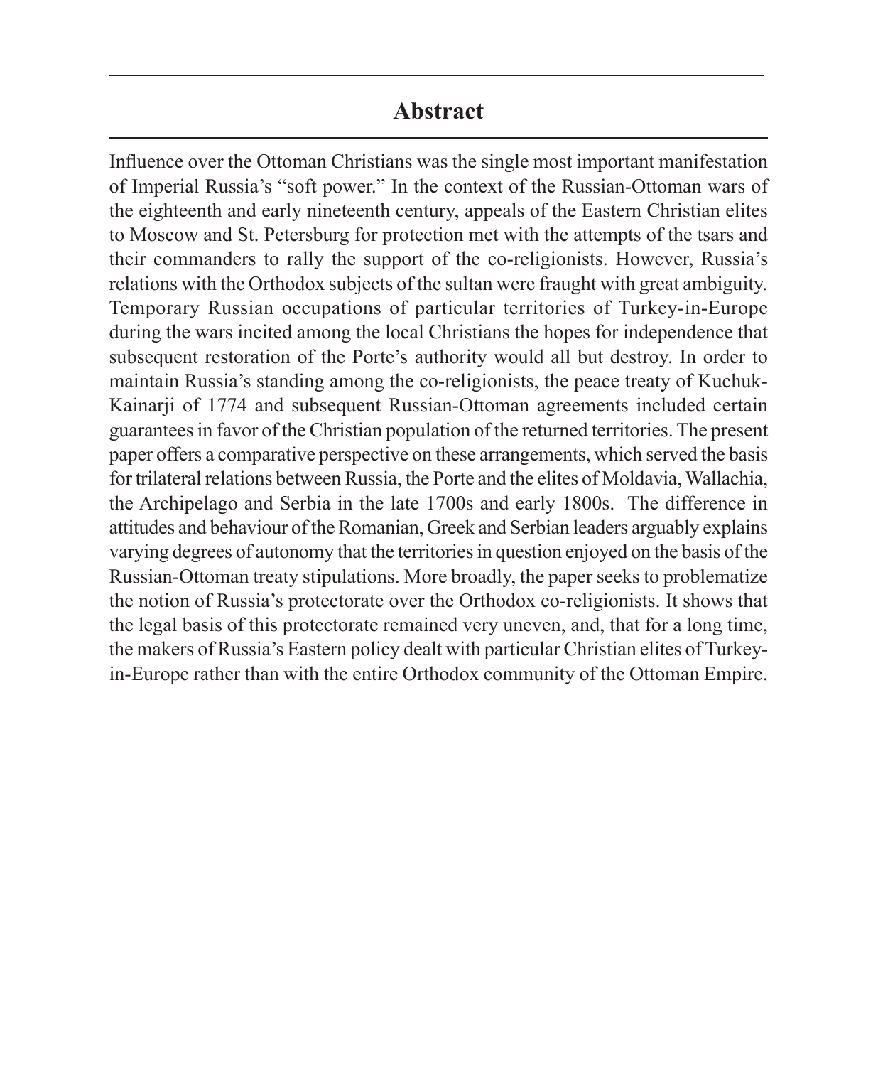## Abstract

Influence over the Ottoman Christians was the single most important manifestation of Imperial Russia's "soft power." In the context of the Russian-Ottoman wars of the eighteenth and early nineteenth century, appeals of the Eastern Christian elites to Moscow and St. Petersburg for protection met with the attempts of the tsars and their commanders to rally the support of the co-religionists. However, Russia's relations with the Orthodox subjects of the sultan were fraught with great ambiguity. Temporary Russian occupations of particular territories of Turkey-in-Europe during the wars incited among the local Christians the hopes for independence that subsequent restoration of the Porte's authority would all but destroy. In order to maintain Russia's standing among the co-religionists, the peace treaty of Kuchuk-Kainarji of 1774 and subsequent Russian-Ottoman agreements included certain guarantees in favor of the Christian population of the returned territories. The present paper offers a comparative perspective on these arrangements, which served the basis for trilateral relations between Russia, the Porte and the elites of Moldavia, Wallachia, the Archipelago and Serbia in the late 1700s and early 1800s. The difference in attitudes and behaviour of the Romanian, Greek and Serbian leaders arguably explains varying degrees of autonomy that the territories in question enjoyed on the basis of the Russian-Ottoman treaty stipulations. More broadly, the paper seeks to problematize the notion of Russia's protectorate over the Orthodox co-religionists. It shows that the legal basis of this protectorate remained very uneven, and, that for a long time, the makers of Russia's Eastern policy dealt with particular Christian elites of Turkey-in-Europe rather than with the entire Orthodox community of the Ottoman Empire.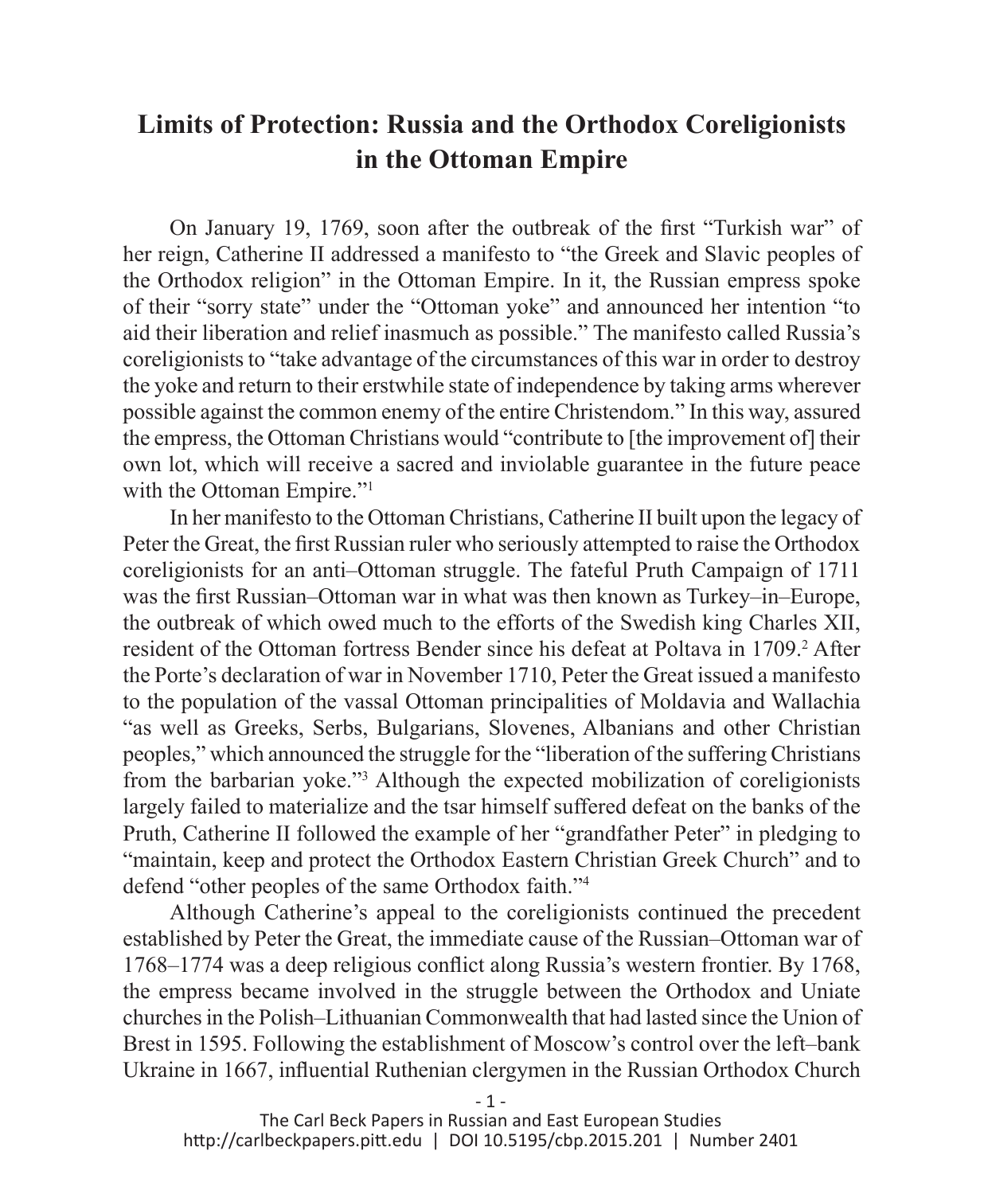# Limits of Protection: Russia and the Orthodox Coreligionists in the Ottoman Empire

On January 19, 1769, soon after the outbreak of the first "Turkish war" of her reign, Catherine II addressed a manifesto to "the Greek and Slavic peoples of the Orthodox religion" in the Ottoman Empire. In it, the Russian empress spoke of their "sorry state" under the "Ottoman yoke" and announced her intention "to aid their liberation and relief inasmuch as possible." The manifesto called Russia's coreligionists to "take advantage of the circumstances of this war in order to destroy the yoke and return to their erstwhile state of independence by taking arms wherever possible against the common enemy of the entire Christendom." In this way, assured the empress, the Ottoman Christians would "contribute to [the improvement of] their own lot, which will receive a sacred and inviolable guarantee in the future peace with the Ottoman Empire."[1]

In her manifesto to the Ottoman Christians, Catherine II built upon the legacy of Peter the Great, the first Russian ruler who seriously attempted to raise the Orthodox coreligionists for an anti–Ottoman struggle. The fateful Pruth Campaign of 1711 was the first Russian–Ottoman war in what was then known as Turkey–in–Europe, the outbreak of which owed much to the efforts of the Swedish king Charles XII, resident of the Ottoman fortress Bender since his defeat at Poltava in 1709.[2] After the Porte's declaration of war in November 1710, Peter the Great issued a manifesto to the population of the vassal Ottoman principalities of Moldavia and Wallachia "as well as Greeks, Serbs, Bulgarians, Slovenes, Albanians and other Christian peoples," which announced the struggle for the "liberation of the suffering Christians from the barbarian yoke."[3] Although the expected mobilization of coreligionists largely failed to materialize and the tsar himself suffered defeat on the banks of the Pruth, Catherine II followed the example of her "grandfather Peter" in pledging to "maintain, keep and protect the Orthodox Eastern Christian Greek Church" and to defend "other peoples of the same Orthodox faith."[4]

Although Catherine's appeal to the coreligionists continued the precedent established by Peter the Great, the immediate cause of the Russian–Ottoman war of 1768–1774 was a deep religious conflict along Russia's western frontier. By 1768, the empress became involved in the struggle between the Orthodox and Uniate churches in the Polish–Lithuanian Commonwealth that had lasted since the Union of Brest in 1595. Following the establishment of Moscow's control over the left–bank Ukraine in 1667, influential Ruthenian clergymen in the Russian Orthodox Church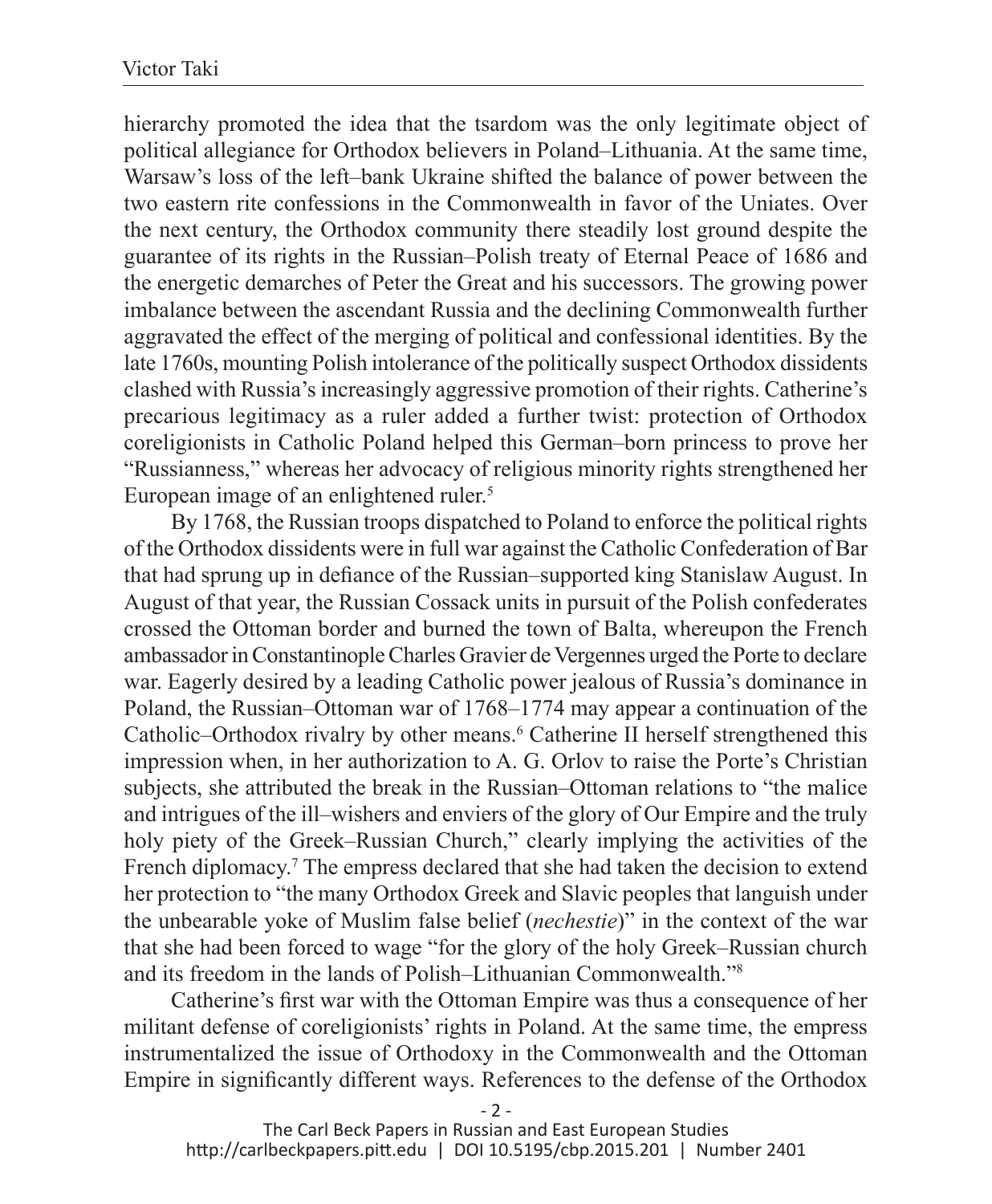hierarchy promoted the idea that the tsardom was the only legitimate object of political allegiance for Orthodox believers in Poland–Lithuania. At the same time, Warsaw's loss of the left–bank Ukraine shifted the balance of power between the two eastern rite confessions in the Commonwealth in favor of the Uniates. Over the next century, the Orthodox community there steadily lost ground despite the guarantee of its rights in the Russian–Polish treaty of Eternal Peace of 1686 and the energetic demarches of Peter the Great and his successors. The growing power imbalance between the ascendant Russia and the declining Commonwealth further aggravated the effect of the merging of political and confessional identities. By the late 1760s, mounting Polish intolerance of the politically suspect Orthodox dissidents clashed with Russia's increasingly aggressive promotion of their rights. Catherine's precarious legitimacy as a ruler added a further twist: protection of Orthodox coreligionists in Catholic Poland helped this German–born princess to prove her "Russianness," whereas her advocacy of religious minority rights strengthened her European image of an enlightened ruler.[5]

By 1768, the Russian troops dispatched to Poland to enforce the political rights of the Orthodox dissidents were in full war against the Catholic Confederation of Bar that had sprung up in defiance of the Russian–supported king Stanislaw August. In August of that year, the Russian Cossack units in pursuit of the Polish confederates crossed the Ottoman border and burned the town of Balta, whereupon the French ambassador in Constantinople Charles Gravier de Vergennes urged the Porte to declare war. Eagerly desired by a leading Catholic power jealous of Russia's dominance in Poland, the Russian–Ottoman war of 1768–1774 may appear a continuation of the Catholic–Orthodox rivalry by other means.[6] Catherine II herself strengthened this impression when, in her authorization to A. G. Orlov to raise the Porte's Christian subjects, she attributed the break in the Russian–Ottoman relations to "the malice and intrigues of the ill–wishers and enviers of the glory of Our Empire and the truly holy piety of the Greek–Russian Church," clearly implying the activities of the French diplomacy.[7] The empress declared that she had taken the decision to extend her protection to "the many Orthodox Greek and Slavic peoples that languish under the unbearable yoke of Muslim false belief (*nechestie*)" in the context of the war that she had been forced to wage "for the glory of the holy Greek–Russian church and its freedom in the lands of Polish–Lithuanian Commonwealth."[8]

Catherine's first war with the Ottoman Empire was thus a consequence of her militant defense of coreligionists' rights in Poland. At the same time, the empress instrumentalized the issue of Orthodoxy in the Commonwealth and the Ottoman Empire in significantly different ways. References to the defense of the Orthodox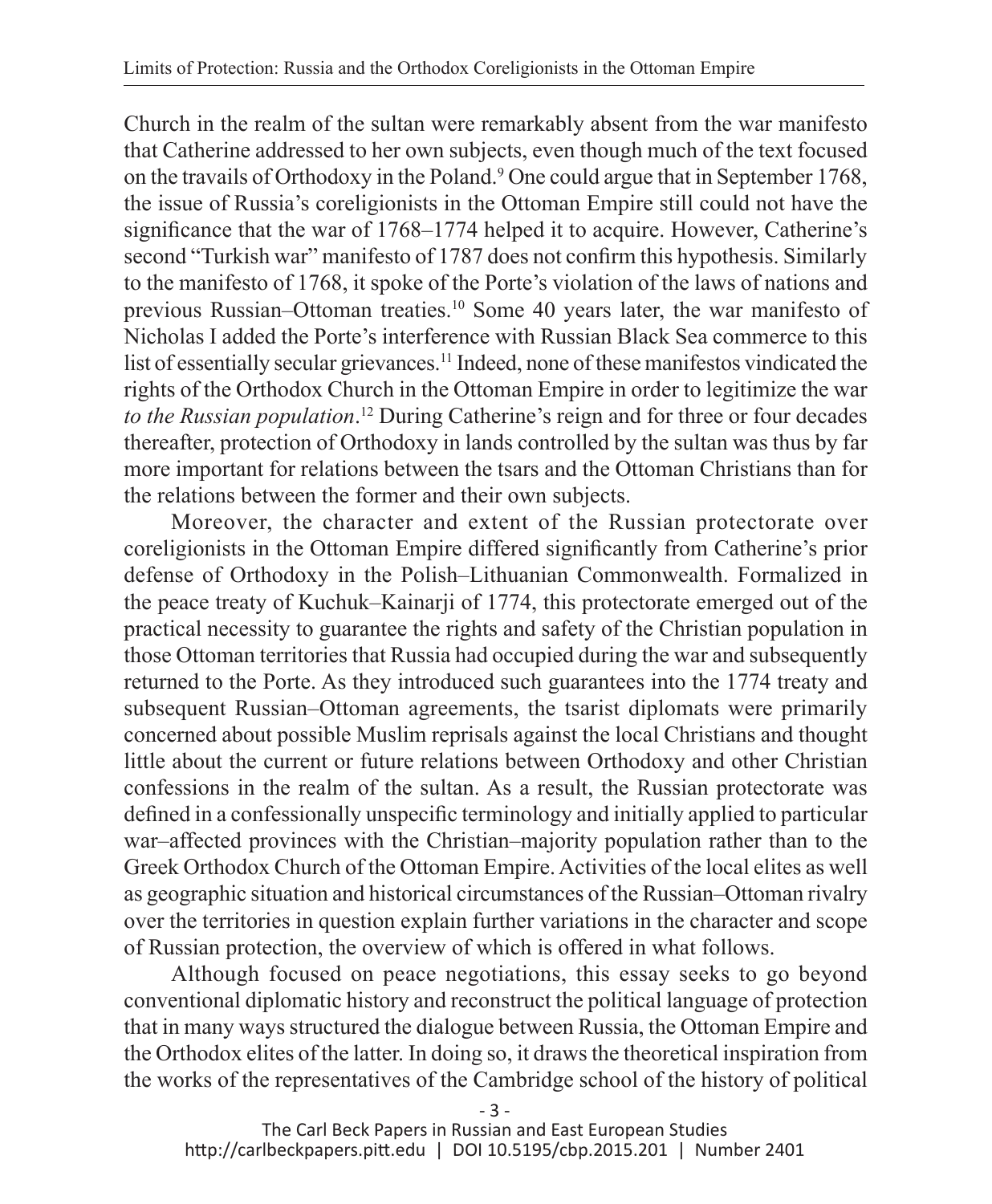Church in the realm of the sultan were remarkably absent from the war manifesto that Catherine addressed to her own subjects, even though much of the text focused on the travails of Orthodoxy in the Poland.[9] One could argue that in September 1768, the issue of Russia's coreligionists in the Ottoman Empire still could not have the significance that the war of 1768–1774 helped it to acquire. However, Catherine's second "Turkish war" manifesto of 1787 does not confirm this hypothesis. Similarly to the manifesto of 1768, it spoke of the Porte's violation of the laws of nations and previous Russian–Ottoman treaties.[10] Some 40 years later, the war manifesto of Nicholas I added the Porte's interference with Russian Black Sea commerce to this list of essentially secular grievances.[11] Indeed, none of these manifestos vindicated the rights of the Orthodox Church in the Ottoman Empire in order to legitimize the war *to the Russian population*.[12] During Catherine's reign and for three or four decades thereafter, protection of Orthodoxy in lands controlled by the sultan was thus by far more important for relations between the tsars and the Ottoman Christians than for the relations between the former and their own subjects.

Moreover, the character and extent of the Russian protectorate over coreligionists in the Ottoman Empire differed significantly from Catherine's prior defense of Orthodoxy in the Polish–Lithuanian Commonwealth. Formalized in the peace treaty of Kuchuk–Kainarji of 1774, this protectorate emerged out of the practical necessity to guarantee the rights and safety of the Christian population in those Ottoman territories that Russia had occupied during the war and subsequently returned to the Porte. As they introduced such guarantees into the 1774 treaty and subsequent Russian–Ottoman agreements, the tsarist diplomats were primarily concerned about possible Muslim reprisals against the local Christians and thought little about the current or future relations between Orthodoxy and other Christian confessions in the realm of the sultan. As a result, the Russian protectorate was defined in a confessionally unspecific terminology and initially applied to particular war–affected provinces with the Christian–majority population rather than to the Greek Orthodox Church of the Ottoman Empire. Activities of the local elites as well as geographic situation and historical circumstances of the Russian–Ottoman rivalry over the territories in question explain further variations in the character and scope of Russian protection, the overview of which is offered in what follows.

Although focused on peace negotiations, this essay seeks to go beyond conventional diplomatic history and reconstruct the political language of protection that in many ways structured the dialogue between Russia, the Ottoman Empire and the Orthodox elites of the latter. In doing so, it draws the theoretical inspiration from the works of the representatives of the Cambridge school of the history of political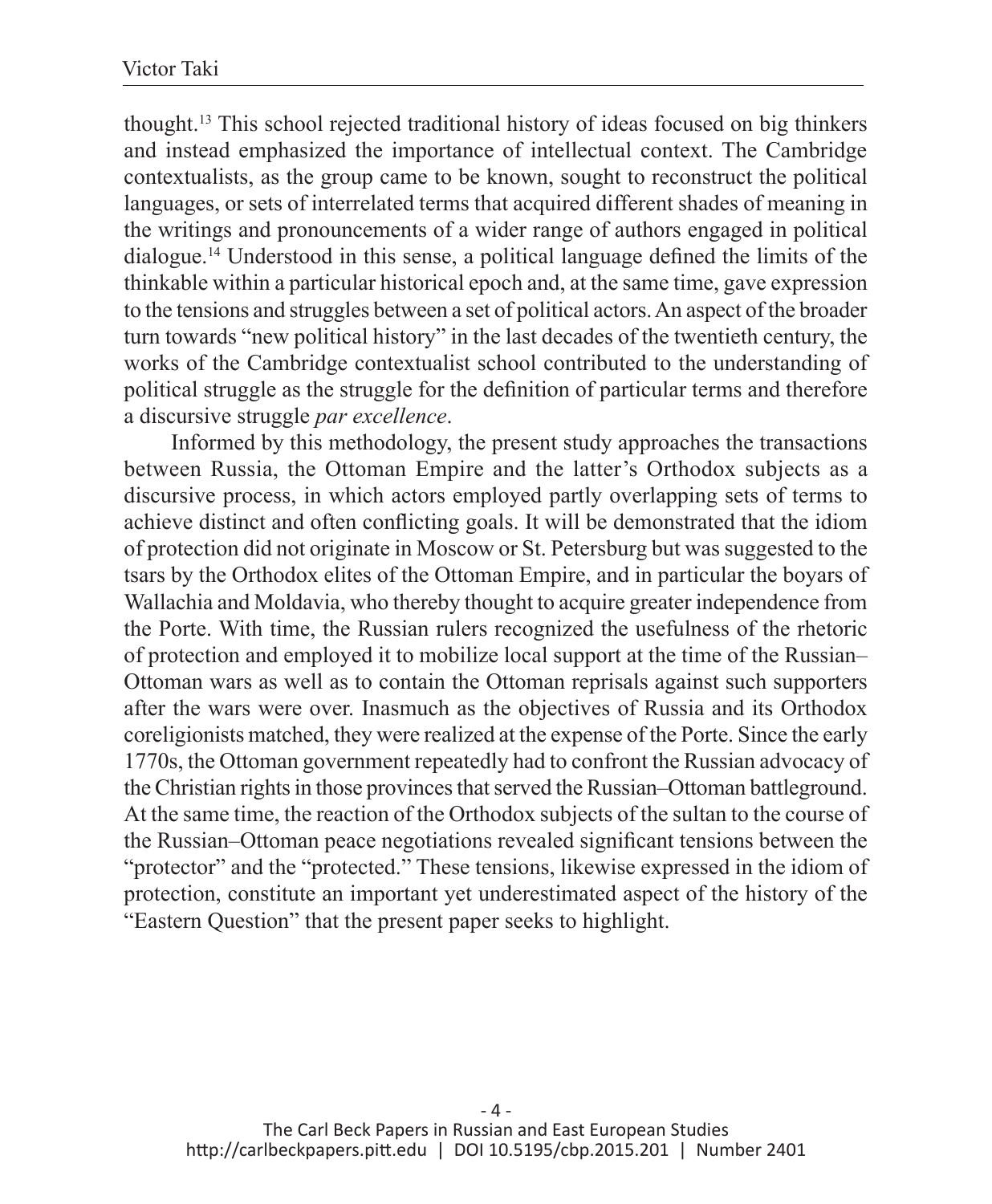thought.[13] This school rejected traditional history of ideas focused on big thinkers and instead emphasized the importance of intellectual context. The Cambridge contextualists, as the group came to be known, sought to reconstruct the political languages, or sets of interrelated terms that acquired different shades of meaning in the writings and pronouncements of a wider range of authors engaged in political dialogue.[14] Understood in this sense, a political language defined the limits of the thinkable within a particular historical epoch and, at the same time, gave expression to the tensions and struggles between a set of political actors. An aspect of the broader turn towards "new political history" in the last decades of the twentieth century, the works of the Cambridge contextualist school contributed to the understanding of political struggle as the struggle for the definition of particular terms and therefore a discursive struggle *par excellence*.

Informed by this methodology, the present study approaches the transactions between Russia, the Ottoman Empire and the latter's Orthodox subjects as a discursive process, in which actors employed partly overlapping sets of terms to achieve distinct and often conflicting goals. It will be demonstrated that the idiom of protection did not originate in Moscow or St. Petersburg but was suggested to the tsars by the Orthodox elites of the Ottoman Empire, and in particular the boyars of Wallachia and Moldavia, who thereby thought to acquire greater independence from the Porte. With time, the Russian rulers recognized the usefulness of the rhetoric of protection and employed it to mobilize local support at the time of the Russian–Ottoman wars as well as to contain the Ottoman reprisals against such supporters after the wars were over. Inasmuch as the objectives of Russia and its Orthodox coreligionists matched, they were realized at the expense of the Porte. Since the early 1770s, the Ottoman government repeatedly had to confront the Russian advocacy of the Christian rights in those provinces that served the Russian–Ottoman battleground. At the same time, the reaction of the Orthodox subjects of the sultan to the course of the Russian–Ottoman peace negotiations revealed significant tensions between the "protector" and the "protected." These tensions, likewise expressed in the idiom of protection, constitute an important yet underestimated aspect of the history of the "Eastern Question" that the present paper seeks to highlight.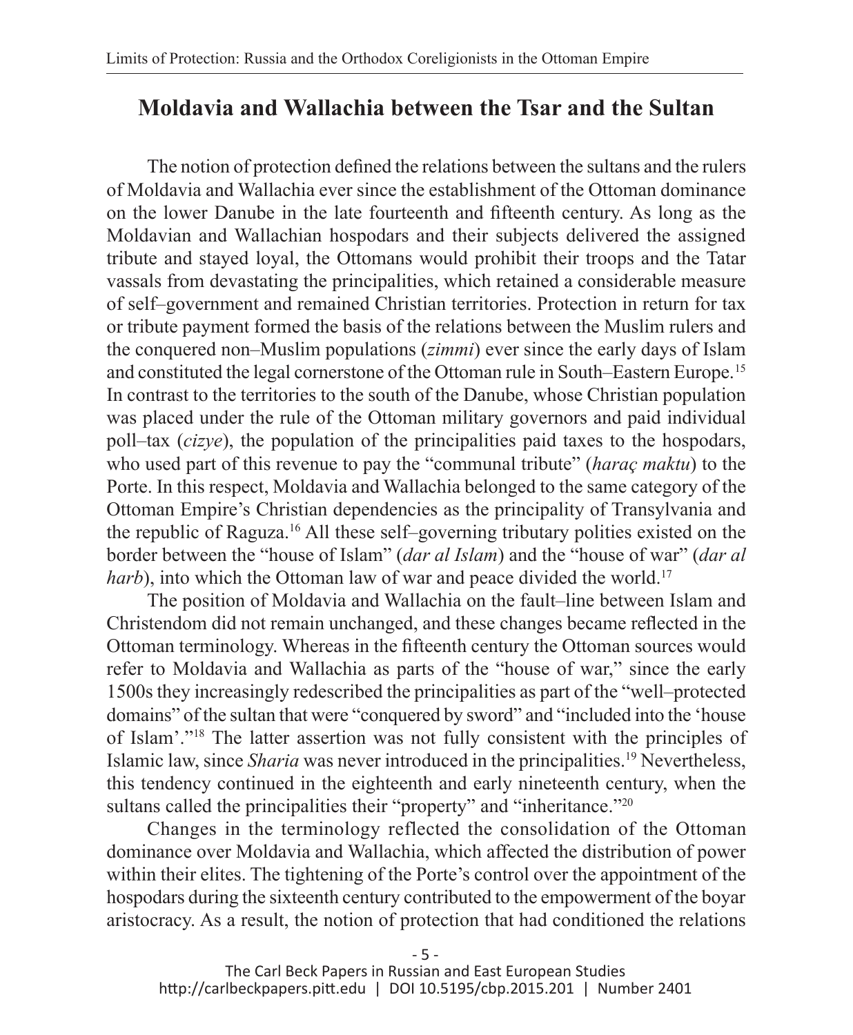## Moldavia and Wallachia between the Tsar and the Sultan

The notion of protection defined the relations between the sultans and the rulers of Moldavia and Wallachia ever since the establishment of the Ottoman dominance on the lower Danube in the late fourteenth and fifteenth century. As long as the Moldavian and Wallachian hospodars and their subjects delivered the assigned tribute and stayed loyal, the Ottomans would prohibit their troops and the Tatar vassals from devastating the principalities, which retained a considerable measure of self–government and remained Christian territories. Protection in return for tax or tribute payment formed the basis of the relations between the Muslim rulers and the conquered non–Muslim populations (*zimmi*) ever since the early days of Islam and constituted the legal cornerstone of the Ottoman rule in South–Eastern Europe.[15] In contrast to the territories to the south of the Danube, whose Christian population was placed under the rule of the Ottoman military governors and paid individual poll–tax (*cizye*), the population of the principalities paid taxes to the hospodars, who used part of this revenue to pay the "communal tribute" (*haraç maktu*) to the Porte. In this respect, Moldavia and Wallachia belonged to the same category of the Ottoman Empire's Christian dependencies as the principality of Transylvania and the republic of Raguza.[16] All these self–governing tributary polities existed on the border between the "house of Islam" (*dar al Islam*) and the "house of war" (*dar al harb*), into which the Ottoman law of war and peace divided the world.[17]

The position of Moldavia and Wallachia on the fault–line between Islam and Christendom did not remain unchanged, and these changes became reflected in the Ottoman terminology. Whereas in the fifteenth century the Ottoman sources would refer to Moldavia and Wallachia as parts of the "house of war," since the early 1500s they increasingly redescribed the principalities as part of the "well–protected domains" of the sultan that were "conquered by sword" and "included into the 'house of Islam'."[18] The latter assertion was not fully consistent with the principles of Islamic law, since *Sharia* was never introduced in the principalities.[19] Nevertheless, this tendency continued in the eighteenth and early nineteenth century, when the sultans called the principalities their "property" and "inheritance."[20]

Changes in the terminology reflected the consolidation of the Ottoman dominance over Moldavia and Wallachia, which affected the distribution of power within their elites. The tightening of the Porte's control over the appointment of the hospodars during the sixteenth century contributed to the empowerment of the boyar aristocracy. As a result, the notion of protection that had conditioned the relations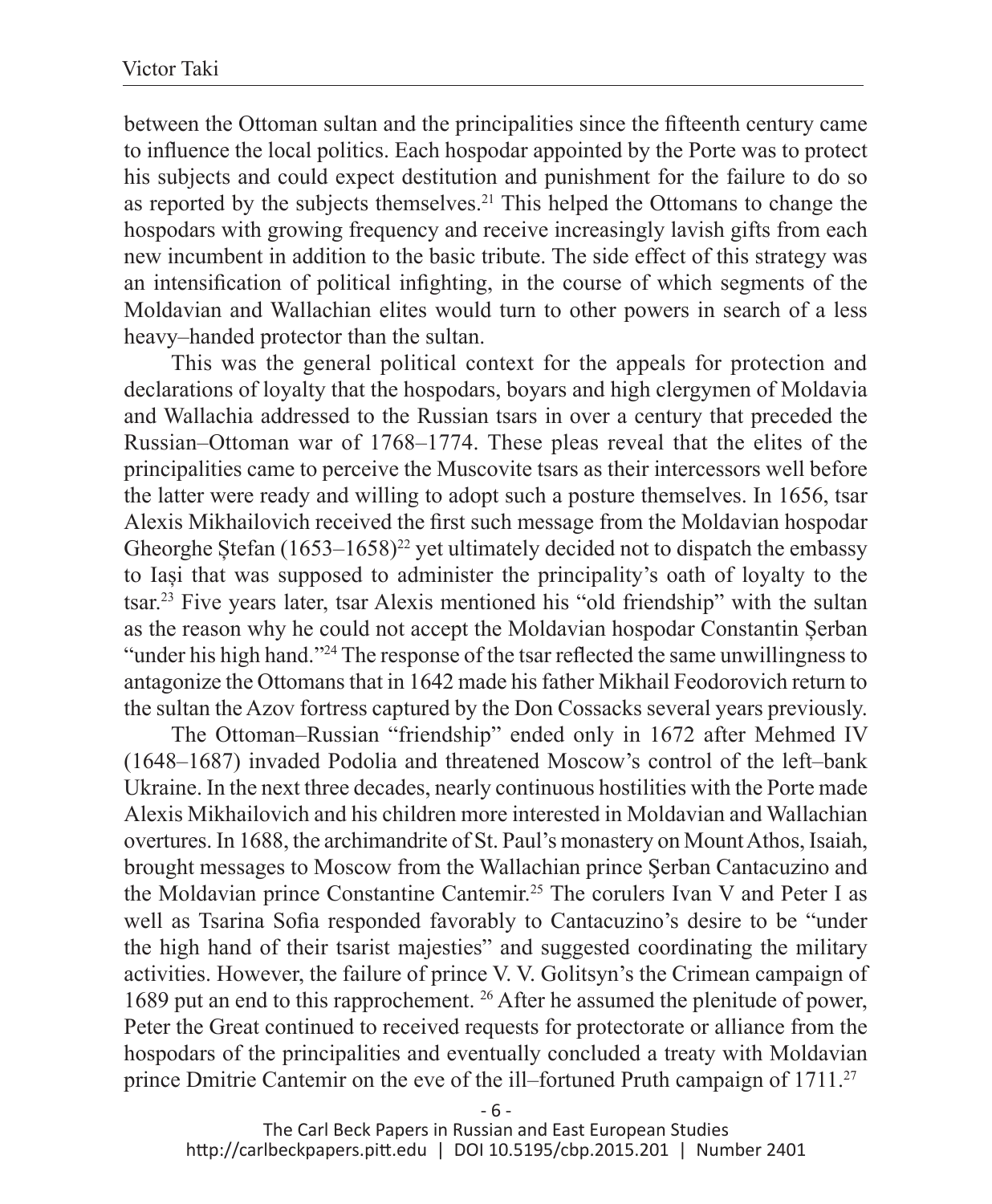between the Ottoman sultan and the principalities since the fifteenth century came to influence the local politics. Each hospodar appointed by the Porte was to protect his subjects and could expect destitution and punishment for the failure to do so as reported by the subjects themselves.[21] This helped the Ottomans to change the hospodars with growing frequency and receive increasingly lavish gifts from each new incumbent in addition to the basic tribute. The side effect of this strategy was an intensification of political infighting, in the course of which segments of the Moldavian and Wallachian elites would turn to other powers in search of a less heavy–handed protector than the sultan.

This was the general political context for the appeals for protection and declarations of loyalty that the hospodars, boyars and high clergymen of Moldavia and Wallachia addressed to the Russian tsars in over a century that preceded the Russian–Ottoman war of 1768–1774. These pleas reveal that the elites of the principalities came to perceive the Muscovite tsars as their intercessors well before the latter were ready and willing to adopt such a posture themselves. In 1656, tsar Alexis Mikhailovich received the first such message from the Moldavian hospodar Gheorghe Ștefan (1653–1658)[22] yet ultimately decided not to dispatch the embassy to Iași that was supposed to administer the principality's oath of loyalty to the tsar.[23] Five years later, tsar Alexis mentioned his "old friendship" with the sultan as the reason why he could not accept the Moldavian hospodar Constantin Șerban "under his high hand."[24] The response of the tsar reflected the same unwillingness to antagonize the Ottomans that in 1642 made his father Mikhail Feodorovich return to the sultan the Azov fortress captured by the Don Cossacks several years previously.

The Ottoman–Russian "friendship" ended only in 1672 after Mehmed IV (1648–1687) invaded Podolia and threatened Moscow's control of the left–bank Ukraine. In the next three decades, nearly continuous hostilities with the Porte made Alexis Mikhailovich and his children more interested in Moldavian and Wallachian overtures. In 1688, the archimandrite of St. Paul's monastery on Mount Athos, Isaiah, brought messages to Moscow from the Wallachian prince Șerban Cantacuzino and the Moldavian prince Constantine Cantemir.[25] The corulers Ivan V and Peter I as well as Tsarina Sofia responded favorably to Cantacuzino's desire to be "under the high hand of their tsarist majesties" and suggested coordinating the military activities. However, the failure of prince V. V. Golitsyn's the Crimean campaign of 1689 put an end to this rapprochement. [26] After he assumed the plenitude of power, Peter the Great continued to received requests for protectorate or alliance from the hospodars of the principalities and eventually concluded a treaty with Moldavian prince Dmitrie Cantemir on the eve of the ill–fortuned Pruth campaign of 1711.[27]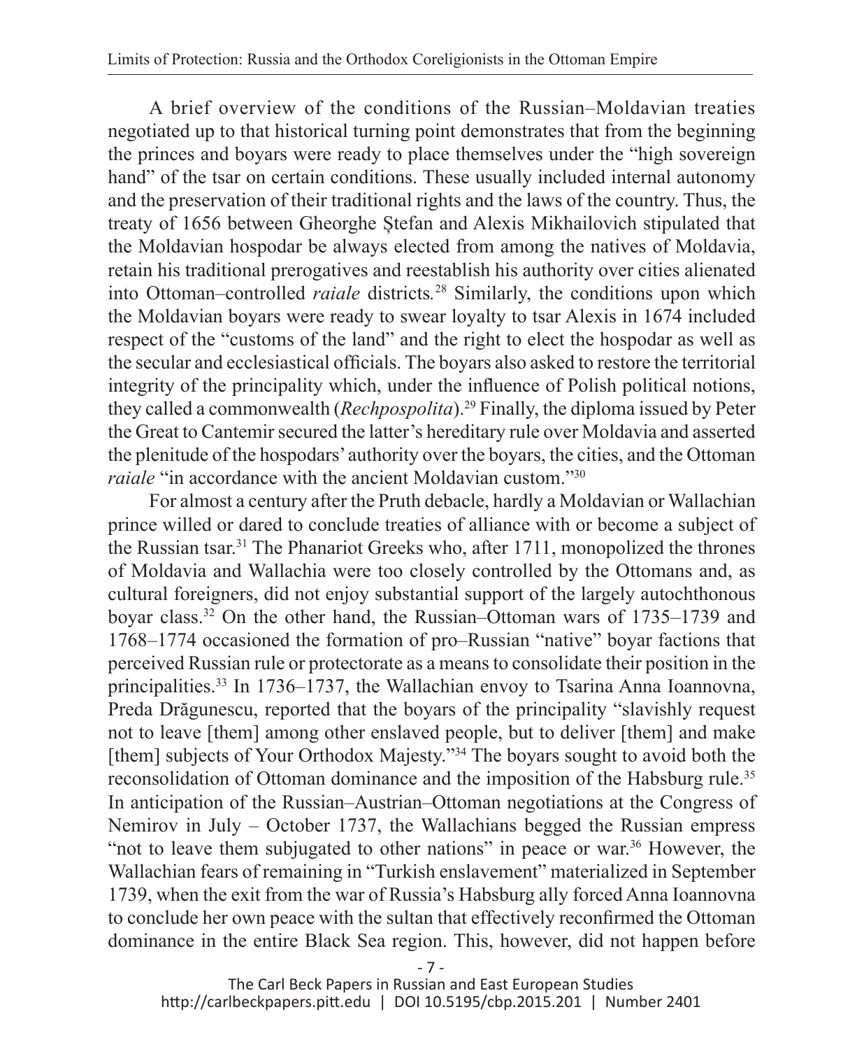A brief overview of the conditions of the Russian–Moldavian treaties negotiated up to that historical turning point demonstrates that from the beginning the princes and boyars were ready to place themselves under the "high sovereign hand" of the tsar on certain conditions. These usually included internal autonomy and the preservation of their traditional rights and the laws of the country. Thus, the treaty of 1656 between Gheorghe Ștefan and Alexis Mikhailovich stipulated that the Moldavian hospodar be always elected from among the natives of Moldavia, retain his traditional prerogatives and reestablish his authority over cities alienated into Ottoman–controlled *raiale* districts.[28] Similarly, the conditions upon which the Moldavian boyars were ready to swear loyalty to tsar Alexis in 1674 included respect of the "customs of the land" and the right to elect the hospodar as well as the secular and ecclesiastical officials. The boyars also asked to restore the territorial integrity of the principality which, under the influence of Polish political notions, they called a commonwealth (*Rechpospolita*).[29] Finally, the diploma issued by Peter the Great to Cantemir secured the latter's hereditary rule over Moldavia and asserted the plenitude of the hospodars' authority over the boyars, the cities, and the Ottoman *raiale* "in accordance with the ancient Moldavian custom."[30]

For almost a century after the Pruth debacle, hardly a Moldavian or Wallachian prince willed or dared to conclude treaties of alliance with or become a subject of the Russian tsar.[31] The Phanariot Greeks who, after 1711, monopolized the thrones of Moldavia and Wallachia were too closely controlled by the Ottomans and, as cultural foreigners, did not enjoy substantial support of the largely autochthonous boyar class.[32] On the other hand, the Russian–Ottoman wars of 1735–1739 and 1768–1774 occasioned the formation of pro–Russian "native" boyar factions that perceived Russian rule or protectorate as a means to consolidate their position in the principalities.[33] In 1736–1737, the Wallachian envoy to Tsarina Anna Ioannovna, Preda Drăgunescu, reported that the boyars of the principality "slavishly request not to leave [them] among other enslaved people, but to deliver [them] and make [them] subjects of Your Orthodox Majesty."[34] The boyars sought to avoid both the reconsolidation of Ottoman dominance and the imposition of the Habsburg rule.[35] In anticipation of the Russian–Austrian–Ottoman negotiations at the Congress of Nemirov in July – October 1737, the Wallachians begged the Russian empress "not to leave them subjugated to other nations" in peace or war.[36] However, the Wallachian fears of remaining in "Turkish enslavement" materialized in September 1739, when the exit from the war of Russia's Habsburg ally forced Anna Ioannovna to conclude her own peace with the sultan that effectively reconfirmed the Ottoman dominance in the entire Black Sea region. This, however, did not happen before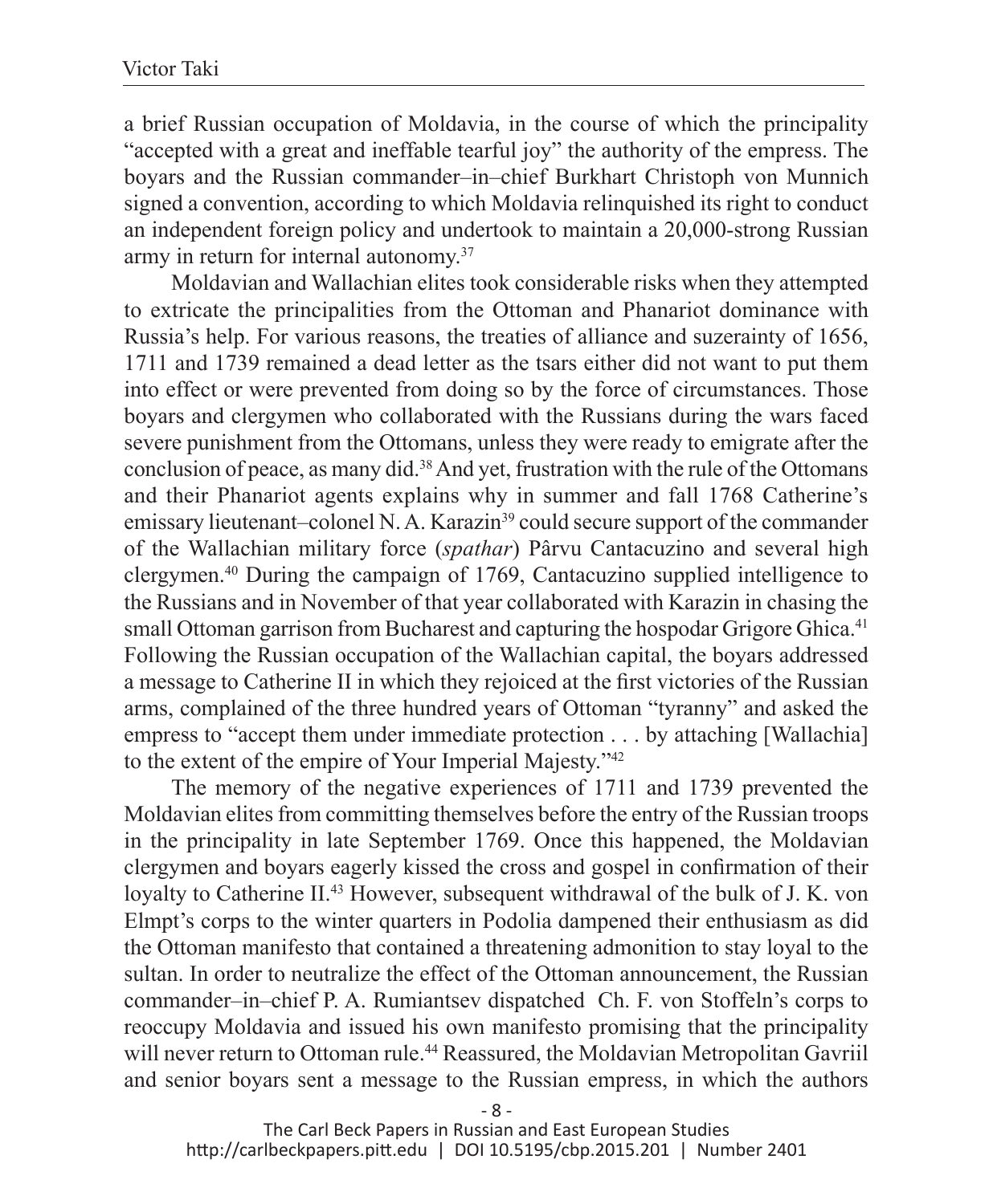a brief Russian occupation of Moldavia, in the course of which the principality "accepted with a great and ineffable tearful joy" the authority of the empress. The boyars and the Russian commander–in–chief Burkhart Christoph von Munnich signed a convention, according to which Moldavia relinquished its right to conduct an independent foreign policy and undertook to maintain a 20,000-strong Russian army in return for internal autonomy.[37]

Moldavian and Wallachian elites took considerable risks when they attempted to extricate the principalities from the Ottoman and Phanariot dominance with Russia's help. For various reasons, the treaties of alliance and suzeraínty of 1656, 1711 and 1739 remained a dead letter as the tsars either did not want to put them into effect or were prevented from doing so by the force of circumstances. Those boyars and clergymen who collaborated with the Russians during the wars faced severe punishment from the Ottomans, unless they were ready to emigrate after the conclusion of peace, as many did.[38] And yet, frustration with the rule of the Ottomans and their Phanariot agents explains why in summer and fall 1768 Catherine's emissary lieutenant–colonel N. A. Karazin[39] could secure support of the commander of the Wallachian military force (*spathar*) Pârvu Cantacuzino and several high clergymen.[40] During the campaign of 1769, Cantacuzino supplied intelligence to the Russians and in November of that year collaborated with Karazin in chasing the small Ottoman garrison from Bucharest and capturing the hospodar Grigore Ghica.[41] Following the Russian occupation of the Wallachian capital, the boyars addressed a message to Catherine II in which they rejoiced at the first victories of the Russian arms, complained of the three hundred years of Ottoman "tyranny" and asked the empress to "accept them under immediate protection . . . by attaching [Wallachia] to the extent of the empire of Your Imperial Majesty."[42]

The memory of the negative experiences of 1711 and 1739 prevented the Moldavian elites from committing themselves before the entry of the Russian troops in the principality in late September 1769. Once this happened, the Moldavian clergymen and boyars eagerly kissed the cross and gospel in confirmation of their loyalty to Catherine II.[43] However, subsequent withdrawal of the bulk of J. K. von Elmpt's corps to the winter quarters in Podolia dampened their enthusiasm as did the Ottoman manifesto that contained a threatening admonition to stay loyal to the sultan. In order to neutralize the effect of the Ottoman announcement, the Russian commander–in–chief P. A. Rumiantsev dispatched Ch. F. von Stoffeln's corps to reoccupy Moldavia and issued his own manifesto promising that the principality will never return to Ottoman rule.[44] Reassured, the Moldavian Metropolitan Gavriil and senior boyars sent a message to the Russian empress, in which the authors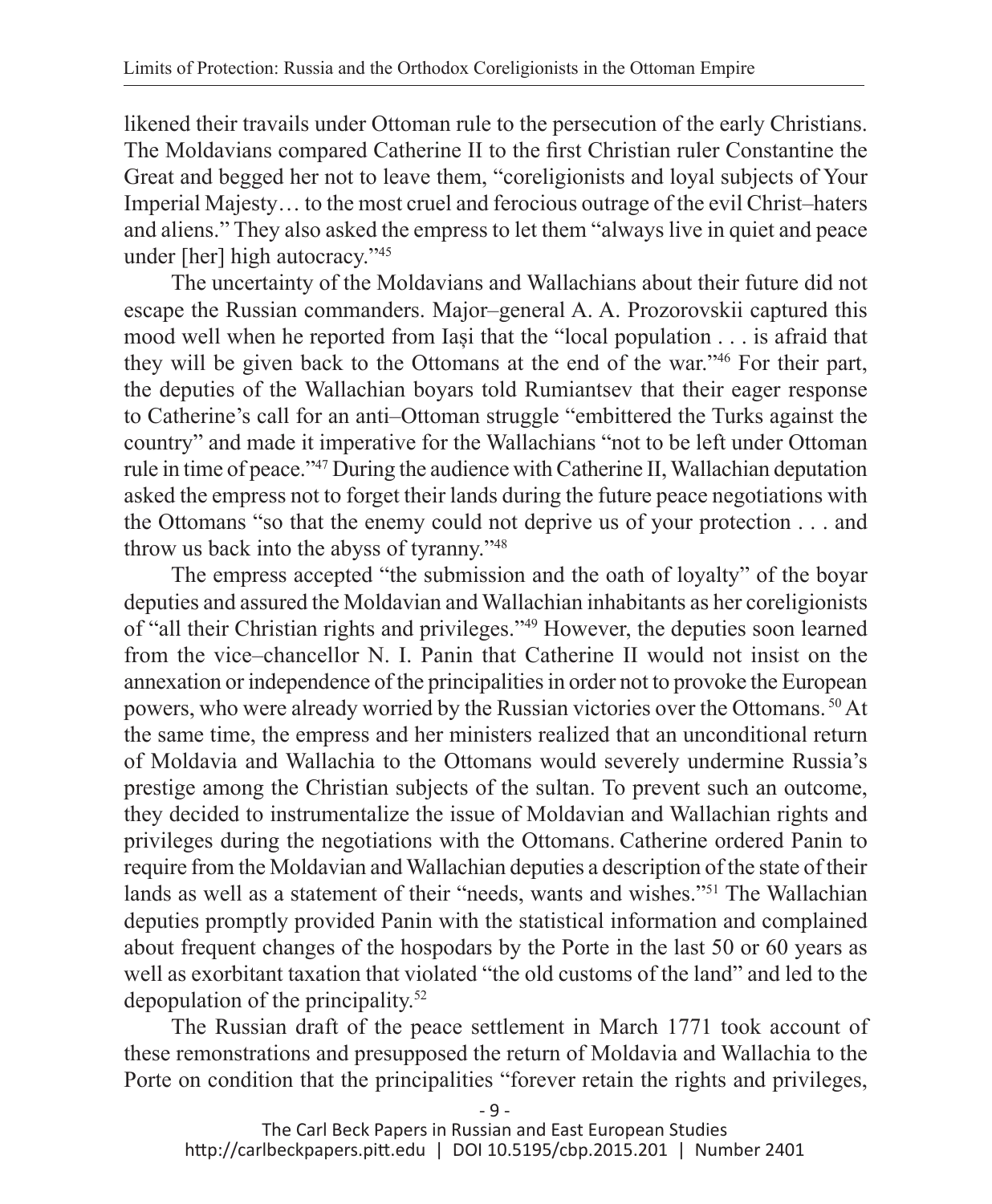likened their travails under Ottoman rule to the persecution of the early Christians. The Moldavians compared Catherine II to the first Christian ruler Constantine the Great and begged her not to leave them, "coreligionists and loyal subjects of Your Imperial Majesty… to the most cruel and ferocious outrage of the evil Christ–haters and aliens." They also asked the empress to let them "always live in quiet and peace under [her] high autocracy."[45]

The uncertainty of the Moldavians and Wallachians about their future did not escape the Russian commanders. Major–general A. A. Prozorovskii captured this mood well when he reported from Iași that the "local population . . . is afraid that they will be given back to the Ottomans at the end of the war."[46] For their part, the deputies of the Wallachian boyars told Rumiantsev that their eager response to Catherine's call for an anti–Ottoman struggle "embittered the Turks against the country" and made it imperative for the Wallachians "not to be left under Ottoman rule in time of peace."[47] During the audience with Catherine II, Wallachian deputation asked the empress not to forget their lands during the future peace negotiations with the Ottomans "so that the enemy could not deprive us of your protection . . . and throw us back into the abyss of tyranny."[48]

The empress accepted "the submission and the oath of loyalty" of the boyar deputies and assured the Moldavian and Wallachian inhabitants as her coreligionists of "all their Christian rights and privileges."[49] However, the deputies soon learned from the vice–chancellor N. I. Panin that Catherine II would not insist on the annexation or independence of the principalities in order not to provoke the European powers, who were already worried by the Russian victories over the Ottomans.[50] At the same time, the empress and her ministers realized that an unconditional return of Moldavia and Wallachia to the Ottomans would severely undermine Russia's prestige among the Christian subjects of the sultan. To prevent such an outcome, they decided to instrumentalize the issue of Moldavian and Wallachian rights and privileges during the negotiations with the Ottomans. Catherine ordered Panin to require from the Moldavian and Wallachian deputies a description of the state of their lands as well as a statement of their "needs, wants and wishes."[51] The Wallachian deputies promptly provided Panin with the statistical information and complained about frequent changes of the hospodars by the Porte in the last 50 or 60 years as well as exorbitant taxation that violated "the old customs of the land" and led to the depopulation of the principality.[52]

The Russian draft of the peace settlement in March 1771 took account of these remonstrations and presupposed the return of Moldavia and Wallachia to the Porte on condition that the principalities "forever retain the rights and privileges,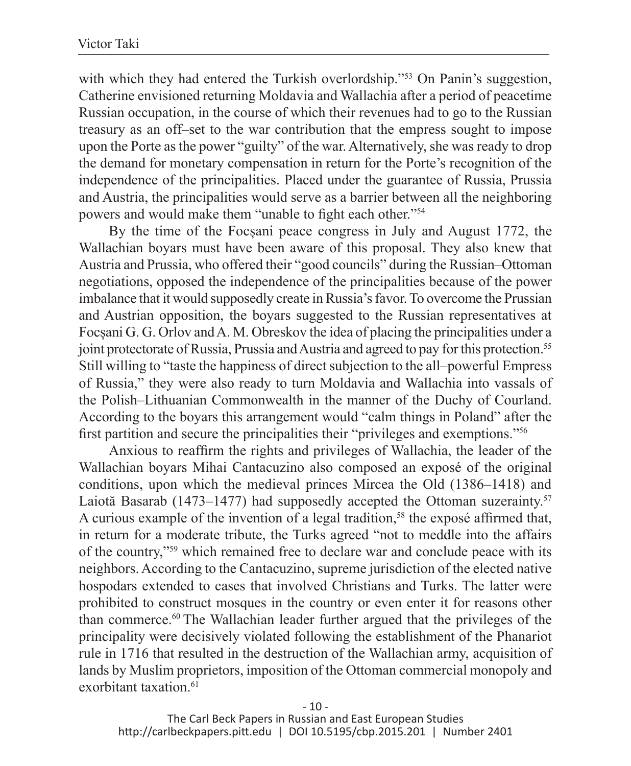with which they had entered the Turkish overlordship."[53] On Panin's suggestion, Catherine envisioned returning Moldavia and Wallachia after a period of peacetime Russian occupation, in the course of which their revenues had to go to the Russian treasury as an off–set to the war contribution that the empress sought to impose upon the Porte as the power "guilty" of the war. Alternatively, she was ready to drop the demand for monetary compensation in return for the Porte's recognition of the independence of the principalities. Placed under the guarantee of Russia, Prussia and Austria, the principalities would serve as a barrier between all the neighboring powers and would make them "unable to fight each other."[54]

By the time of the Focșani peace congress in July and August 1772, the Wallachian boyars must have been aware of this proposal. They also knew that Austria and Prussia, who offered their "good councils" during the Russian–Ottoman negotiations, opposed the independence of the principalities because of the power imbalance that it would supposedly create in Russia's favor. To overcome the Prussian and Austrian opposition, the boyars suggested to the Russian representatives at Focșani G. G. Orlov and A. M. Obreskov the idea of placing the principalities under a joint protectorate of Russia, Prussia and Austria and agreed to pay for this protection.[55] Still willing to "taste the happiness of direct subjection to the all–powerful Empress of Russia," they were also ready to turn Moldavia and Wallachia into vassals of the Polish–Lithuanian Commonwealth in the manner of the Duchy of Courland. According to the boyars this arrangement would "calm things in Poland" after the first partition and secure the principalities their "privileges and exemptions."[56]

Anxious to reaffirm the rights and privileges of Wallachia, the leader of the Wallachian boyars Mihai Cantacuzino also composed an exposé of the original conditions, upon which the medieval princes Mircea the Old (1386–1418) and Laiotă Basarab (1473–1477) had supposedly accepted the Ottoman suzerainty.[57] A curious example of the invention of a legal tradition,[58] the exposé affirmed that, in return for a moderate tribute, the Turks agreed "not to meddle into the affairs of the country,"[59] which remained free to declare war and conclude peace with its neighbors. According to the Cantacuzino, supreme jurisdiction of the elected native hospodars extended to cases that involved Christians and Turks. The latter were prohibited to construct mosques in the country or even enter it for reasons other than commerce.[60] The Wallachian leader further argued that the privileges of the principality were decisively violated following the establishment of the Phanariot rule in 1716 that resulted in the destruction of the Wallachian army, acquisition of lands by Muslim proprietors, imposition of the Ottoman commercial monopoly and exorbitant taxation.[61]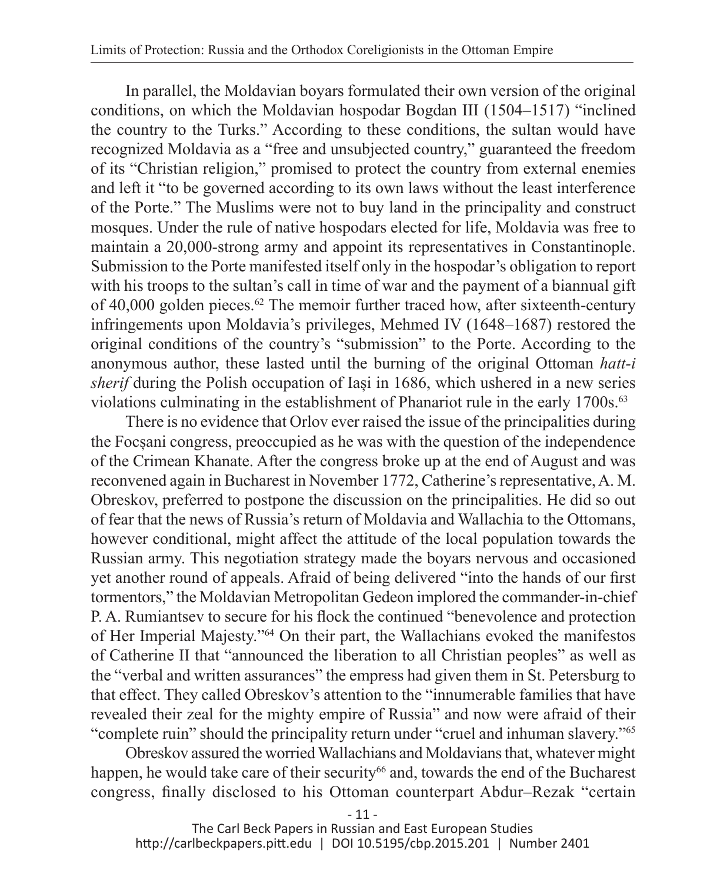In parallel, the Moldavian boyars formulated their own version of the original conditions, on which the Moldavian hospodar Bogdan III (1504–1517) "inclined the country to the Turks." According to these conditions, the sultan would have recognized Moldavia as a "free and unsubjected country," guaranteed the freedom of its "Christian religion," promised to protect the country from external enemies and left it "to be governed according to its own laws without the least interference of the Porte." The Muslims were not to buy land in the principality and construct mosques. Under the rule of native hospodars elected for life, Moldavia was free to maintain a 20,000-strong army and appoint its representatives in Constantinople. Submission to the Porte manifested itself only in the hospodar's obligation to report with his troops to the sultan's call in time of war and the payment of a biannual gift of 40,000 golden pieces.[62] The memoir further traced how, after sixteenth-century infringements upon Moldavia's privileges, Mehmed IV (1648–1687) restored the original conditions of the country's "submission" to the Porte. According to the anonymous author, these lasted until the burning of the original Ottoman *hatt-i sherif* during the Polish occupation of Iași in 1686, which ushered in a new series violations culminating in the establishment of Phanariot rule in the early 1700s.[63]

There is no evidence that Orlov ever raised the issue of the principalities during the Focșani congress, preoccupied as he was with the question of the independence of the Crimean Khanate. After the congress broke up at the end of August and was reconvened again in Bucharest in November 1772, Catherine's representative, A. M. Obreskov, preferred to postpone the discussion on the principalities. He did so out of fear that the news of Russia's return of Moldavia and Wallachia to the Ottomans, however conditional, might affect the attitude of the local population towards the Russian army. This negotiation strategy made the boyars nervous and occasioned yet another round of appeals. Afraid of being delivered "into the hands of our first tormentors," the Moldavian Metropolitan Gedeon implored the commander-in-chief P. A. Rumiantsev to secure for his flock the continued "benevolence and protection of Her Imperial Majesty."[64] On their part, the Wallachians evoked the manifestos of Catherine II that "announced the liberation to all Christian peoples" as well as the "verbal and written assurances" the empress had given them in St. Petersburg to that effect. They called Obreskov's attention to the "innumerable families that have revealed their zeal for the mighty empire of Russia" and now were afraid of their "complete ruin" should the principality return under "cruel and inhuman slavery."[65]

Obreskov assured the worried Wallachians and Moldavians that, whatever might happen, he would take care of their security[66] and, towards the end of the Bucharest congress, finally disclosed to his Ottoman counterpart Abdur–Rezak "certain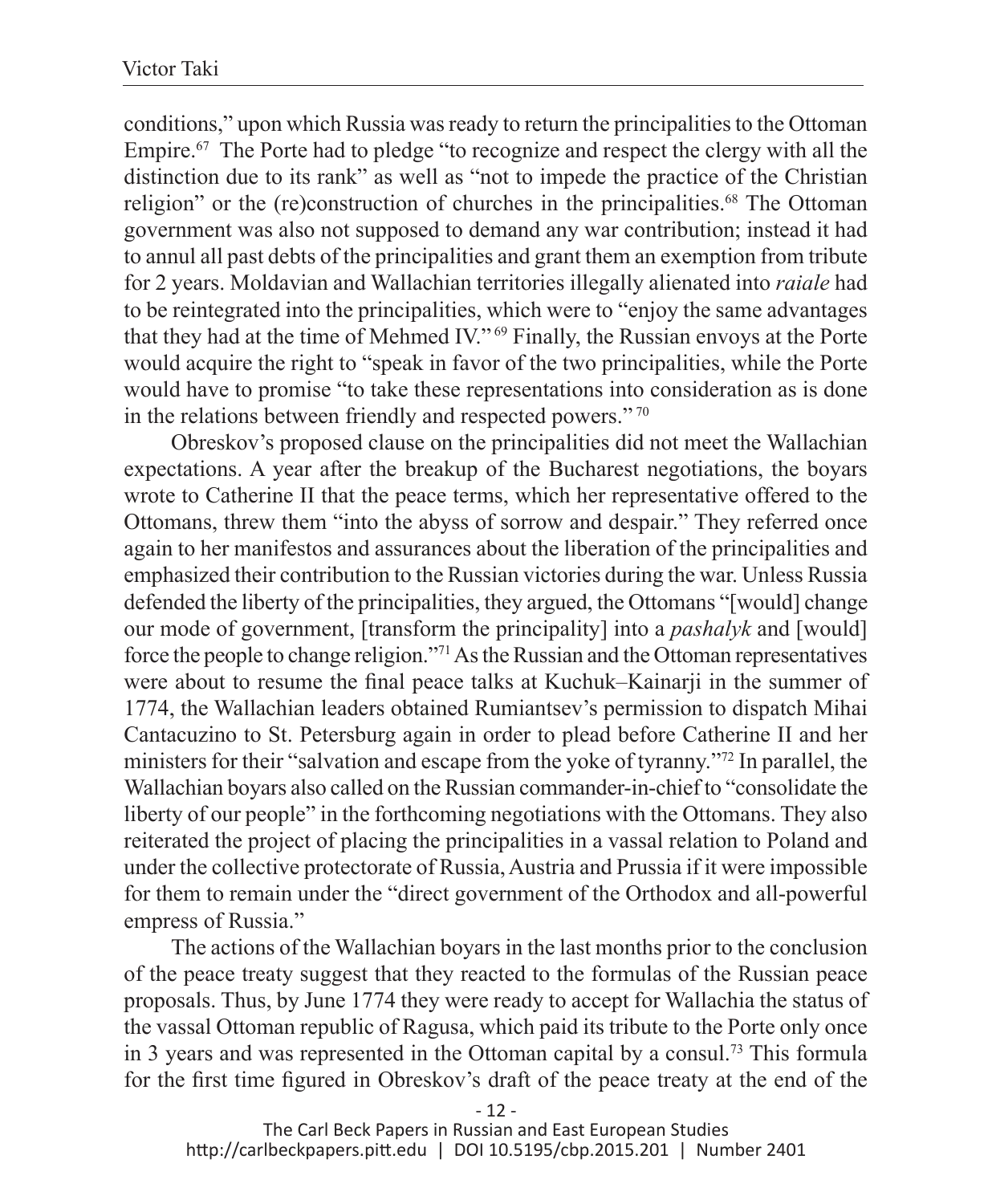conditions," upon which Russia was ready to return the principalities to the Ottoman Empire.[67] The Porte had to pledge "to recognize and respect the clergy with all the distinction due to its rank" as well as "not to impede the practice of the Christian religion" or the (re)construction of churches in the principalities.[68] The Ottoman government was also not supposed to demand any war contribution; instead it had to annul all past debts of the principalities and grant them an exemption from tribute for 2 years. Moldavian and Wallachian territories illegally alienated into *raiale* had to be reintegrated into the principalities, which were to "enjoy the same advantages that they had at the time of Mehmed IV."[69] Finally, the Russian envoys at the Porte would acquire the right to "speak in favor of the two principalities, while the Porte would have to promise "to take these representations into consideration as is done in the relations between friendly and respected powers."[70]

Obreskov's proposed clause on the principalities did not meet the Wallachian expectations. A year after the breakup of the Bucharest negotiations, the boyars wrote to Catherine II that the peace terms, which her representative offered to the Ottomans, threw them "into the abyss of sorrow and despair." They referred once again to her manifestos and assurances about the liberation of the principalities and emphasized their contribution to the Russian victories during the war. Unless Russia defended the liberty of the principalities, they argued, the Ottomans "[would] change our mode of government, [transform the principality] into a *pashalyk* and [would] force the people to change religion."[71] As the Russian and the Ottoman representatives were about to resume the final peace talks at Kuchuk–Kainarji in the summer of 1774, the Wallachian leaders obtained Rumiantsev's permission to dispatch Mihai Cantacuzino to St. Petersburg again in order to plead before Catherine II and her ministers for their "salvation and escape from the yoke of tyranny."[72] In parallel, the Wallachian boyars also called on the Russian commander-in-chief to "consolidate the liberty of our people" in the forthcoming negotiations with the Ottomans. They also reiterated the project of placing the principalities in a vassal relation to Poland and under the collective protectorate of Russia, Austria and Prussia if it were impossible for them to remain under the "direct government of the Orthodox and all-powerful empress of Russia."

The actions of the Wallachian boyars in the last months prior to the conclusion of the peace treaty suggest that they reacted to the formulas of the Russian peace proposals. Thus, by June 1774 they were ready to accept for Wallachia the status of the vassal Ottoman republic of Ragusa, which paid its tribute to the Porte only once in 3 years and was represented in the Ottoman capital by a consul.[73] This formula for the first time figured in Obreskov's draft of the peace treaty at the end of the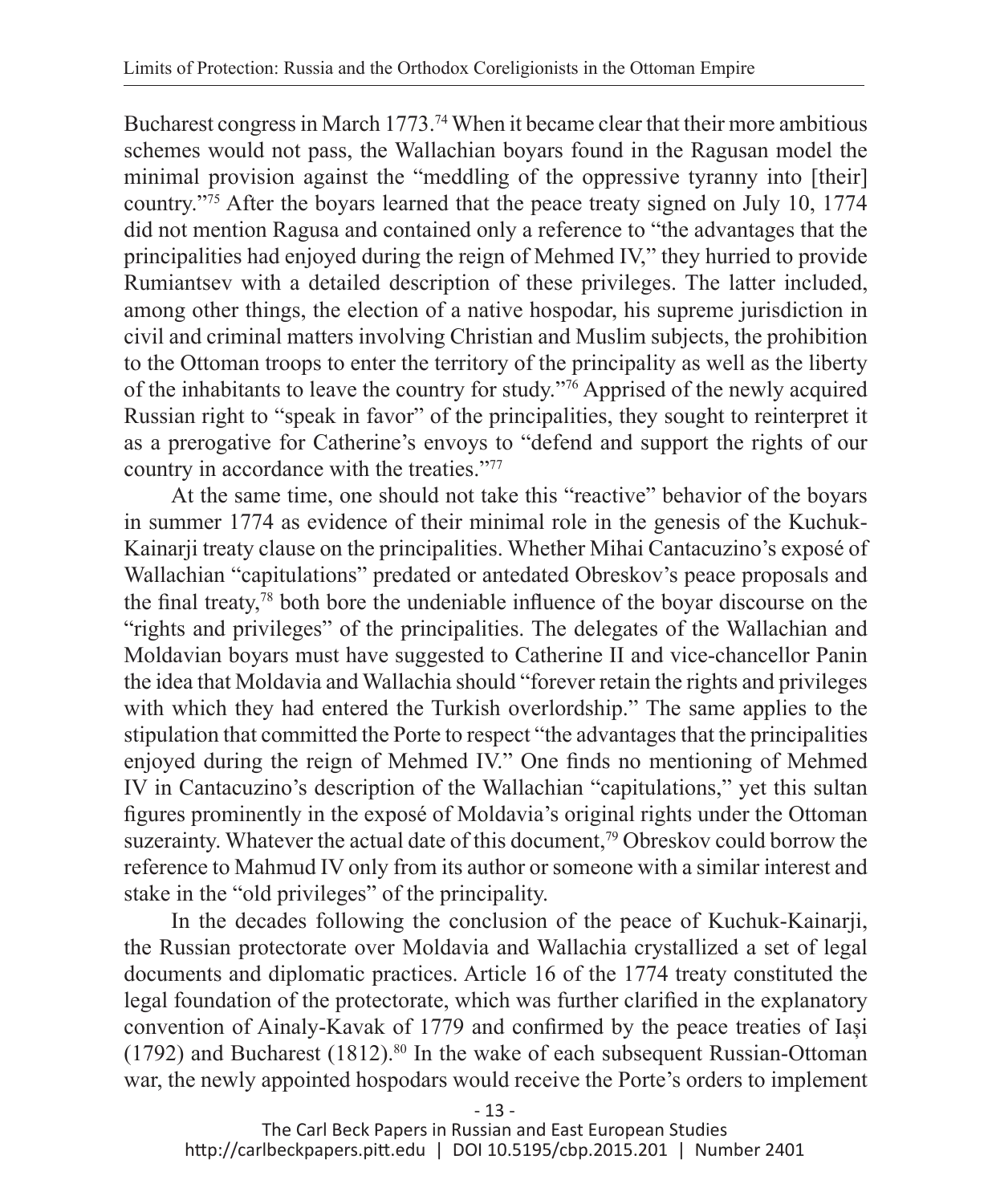Bucharest congress in March 1773.[74] When it became clear that their more ambitious schemes would not pass, the Wallachian boyars found in the Ragusan model the minimal provision against the "meddling of the oppressive tyranny into [their] country."[75] After the boyars learned that the peace treaty signed on July 10, 1774 did not mention Ragusa and contained only a reference to "the advantages that the principalities had enjoyed during the reign of Mehmed IV," they hurried to provide Rumiantsev with a detailed description of these privileges. The latter included, among other things, the election of a native hospodar, his supreme jurisdiction in civil and criminal matters involving Christian and Muslim subjects, the prohibition to the Ottoman troops to enter the territory of the principality as well as the liberty of the inhabitants to leave the country for study."[76] Apprised of the newly acquired Russian right to "speak in favor" of the principalities, they sought to reinterpret it as a prerogative for Catherine's envoys to "defend and support the rights of our country in accordance with the treaties."[77]

At the same time, one should not take this "reactive" behavior of the boyars in summer 1774 as evidence of their minimal role in the genesis of the Kuchuk-Kainarji treaty clause on the principalities. Whether Mihai Cantacuzino's exposé of Wallachian "capitulations" predated or antedated Obreskov's peace proposals and the final treaty,[78] both bore the undeniable influence of the boyar discourse on the "rights and privileges" of the principalities. The delegates of the Wallachian and Moldavian boyars must have suggested to Catherine II and vice-chancellor Panin the idea that Moldavia and Wallachia should "forever retain the rights and privileges with which they had entered the Turkish overlordship." The same applies to the stipulation that committed the Porte to respect "the advantages that the principalities enjoyed during the reign of Mehmed IV." One finds no mentioning of Mehmed IV in Cantacuzino's description of the Wallachian "capitulations," yet this sultan figures prominently in the exposé of Moldavia's original rights under the Ottoman suzerainty. Whatever the actual date of this document,[79] Obreskov could borrow the reference to Mahmud IV only from its author or someone with a similar interest and stake in the "old privileges" of the principality.

In the decades following the conclusion of the peace of Kuchuk-Kainarji, the Russian protectorate over Moldavia and Wallachia crystallized a set of legal documents and diplomatic practices. Article 16 of the 1774 treaty constituted the legal foundation of the protectorate, which was further clarified in the explanatory convention of Ainaly-Kavak of 1779 and confirmed by the peace treaties of Iași (1792) and Bucharest (1812).[80] In the wake of each subsequent Russian-Ottoman war, the newly appointed hospodars would receive the Porte's orders to implement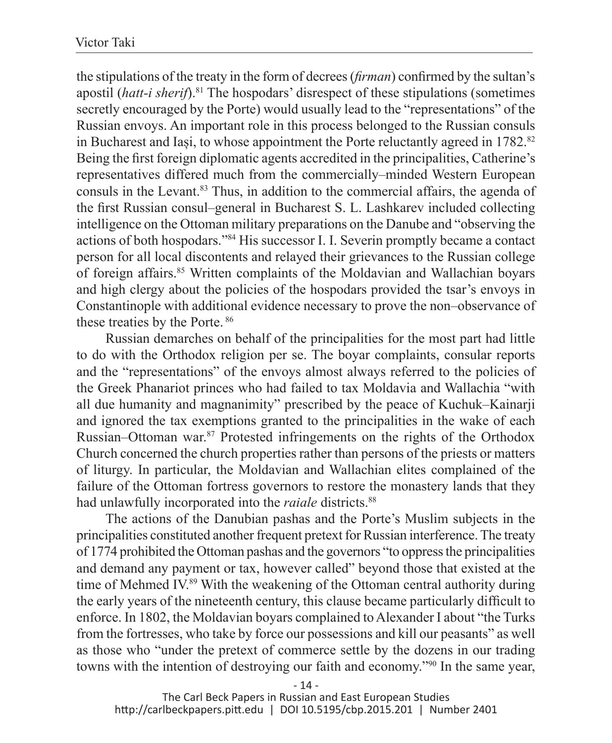the stipulations of the treaty in the form of decrees (*firman*) confirmed by the sultan's apostil (*hatt-i sherif*).[81] The hospodars' disrespect of these stipulations (sometimes secretly encouraged by the Porte) would usually lead to the "representations" of the Russian envoys. An important role in this process belonged to the Russian consuls in Bucharest and Iași, to whose appointment the Porte reluctantly agreed in 1782.[82] Being the first foreign diplomatic agents accredited in the principalities, Catherine's representatives differed much from the commercially–minded Western European consuls in the Levant.[83] Thus, in addition to the commercial affairs, the agenda of the first Russian consul–general in Bucharest S. L. Lashkarev included collecting intelligence on the Ottoman military preparations on the Danube and "observing the actions of both hospodars."[84] His successor I. I. Severin promptly became a contact person for all local discontents and relayed their grievances to the Russian college of foreign affairs.[85] Written complaints of the Moldavian and Wallachian boyars and high clergy about the policies of the hospodars provided the tsar's envoys in Constantinople with additional evidence necessary to prove the non–observance of these treaties by the Porte. [86]

Russian demarches on behalf of the principalities for the most part had little to do with the Orthodox religion per se. The boyar complaints, consular reports and the "representations" of the envoys almost always referred to the policies of the Greek Phanariot princes who had failed to tax Moldavia and Wallachia "with all due humanity and magnanimity" prescribed by the peace of Kuchuk–Kainarji and ignored the tax exemptions granted to the principalities in the wake of each Russian–Ottoman war.[87] Protested infringements on the rights of the Orthodox Church concerned the church properties rather than persons of the priests or matters of liturgy. In particular, the Moldavian and Wallachian elites complained of the failure of the Ottoman fortress governors to restore the monastery lands that they had unlawfully incorporated into the *raiale* districts.[88]

The actions of the Danubian pashas and the Porte's Muslim subjects in the principalities constituted another frequent pretext for Russian interference. The treaty of 1774 prohibited the Ottoman pashas and the governors "to oppress the principalities and demand any payment or tax, however called" beyond those that existed at the time of Mehmed IV.[89] With the weakening of the Ottoman central authority during the early years of the nineteenth century, this clause became particularly difficult to enforce. In 1802, the Moldavian boyars complained to Alexander I about "the Turks from the fortresses, who take by force our possessions and kill our peasants" as well as those who "under the pretext of commerce settle by the dozens in our trading towns with the intention of destroying our faith and economy."[90] In the same year,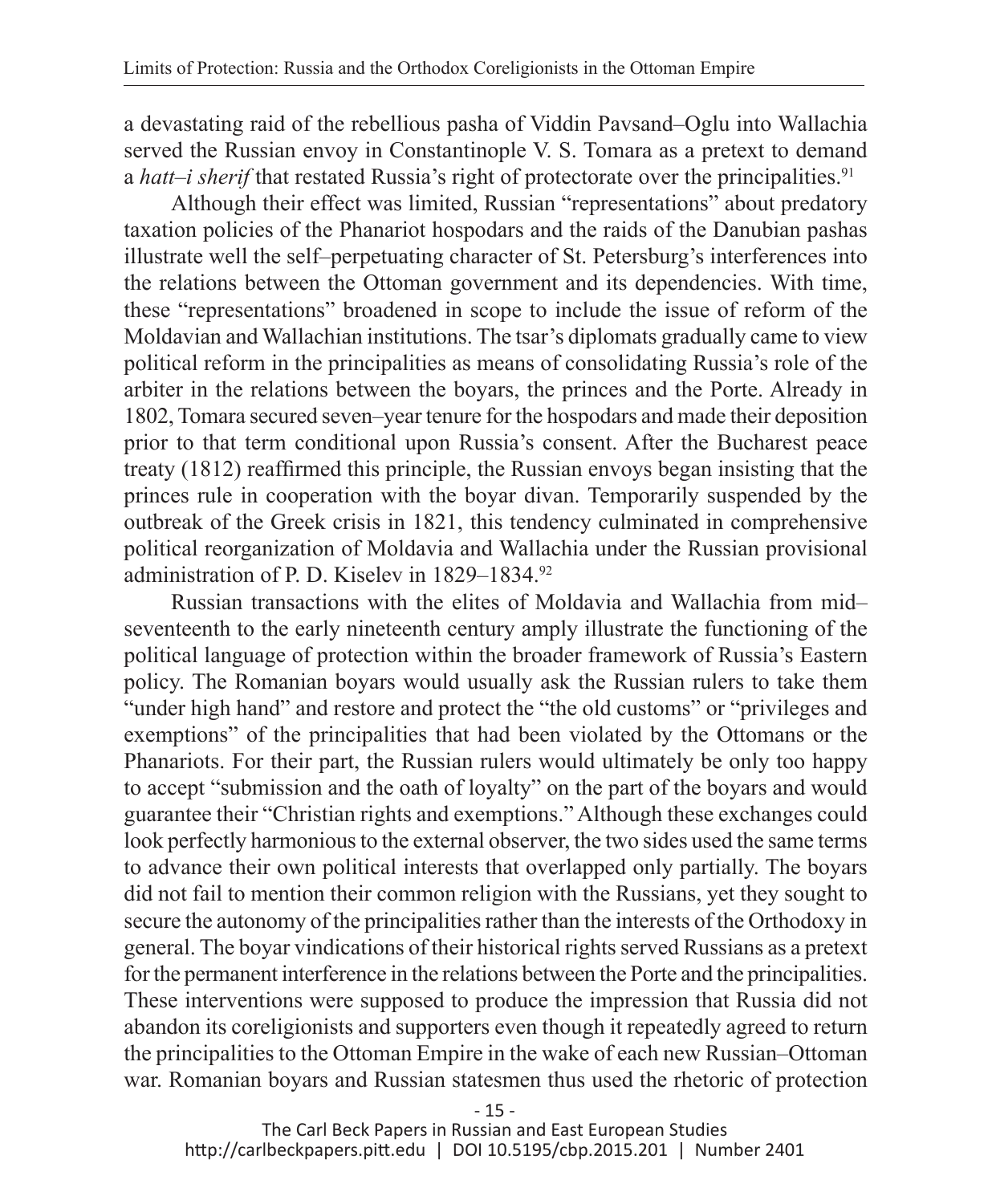a devastating raid of the rebellious pasha of Viddin Pavsand–Oglu into Wallachia served the Russian envoy in Constantinople V. S. Tomara as a pretext to demand a *hatt–i sherif* that restated Russia's right of protectorate over the principalities.[91]

Although their effect was limited, Russian "representations" about predatory taxation policies of the Phanariot hospodars and the raids of the Danubian pashas illustrate well the self–perpetuating character of St. Petersburg's interferences into the relations between the Ottoman government and its dependencies. With time, these "representations" broadened in scope to include the issue of reform of the Moldavian and Wallachian institutions. The tsar's diplomats gradually came to view political reform in the principalities as means of consolidating Russia's role of the arbiter in the relations between the boyars, the princes and the Porte. Already in 1802, Tomara secured seven–year tenure for the hospodars and made their deposition prior to that term conditional upon Russia's consent. After the Bucharest peace treaty (1812) reaffirmed this principle, the Russian envoys began insisting that the princes rule in cooperation with the boyar divan. Temporarily suspended by the outbreak of the Greek crisis in 1821, this tendency culminated in comprehensive political reorganization of Moldavia and Wallachia under the Russian provisional administration of P. D. Kiselev in 1829–1834.[92]

Russian transactions with the elites of Moldavia and Wallachia from mid–seventeenth to the early nineteenth century amply illustrate the functioning of the political language of protection within the broader framework of Russia's Eastern policy. The Romanian boyars would usually ask the Russian rulers to take them "under high hand" and restore and protect the "the old customs" or "privileges and exemptions" of the principalities that had been violated by the Ottomans or the Phanariots. For their part, the Russian rulers would ultimately be only too happy to accept "submission and the oath of loyalty" on the part of the boyars and would guarantee their "Christian rights and exemptions." Although these exchanges could look perfectly harmonious to the external observer, the two sides used the same terms to advance their own political interests that overlapped only partially. The boyars did not fail to mention their common religion with the Russians, yet they sought to secure the autonomy of the principalities rather than the interests of the Orthodoxy in general. The boyar vindications of their historical rights served Russians as a pretext for the permanent interference in the relations between the Porte and the principalities. These interventions were supposed to produce the impression that Russia did not abandon its coreligionists and supporters even though it repeatedly agreed to return the principalities to the Ottoman Empire in the wake of each new Russian–Ottoman war. Romanian boyars and Russian statesmen thus used the rhetoric of protection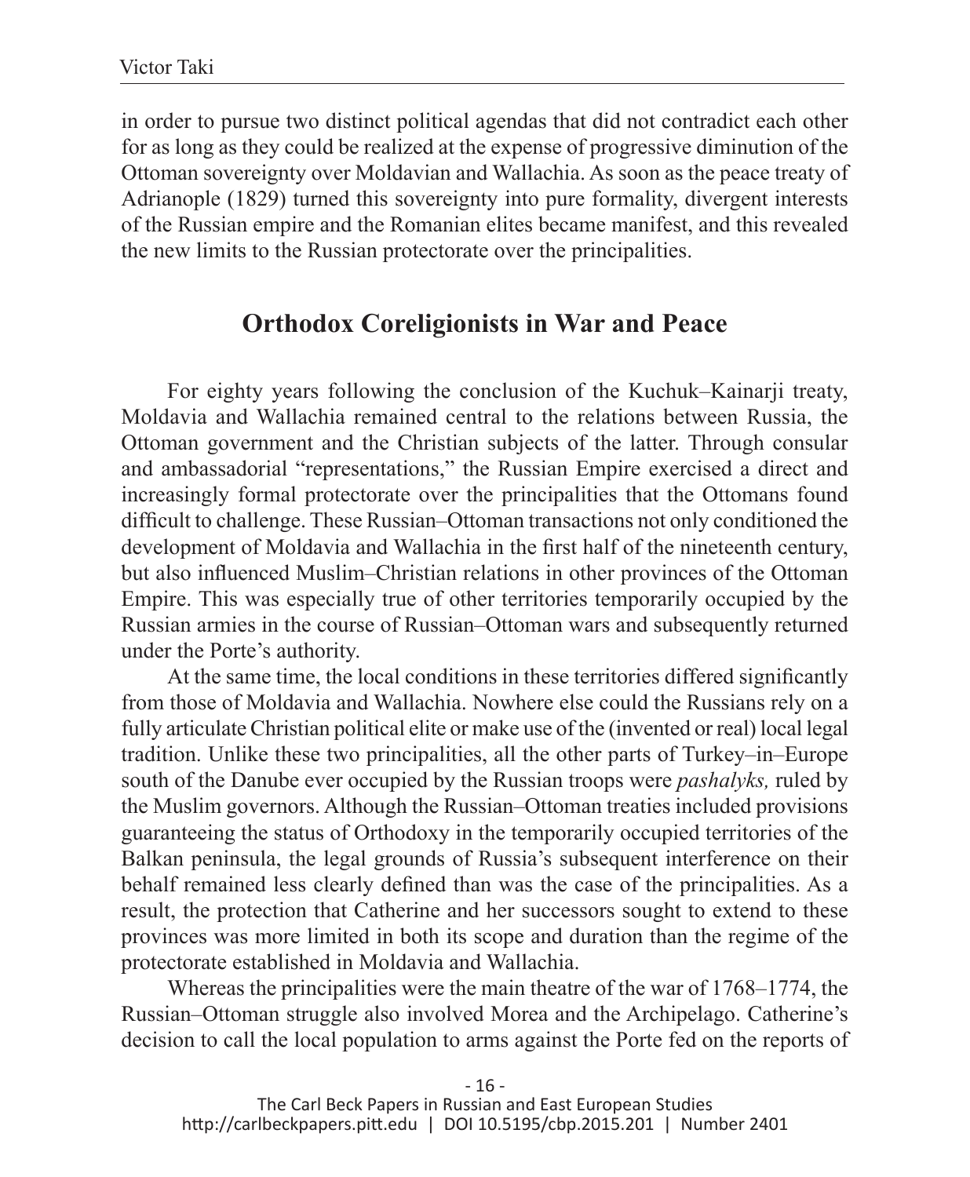in order to pursue two distinct political agendas that did not contradict each other for as long as they could be realized at the expense of progressive diminution of the Ottoman sovereignty over Moldavian and Wallachia. As soon as the peace treaty of Adrianople (1829) turned this sovereignty into pure formality, divergent interests of the Russian empire and the Romanian elites became manifest, and this revealed the new limits to the Russian protectorate over the principalities.

## Orthodox Coreligionists in War and Peace

For eighty years following the conclusion of the Kuchuk–Kainarji treaty, Moldavia and Wallachia remained central to the relations between Russia, the Ottoman government and the Christian subjects of the latter. Through consular and ambassadorial "representations," the Russian Empire exercised a direct and increasingly formal protectorate over the principalities that the Ottomans found difficult to challenge. These Russian–Ottoman transactions not only conditioned the development of Moldavia and Wallachia in the first half of the nineteenth century, but also influenced Muslim–Christian relations in other provinces of the Ottoman Empire. This was especially true of other territories temporarily occupied by the Russian armies in the course of Russian–Ottoman wars and subsequently returned under the Porte's authority.

At the same time, the local conditions in these territories differed significantly from those of Moldavia and Wallachia. Nowhere else could the Russians rely on a fully articulate Christian political elite or make use of the (invented or real) local legal tradition. Unlike these two principalities, all the other parts of Turkey–in–Europe south of the Danube ever occupied by the Russian troops were *pashalyks,* ruled by the Muslim governors. Although the Russian–Ottoman treaties included provisions guaranteeing the status of Orthodoxy in the temporarily occupied territories of the Balkan peninsula, the legal grounds of Russia's subsequent interference on their behalf remained less clearly defined than was the case of the principalities. As a result, the protection that Catherine and her successors sought to extend to these provinces was more limited in both its scope and duration than the regime of the protectorate established in Moldavia and Wallachia.

Whereas the principalities were the main theatre of the war of 1768–1774, the Russian–Ottoman struggle also involved Morea and the Archipelago. Catherine's decision to call the local population to arms against the Porte fed on the reports of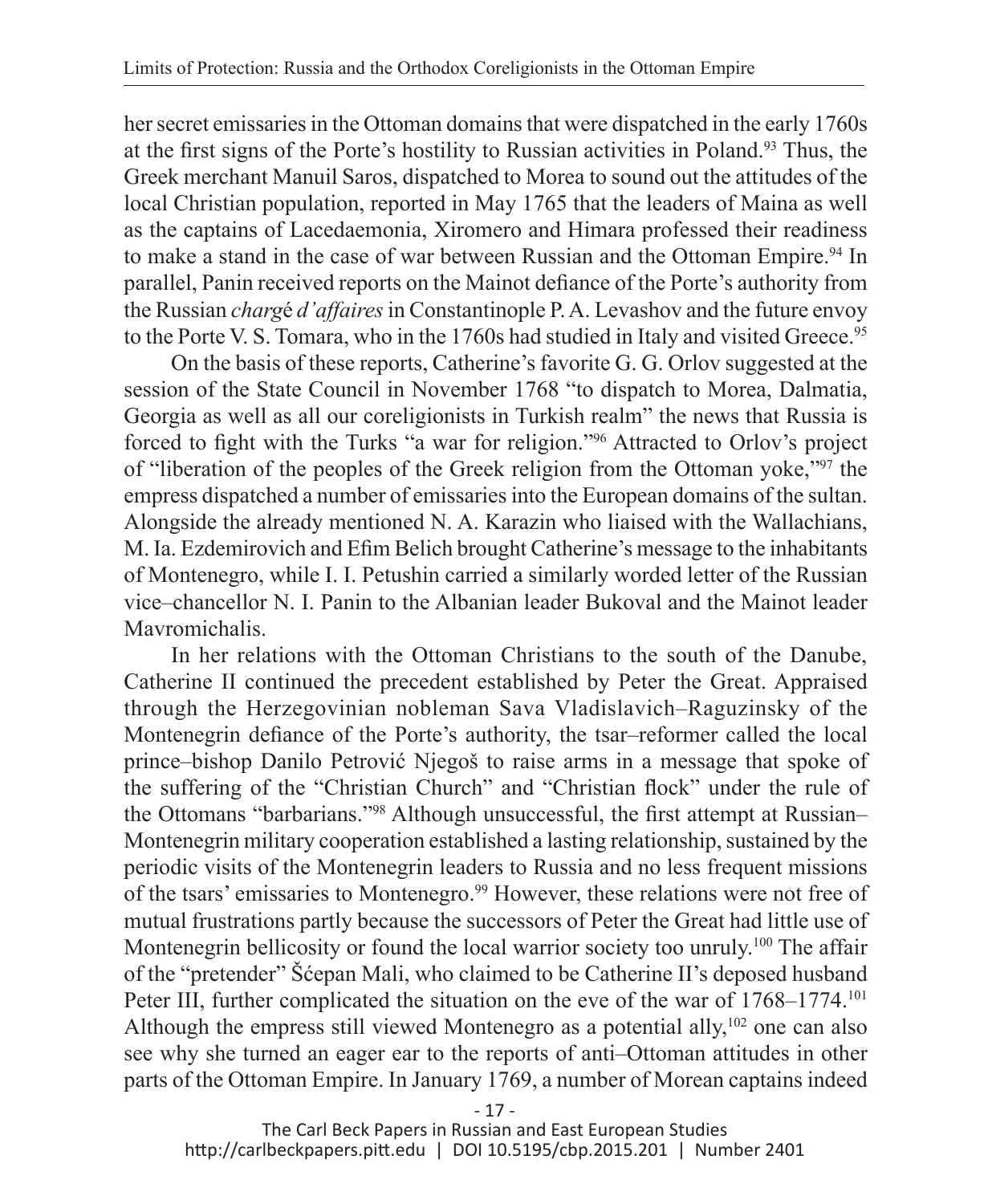her secret emissaries in the Ottoman domains that were dispatched in the early 1760s at the first signs of the Porte's hostility to Russian activities in Poland.[93] Thus, the Greek merchant Manuil Saros, dispatched to Morea to sound out the attitudes of the local Christian population, reported in May 1765 that the leaders of Maina as well as the captains of Lacedaemonia, Xiromero and Himara professed their readiness to make a stand in the case of war between Russian and the Ottoman Empire.[94] In parallel, Panin received reports on the Mainot defiance of the Porte's authority from the Russian *chargé d'affaires* in Constantinople P. A. Levashov and the future envoy to the Porte V. S. Tomara, who in the 1760s had studied in Italy and visited Greece.[95]

On the basis of these reports, Catherine's favorite G. G. Orlov suggested at the session of the State Council in November 1768 "to dispatch to Morea, Dalmatia, Georgia as well as all our coreligionists in Turkish realm" the news that Russia is forced to fight with the Turks "a war for religion."[96] Attracted to Orlov's project of "liberation of the peoples of the Greek religion from the Ottoman yoke,"[97] the empress dispatched a number of emissaries into the European domains of the sultan. Alongside the already mentioned N. A. Karazin who liaised with the Wallachians, M. Ia. Ezdemirovich and Efim Belich brought Catherine's message to the inhabitants of Montenegro, while I. I. Petushin carried a similarly worded letter of the Russian vice–chancellor N. I. Panin to the Albanian leader Bukoval and the Mainot leader Mavromichalis.

In her relations with the Ottoman Christians to the south of the Danube, Catherine II continued the precedent established by Peter the Great. Appraised through the Herzegovinian nobleman Sava Vladislavich–Raguzinsky of the Montenegrin defiance of the Porte's authority, the tsar–reformer called the local prince–bishop Danilo Petrović Njegoš to raise arms in a message that spoke of the suffering of the "Christian Church" and "Christian flock" under the rule of the Ottomans "barbarians."[98] Although unsuccessful, the first attempt at Russian–Montenegrin military cooperation established a lasting relationship, sustained by the periodic visits of the Montenegrin leaders to Russia and no less frequent missions of the tsars' emissaries to Montenegro.[99] However, these relations were not free of mutual frustrations partly because the successors of Peter the Great had little use of Montenegrin bellicosity or found the local warrior society too unruly.[100] The affair of the "pretender" Šćepan Mali, who claimed to be Catherine II's deposed husband Peter III, further complicated the situation on the eve of the war of 1768–1774.[101] Although the empress still viewed Montenegro as a potential ally,[102] one can also see why she turned an eager ear to the reports of anti–Ottoman attitudes in other parts of the Ottoman Empire. In January 1769, a number of Morean captains indeed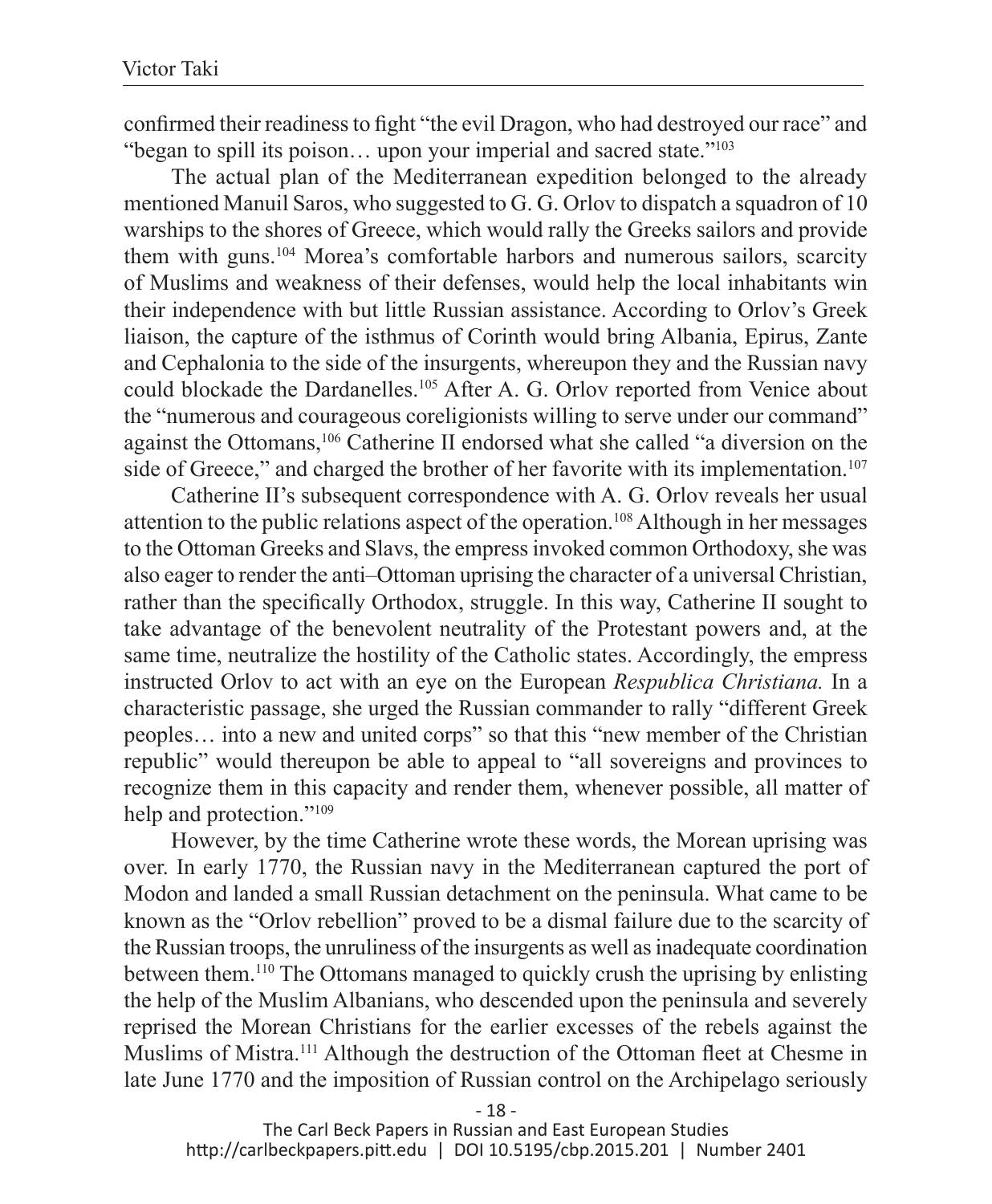confirmed their readiness to fight "the evil Dragon, who had destroyed our race" and "began to spill its poison… upon your imperial and sacred state."[103]

The actual plan of the Mediterranean expedition belonged to the already mentioned Manuil Saros, who suggested to G. G. Orlov to dispatch a squadron of 10 warships to the shores of Greece, which would rally the Greeks sailors and provide them with guns.[104] Morea's comfortable harbors and numerous sailors, scarcity of Muslims and weakness of their defenses, would help the local inhabitants win their independence with but little Russian assistance. According to Orlov's Greek liaison, the capture of the isthmus of Corinth would bring Albania, Epirus, Zante and Cephalonia to the side of the insurgents, whereupon they and the Russian navy could blockade the Dardanelles.[105] After A. G. Orlov reported from Venice about the "numerous and courageous coreligionists willing to serve under our command" against the Ottomans,[106] Catherine II endorsed what she called "a diversion on the side of Greece," and charged the brother of her favorite with its implementation.[107]

Catherine II's subsequent correspondence with A. G. Orlov reveals her usual attention to the public relations aspect of the operation.[108] Although in her messages to the Ottoman Greeks and Slavs, the empress invoked common Orthodoxy, she was also eager to render the anti–Ottoman uprising the character of a universal Christian, rather than the specifically Orthodox, struggle. In this way, Catherine II sought to take advantage of the benevolent neutrality of the Protestant powers and, at the same time, neutralize the hostility of the Catholic states. Accordingly, the empress instructed Orlov to act with an eye on the European *Respublica Christiana.* In a characteristic passage, she urged the Russian commander to rally "different Greek peoples… into a new and united corps" so that this "new member of the Christian republic" would thereupon be able to appeal to "all sovereigns and provinces to recognize them in this capacity and render them, whenever possible, all matter of help and protection."[109]

However, by the time Catherine wrote these words, the Morean uprising was over. In early 1770, the Russian navy in the Mediterranean captured the port of Modon and landed a small Russian detachment on the peninsula. What came to be known as the "Orlov rebellion" proved to be a dismal failure due to the scarcity of the Russian troops, the unruliness of the insurgents as well as inadequate coordination between them.[110] The Ottomans managed to quickly crush the uprising by enlisting the help of the Muslim Albanians, who descended upon the peninsula and severely reprised the Morean Christians for the earlier excesses of the rebels against the Muslims of Mistra.[111] Although the destruction of the Ottoman fleet at Chesme in late June 1770 and the imposition of Russian control on the Archipelago seriously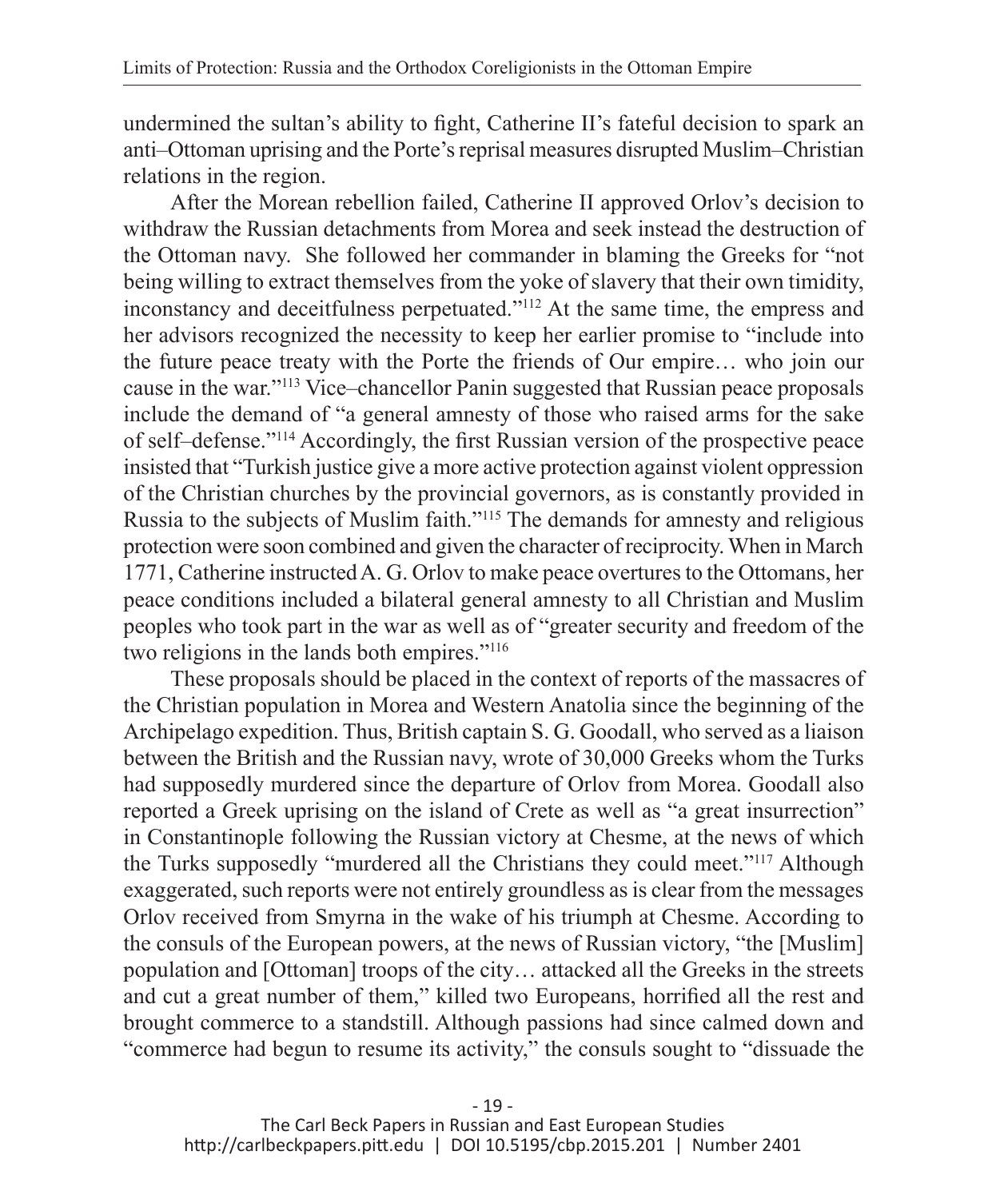undermined the sultan's ability to fight, Catherine II's fateful decision to spark an anti–Ottoman uprising and the Porte's reprisal measures disrupted Muslim–Christian relations in the region.

After the Morean rebellion failed, Catherine II approved Orlov's decision to withdraw the Russian detachments from Morea and seek instead the destruction of the Ottoman navy. She followed her commander in blaming the Greeks for "not being willing to extract themselves from the yoke of slavery that their own timidity, inconstancy and deceitfulness perpetuated."[112] At the same time, the empress and her advisors recognized the necessity to keep her earlier promise to "include into the future peace treaty with the Porte the friends of Our empire… who join our cause in the war."[113] Vice–chancellor Panin suggested that Russian peace proposals include the demand of "a general amnesty of those who raised arms for the sake of self–defense."[114] Accordingly, the first Russian version of the prospective peace insisted that "Turkish justice give a more active protection against violent oppression of the Christian churches by the provincial governors, as is constantly provided in Russia to the subjects of Muslim faith."[115] The demands for amnesty and religious protection were soon combined and given the character of reciprocity. When in March 1771, Catherine instructed A. G. Orlov to make peace overtures to the Ottomans, her peace conditions included a bilateral general amnesty to all Christian and Muslim peoples who took part in the war as well as of "greater security and freedom of the two religions in the lands both empires."[116]

These proposals should be placed in the context of reports of the massacres of the Christian population in Morea and Western Anatolia since the beginning of the Archipelago expedition. Thus, British captain S. G. Goodall, who served as a liaison between the British and the Russian navy, wrote of 30,000 Greeks whom the Turks had supposedly murdered since the departure of Orlov from Morea. Goodall also reported a Greek uprising on the island of Crete as well as "a great insurrection" in Constantinople following the Russian victory at Chesme, at the news of which the Turks supposedly "murdered all the Christians they could meet."[117] Although exaggerated, such reports were not entirely groundless as is clear from the messages Orlov received from Smyrna in the wake of his triumph at Chesme. According to the consuls of the European powers, at the news of Russian victory, "the [Muslim] population and [Ottoman] troops of the city… attacked all the Greeks in the streets and cut a great number of them," killed two Europeans, horrified all the rest and brought commerce to a standstill. Although passions had since calmed down and "commerce had begun to resume its activity," the consuls sought to "dissuade the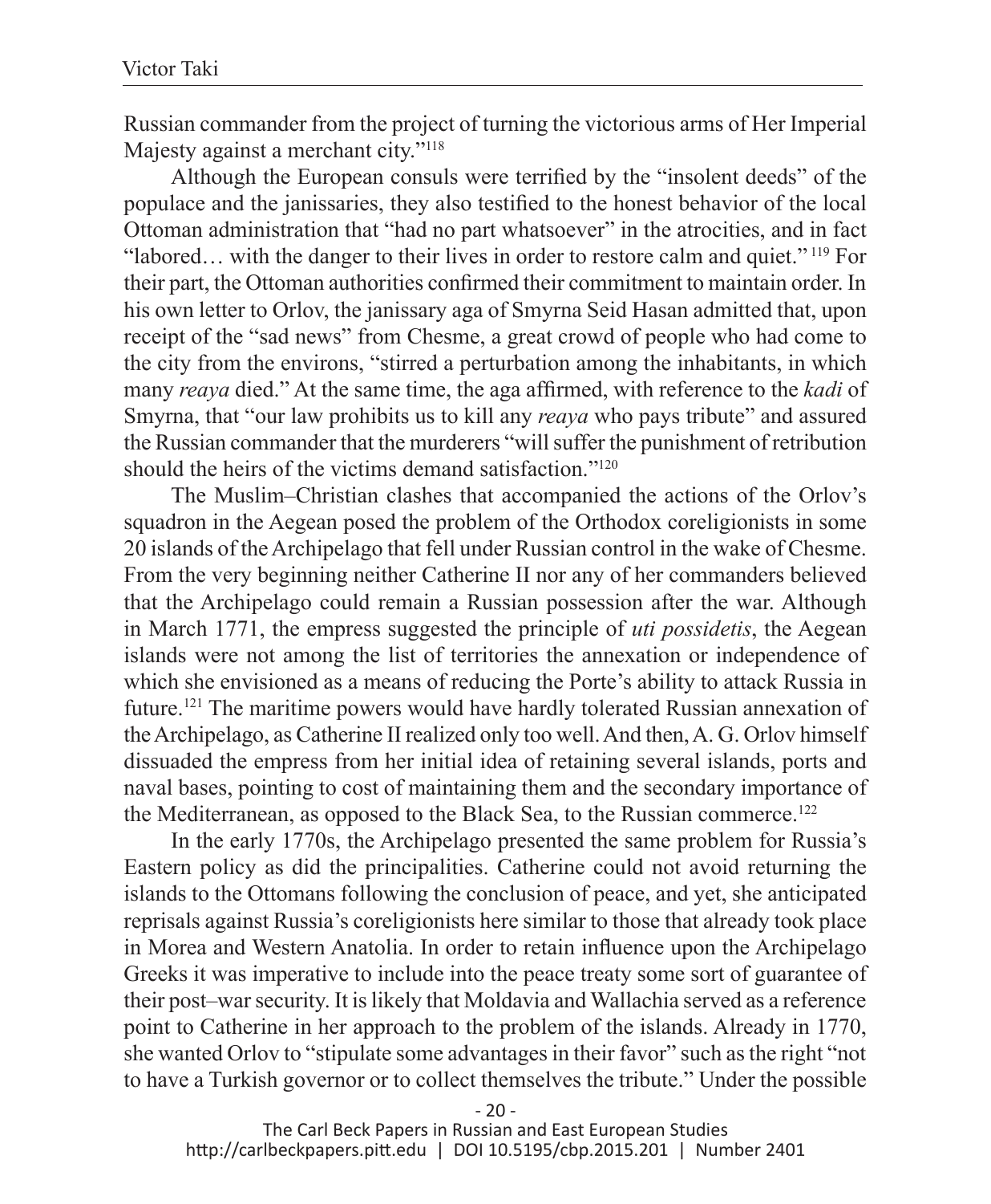Russian commander from the project of turning the victorious arms of Her Imperial Majesty against a merchant city."[118]

Although the European consuls were terrified by the "insolent deeds" of the populace and the janissaries, they also testified to the honest behavior of the local Ottoman administration that "had no part whatsoever" in the atrocities, and in fact "labored… with the danger to their lives in order to restore calm and quiet."[119] For their part, the Ottoman authorities confirmed their commitment to maintain order. In his own letter to Orlov, the janissary aga of Smyrna Seid Hasan admitted that, upon receipt of the "sad news" from Chesme, a great crowd of people who had come to the city from the environs, "stirred a perturbation among the inhabitants, in which many *reaya* died." At the same time, the aga affirmed, with reference to the *kadi* of Smyrna, that "our law prohibits us to kill any *reaya* who pays tribute" and assured the Russian commander that the murderers "will suffer the punishment of retribution should the heirs of the victims demand satisfaction."[120]

The Muslim–Christian clashes that accompanied the actions of the Orlov's squadron in the Aegean posed the problem of the Orthodox coreligionists in some 20 islands of the Archipelago that fell under Russian control in the wake of Chesme. From the very beginning neither Catherine II nor any of her commanders believed that the Archipelago could remain a Russian possession after the war. Although in March 1771, the empress suggested the principle of *uti possidetis*, the Aegean islands were not among the list of territories the annexation or independence of which she envisioned as a means of reducing the Porte's ability to attack Russia in future.[121] The maritime powers would have hardly tolerated Russian annexation of the Archipelago, as Catherine II realized only too well. And then, A. G. Orlov himself dissuaded the empress from her initial idea of retaining several islands, ports and naval bases, pointing to cost of maintaining them and the secondary importance of the Mediterranean, as opposed to the Black Sea, to the Russian commerce.[122]

In the early 1770s, the Archipelago presented the same problem for Russia's Eastern policy as did the principalities. Catherine could not avoid returning the islands to the Ottomans following the conclusion of peace, and yet, she anticipated reprisals against Russia's coreligionists here similar to those that already took place in Morea and Western Anatolia. In order to retain influence upon the Archipelago Greeks it was imperative to include into the peace treaty some sort of guarantee of their post–war security. It is likely that Moldavia and Wallachia served as a reference point to Catherine in her approach to the problem of the islands. Already in 1770, she wanted Orlov to "stipulate some advantages in their favor" such as the right "not to have a Turkish governor or to collect themselves the tribute." Under the possible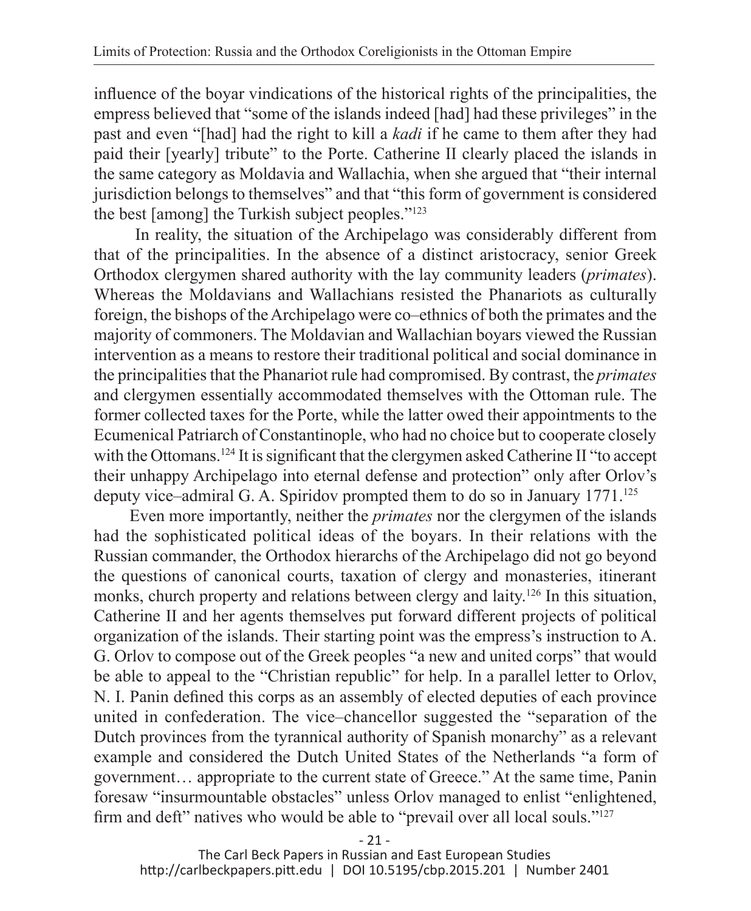influence of the boyar vindications of the historical rights of the principalities, the empress believed that "some of the islands indeed [had] had these privileges" in the past and even "[had] had the right to kill a *kadi* if he came to them after they had paid their [yearly] tribute" to the Porte. Catherine II clearly placed the islands in the same category as Moldavia and Wallachia, when she argued that "their internal jurisdiction belongs to themselves" and that "this form of government is considered the best [among] the Turkish subject peoples."[123]

In reality, the situation of the Archipelago was considerably different from that of the principalities. In the absence of a distinct aristocracy, senior Greek Orthodox clergymen shared authority with the lay community leaders (*primates*). Whereas the Moldavians and Wallachians resisted the Phanariots as culturally foreign, the bishops of the Archipelago were co–ethnics of both the primates and the majority of commoners. The Moldavian and Wallachian boyars viewed the Russian intervention as a means to restore their traditional political and social dominance in the principalities that the Phanariot rule had compromised. By contrast, the *primates* and clergymen essentially accommodated themselves with the Ottoman rule. The former collected taxes for the Porte, while the latter owed their appointments to the Ecumenical Patriarch of Constantinople, who had no choice but to cooperate closely with the Ottomans.[124] It is significant that the clergymen asked Catherine II "to accept their unhappy Archipelago into eternal defense and protection" only after Orlov's deputy vice–admiral G. A. Spiridov prompted them to do so in January 1771.[125]

Even more importantly, neither the *primates* nor the clergymen of the islands had the sophisticated political ideas of the boyars. In their relations with the Russian commander, the Orthodox hierarchs of the Archipelago did not go beyond the questions of canonical courts, taxation of clergy and monasteries, itinerant monks, church property and relations between clergy and laity.[126] In this situation, Catherine II and her agents themselves put forward different projects of political organization of the islands. Their starting point was the empress's instruction to A. G. Orlov to compose out of the Greek peoples "a new and united corps" that would be able to appeal to the "Christian republic" for help. In a parallel letter to Orlov, N. I. Panin defined this corps as an assembly of elected deputies of each province united in confederation. The vice–chancellor suggested the "separation of the Dutch provinces from the tyrannical authority of Spanish monarchy" as a relevant example and considered the Dutch United States of the Netherlands "a form of government… appropriate to the current state of Greece." At the same time, Panin foresaw "insurmountable obstacles" unless Orlov managed to enlist "enlightened, firm and deft" natives who would be able to "prevail over all local souls."[127]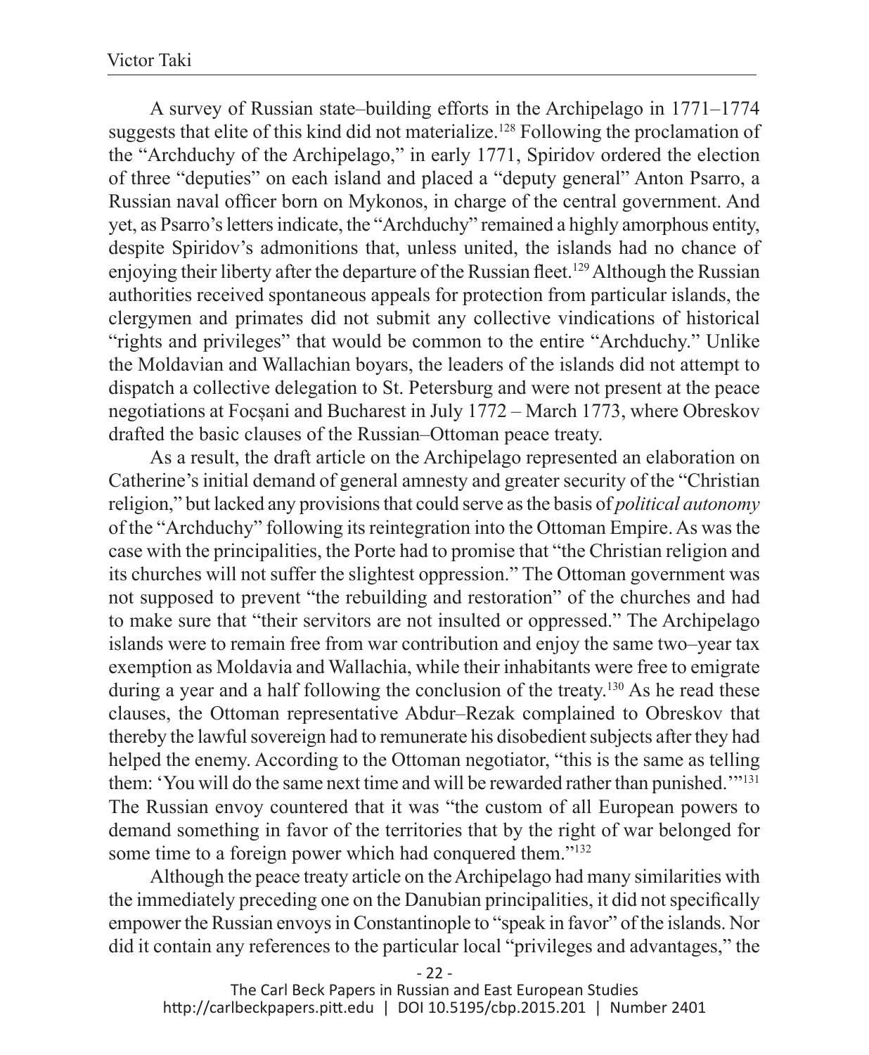A survey of Russian state–building efforts in the Archipelago in 1771–1774 suggests that elite of this kind did not materialize.[128] Following the proclamation of the "Archduchy of the Archipelago," in early 1771, Spiridov ordered the election of three "deputies" on each island and placed a "deputy general" Anton Psarro, a Russian naval officer born on Mykonos, in charge of the central government. And yet, as Psarro's letters indicate, the "Archduchy" remained a highly amorphous entity, despite Spiridov's admonitions that, unless united, the islands had no chance of enjoying their liberty after the departure of the Russian fleet.[129] Although the Russian authorities received spontaneous appeals for protection from particular islands, the clergymen and primates did not submit any collective vindications of historical "rights and privileges" that would be common to the entire "Archduchy." Unlike the Moldavian and Wallachian boyars, the leaders of the islands did not attempt to dispatch a collective delegation to St. Petersburg and were not present at the peace negotiations at Focșani and Bucharest in July 1772 – March 1773, where Obreskov drafted the basic clauses of the Russian–Ottoman peace treaty.

As a result, the draft article on the Archipelago represented an elaboration on Catherine's initial demand of general amnesty and greater security of the "Christian religion," but lacked any provisions that could serve as the basis of *political autonomy* of the "Archduchy" following its reintegration into the Ottoman Empire. As was the case with the principalities, the Porte had to promise that "the Christian religion and its churches will not suffer the slightest oppression." The Ottoman government was not supposed to prevent "the rebuilding and restoration" of the churches and had to make sure that "their servitors are not insulted or oppressed." The Archipelago islands were to remain free from war contribution and enjoy the same two–year tax exemption as Moldavia and Wallachia, while their inhabitants were free to emigrate during a year and a half following the conclusion of the treaty.[130] As he read these clauses, the Ottoman representative Abdur–Rezak complained to Obreskov that thereby the lawful sovereign had to remunerate his disobedient subjects after they had helped the enemy. According to the Ottoman negotiator, "this is the same as telling them: 'You will do the same next time and will be rewarded rather than punished.'"[131] The Russian envoy countered that it was "the custom of all European powers to demand something in favor of the territories that by the right of war belonged for some time to a foreign power which had conquered them."[132]

Although the peace treaty article on the Archipelago had many similarities with the immediately preceding one on the Danubian principalities, it did not specifically empower the Russian envoys in Constantinople to "speak in favor" of the islands. Nor did it contain any references to the particular local "privileges and advantages," the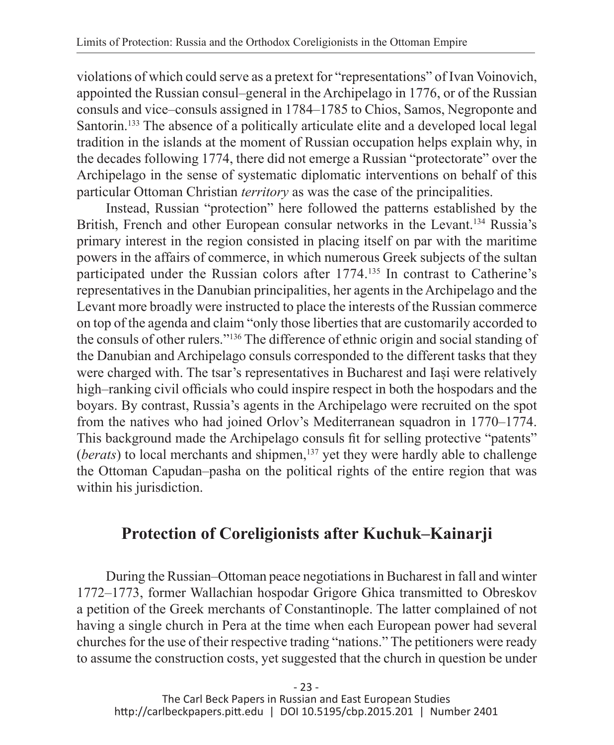violations of which could serve as a pretext for "representations" of Ivan Voinovich, appointed the Russian consul–general in the Archipelago in 1776, or of the Russian consuls and vice–consuls assigned in 1784–1785 to Chios, Samos, Negroponte and Santorin.[133] The absence of a politically articulate elite and a developed local legal tradition in the islands at the moment of Russian occupation helps explain why, in the decades following 1774, there did not emerge a Russian "protectorate" over the Archipelago in the sense of systematic diplomatic interventions on behalf of this particular Ottoman Christian *territory* as was the case of the principalities.

Instead, Russian "protection" here followed the patterns established by the British, French and other European consular networks in the Levant.[134] Russia's primary interest in the region consisted in placing itself on par with the maritime powers in the affairs of commerce, in which numerous Greek subjects of the sultan participated under the Russian colors after 1774.[135] In contrast to Catherine's representatives in the Danubian principalities, her agents in the Archipelago and the Levant more broadly were instructed to place the interests of the Russian commerce on top of the agenda and claim "only those liberties that are customarily accorded to the consuls of other rulers."[136] The difference of ethnic origin and social standing of the Danubian and Archipelago consuls corresponded to the different tasks that they were charged with. The tsar's representatives in Bucharest and Iași were relatively high–ranking civil officials who could inspire respect in both the hospodars and the boyars. By contrast, Russia's agents in the Archipelago were recruited on the spot from the natives who had joined Orlov's Mediterranean squadron in 1770–1774. This background made the Archipelago consuls fit for selling protective "patents" (*berats*) to local merchants and shipmen,[137] yet they were hardly able to challenge the Ottoman Capudan–pasha on the political rights of the entire region that was within his jurisdiction.

## Protection of Coreligionists after Kuchuk–Kainarji

During the Russian–Ottoman peace negotiations in Bucharest in fall and winter 1772–1773, former Wallachian hospodar Grigore Ghica transmitted to Obreskov a petition of the Greek merchants of Constantinople. The latter complained of not having a single church in Pera at the time when each European power had several churches for the use of their respective trading "nations." The petitioners were ready to assume the construction costs, yet suggested that the church in question be under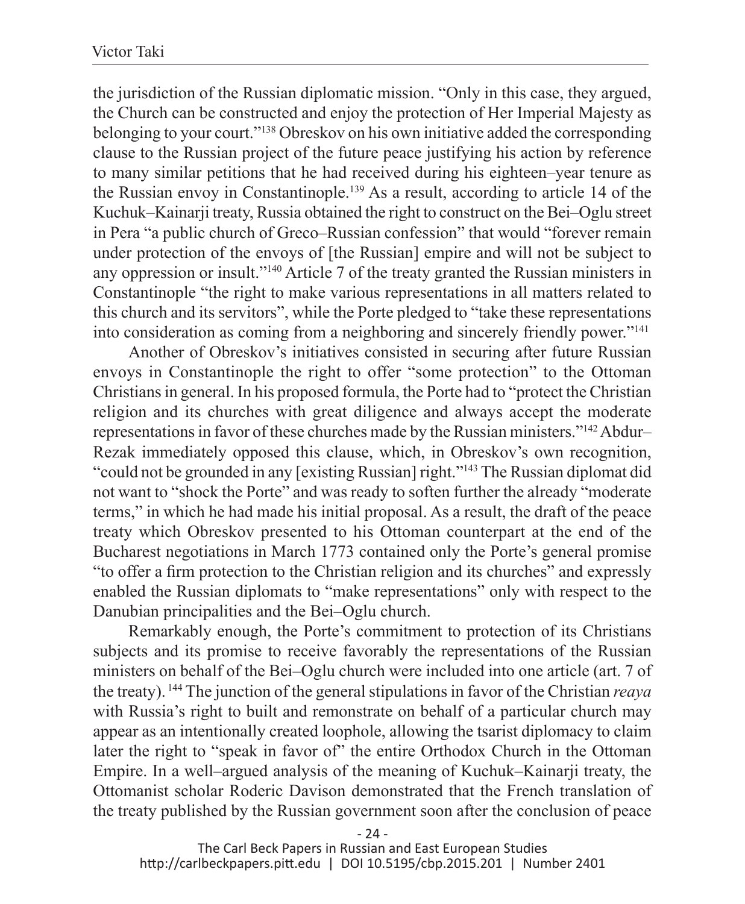the jurisdiction of the Russian diplomatic mission. "Only in this case, they argued, the Church can be constructed and enjoy the protection of Her Imperial Majesty as belonging to your court."[138] Obreskov on his own initiative added the corresponding clause to the Russian project of the future peace justifying his action by reference to many similar petitions that he had received during his eighteen–year tenure as the Russian envoy in Constantinople.[139] As a result, according to article 14 of the Kuchuk–Kainarji treaty, Russia obtained the right to construct on the Bei–Oglu street in Pera "a public church of Greco–Russian confession" that would "forever remain under protection of the envoys of [the Russian] empire and will not be subject to any oppression or insult."[140] Article 7 of the treaty granted the Russian ministers in Constantinople "the right to make various representations in all matters related to this church and its servitors", while the Porte pledged to "take these representations into consideration as coming from a neighboring and sincerely friendly power."[141]

Another of Obreskov's initiatives consisted in securing after future Russian envoys in Constantinople the right to offer "some protection" to the Ottoman Christians in general. In his proposed formula, the Porte had to "protect the Christian religion and its churches with great diligence and always accept the moderate representations in favor of these churches made by the Russian ministers."[142] Abdur–Rezak immediately opposed this clause, which, in Obreskov's own recognition, "could not be grounded in any [existing Russian] right."[143] The Russian diplomat did not want to "shock the Porte" and was ready to soften further the already "moderate terms," in which he had made his initial proposal. As a result, the draft of the peace treaty which Obreskov presented to his Ottoman counterpart at the end of the Bucharest negotiations in March 1773 contained only the Porte's general promise "to offer a firm protection to the Christian religion and its churches" and expressly enabled the Russian diplomats to "make representations" only with respect to the Danubian principalities and the Bei–Oglu church.

Remarkably enough, the Porte's commitment to protection of its Christians subjects and its promise to receive favorably the representations of the Russian ministers on behalf of the Bei–Oglu church were included into one article (art. 7 of the treaty).[144] The junction of the general stipulations in favor of the Christian *reaya* with Russia's right to built and remonstrate on behalf of a particular church may appear as an intentionally created loophole, allowing the tsarist diplomacy to claim later the right to "speak in favor of" the entire Orthodox Church in the Ottoman Empire. In a well–argued analysis of the meaning of Kuchuk–Kainarji treaty, the Ottomanist scholar Roderic Davison demonstrated that the French translation of the treaty published by the Russian government soon after the conclusion of peace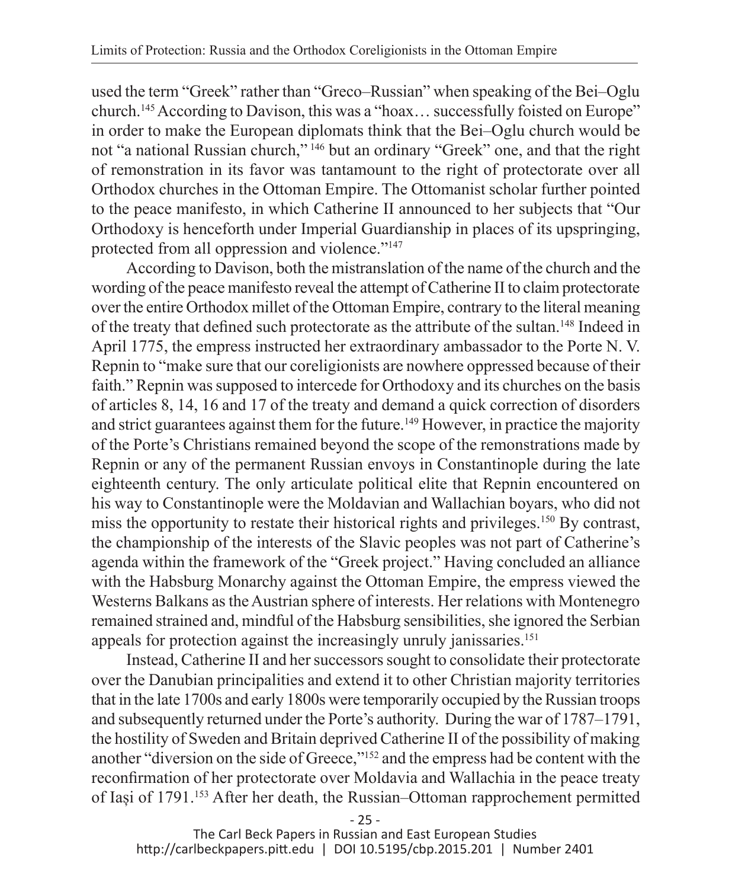used the term "Greek" rather than "Greco–Russian" when speaking of the Bei–Oglu church.[145] According to Davison, this was a "hoax… successfully foisted on Europe" in order to make the European diplomats think that the Bei–Oglu church would be not "a national Russian church," [146] but an ordinary "Greek" one, and that the right of remonstration in its favor was tantamount to the right of protectorate over all Orthodox churches in the Ottoman Empire. The Ottomanist scholar further pointed to the peace manifesto, in which Catherine II announced to her subjects that "Our Orthodoxy is henceforth under Imperial Guardianship in places of its upspringing, protected from all oppression and violence."[147]

According to Davison, both the mistranslation of the name of the church and the wording of the peace manifesto reveal the attempt of Catherine II to claim protectorate over the entire Orthodox millet of the Ottoman Empire, contrary to the literal meaning of the treaty that defined such protectorate as the attribute of the sultan.[148] Indeed in April 1775, the empress instructed her extraordinary ambassador to the Porte N. V. Repnin to "make sure that our coreligionists are nowhere oppressed because of their faith." Repnin was supposed to intercede for Orthodoxy and its churches on the basis of articles 8, 14, 16 and 17 of the treaty and demand a quick correction of disorders and strict guarantees against them for the future.[149] However, in practice the majority of the Porte's Christians remained beyond the scope of the remonstrations made by Repnin or any of the permanent Russian envoys in Constantinople during the late eighteenth century. The only articulate political elite that Repnin encountered on his way to Constantinople were the Moldavian and Wallachian boyars, who did not miss the opportunity to restate their historical rights and privileges.[150] By contrast, the championship of the interests of the Slavic peoples was not part of Catherine's agenda within the framework of the "Greek project." Having concluded an alliance with the Habsburg Monarchy against the Ottoman Empire, the empress viewed the Westerns Balkans as the Austrian sphere of interests. Her relations with Montenegro remained strained and, mindful of the Habsburg sensibilities, she ignored the Serbian appeals for protection against the increasingly unruly janissaries.[151]

Instead, Catherine II and her successors sought to consolidate their protectorate over the Danubian principalities and extend it to other Christian majority territories that in the late 1700s and early 1800s were temporarily occupied by the Russian troops and subsequently returned under the Porte's authority. During the war of 1787–1791, the hostility of Sweden and Britain deprived Catherine II of the possibility of making another "diversion on the side of Greece,"[152] and the empress had be content with the reconfirmation of her protectorate over Moldavia and Wallachia in the peace treaty of Iași of 1791.[153] After her death, the Russian–Ottoman rapprochement permitted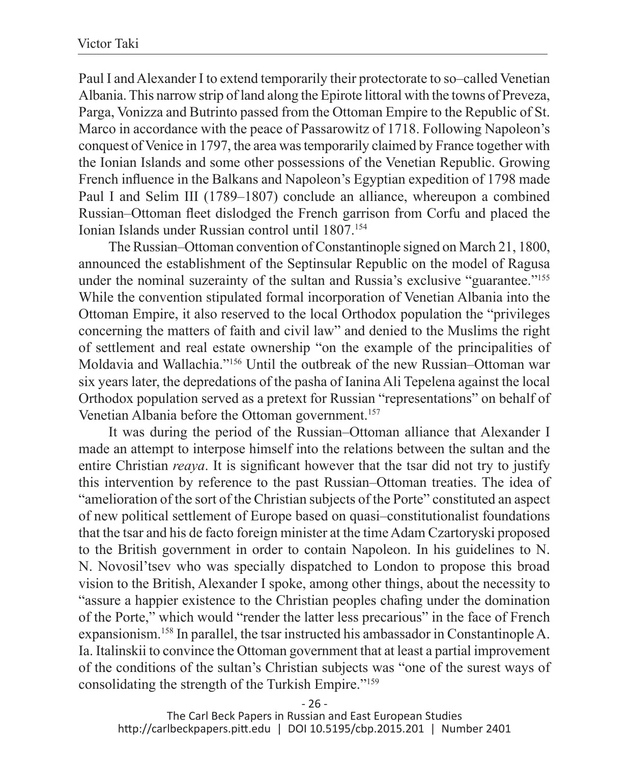Paul I and Alexander I to extend temporarily their protectorate to so–called Venetian Albania. This narrow strip of land along the Epirote littoral with the towns of Preveza, Parga, Vonizza and Butrinto passed from the Ottoman Empire to the Republic of St. Marco in accordance with the peace of Passarowitz of 1718. Following Napoleon's conquest of Venice in 1797, the area was temporarily claimed by France together with the Ionian Islands and some other possessions of the Venetian Republic. Growing French influence in the Balkans and Napoleon's Egyptian expedition of 1798 made Paul I and Selim III (1789–1807) conclude an alliance, whereupon a combined Russian–Ottoman fleet dislodged the French garrison from Corfu and placed the Ionian Islands under Russian control until 1807.[154]

The Russian–Ottoman convention of Constantinople signed on March 21, 1800, announced the establishment of the Septinsular Republic on the model of Ragusa under the nominal suzerainty of the sultan and Russia's exclusive "guarantee."[155] While the convention stipulated formal incorporation of Venetian Albania into the Ottoman Empire, it also reserved to the local Orthodox population the "privileges concerning the matters of faith and civil law" and denied to the Muslims the right of settlement and real estate ownership "on the example of the principalities of Moldavia and Wallachia."[156] Until the outbreak of the new Russian–Ottoman war six years later, the depredations of the pasha of Ianina Ali Tepelena against the local Orthodox population served as a pretext for Russian "representations" on behalf of Venetian Albania before the Ottoman government.[157]

It was during the period of the Russian–Ottoman alliance that Alexander I made an attempt to interpose himself into the relations between the sultan and the entire Christian *reaya*. It is significant however that the tsar did not try to justify this intervention by reference to the past Russian–Ottoman treaties. The idea of "amelioration of the sort of the Christian subjects of the Porte" constituted an aspect of new political settlement of Europe based on quasi–constitutionalist foundations that the tsar and his de facto foreign minister at the time Adam Czartoryski proposed to the British government in order to contain Napoleon. In his guidelines to N. N. Novosil'tsev who was specially dispatched to London to propose this broad vision to the British, Alexander I spoke, among other things, about the necessity to "assure a happier existence to the Christian peoples chafing under the domination of the Porte," which would "render the latter less precarious" in the face of French expansionism.[158] In parallel, the tsar instructed his ambassador in Constantinople A. Ia. Italinskii to convince the Ottoman government that at least a partial improvement of the conditions of the sultan's Christian subjects was "one of the surest ways of consolidating the strength of the Turkish Empire."[159]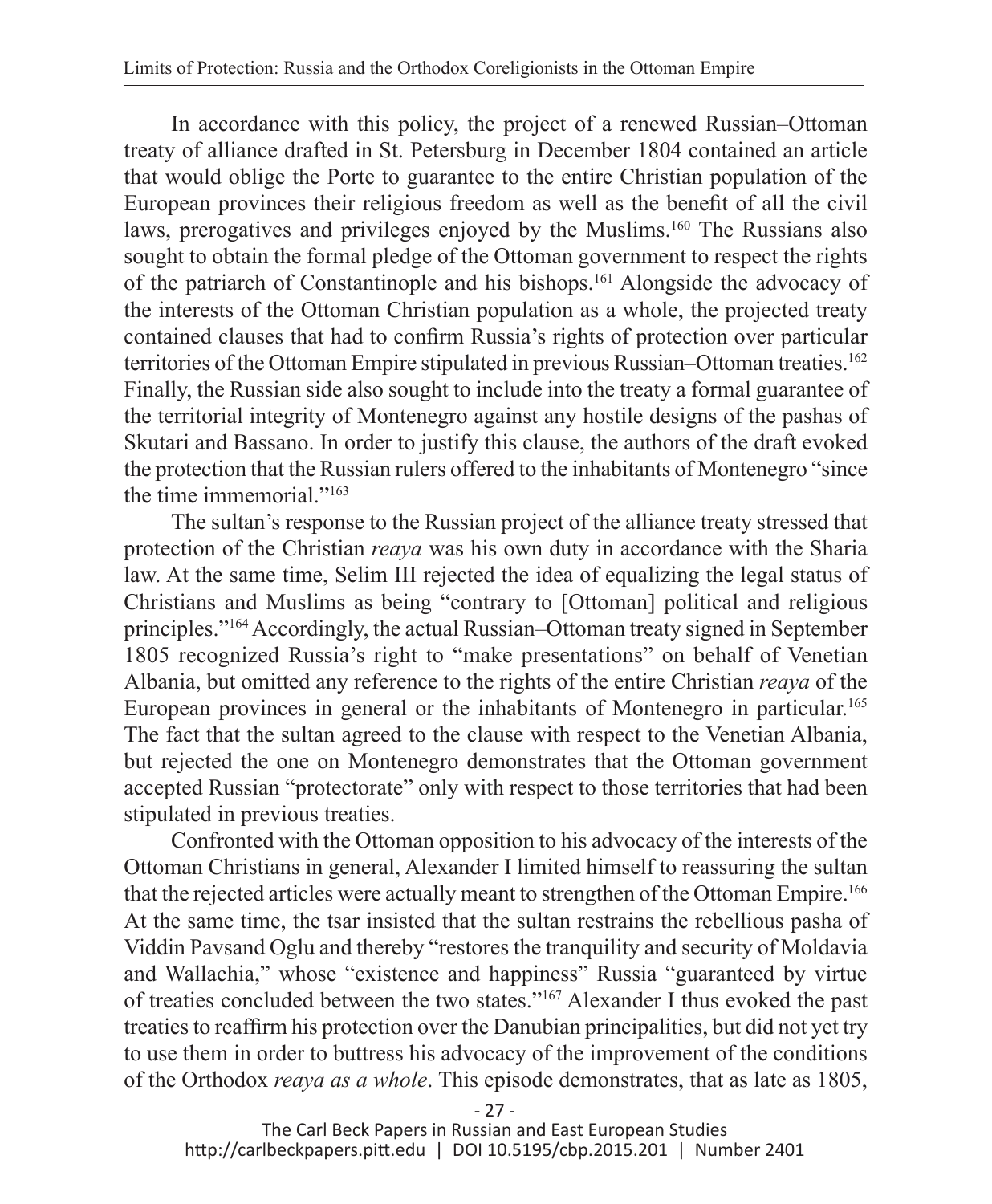In accordance with this policy, the project of a renewed Russian–Ottoman treaty of alliance drafted in St. Petersburg in December 1804 contained an article that would oblige the Porte to guarantee to the entire Christian population of the European provinces their religious freedom as well as the benefit of all the civil laws, prerogatives and privileges enjoyed by the Muslims.[160] The Russians also sought to obtain the formal pledge of the Ottoman government to respect the rights of the patriarch of Constantinople and his bishops.[161] Alongside the advocacy of the interests of the Ottoman Christian population as a whole, the projected treaty contained clauses that had to confirm Russia's rights of protection over particular territories of the Ottoman Empire stipulated in previous Russian–Ottoman treaties.[162] Finally, the Russian side also sought to include into the treaty a formal guarantee of the territorial integrity of Montenegro against any hostile designs of the pashas of Skutari and Bassano. In order to justify this clause, the authors of the draft evoked the protection that the Russian rulers offered to the inhabitants of Montenegro "since the time immemorial."[163]

The sultan's response to the Russian project of the alliance treaty stressed that protection of the Christian *reaya* was his own duty in accordance with the Sharia law. At the same time, Selim III rejected the idea of equalizing the legal status of Christians and Muslims as being "contrary to [Ottoman] political and religious principles."[164] Accordingly, the actual Russian–Ottoman treaty signed in September 1805 recognized Russia's right to "make presentations" on behalf of Venetian Albania, but omitted any reference to the rights of the entire Christian *reaya* of the European provinces in general or the inhabitants of Montenegro in particular.[165] The fact that the sultan agreed to the clause with respect to the Venetian Albania, but rejected the one on Montenegro demonstrates that the Ottoman government accepted Russian "protectorate" only with respect to those territories that had been stipulated in previous treaties.

Confronted with the Ottoman opposition to his advocacy of the interests of the Ottoman Christians in general, Alexander I limited himself to reassuring the sultan that the rejected articles were actually meant to strengthen of the Ottoman Empire.[166] At the same time, the tsar insisted that the sultan restrains the rebellious pasha of Viddin Pavsand Oglu and thereby "restores the tranquility and security of Moldavia and Wallachia," whose "existence and happiness" Russia "guaranteed by virtue of treaties concluded between the two states."[167] Alexander I thus evoked the past treaties to reaffirm his protection over the Danubian principalities, but did not yet try to use them in order to buttress his advocacy of the improvement of the conditions of the Orthodox *reaya as a whole*. This episode demonstrates, that as late as 1805,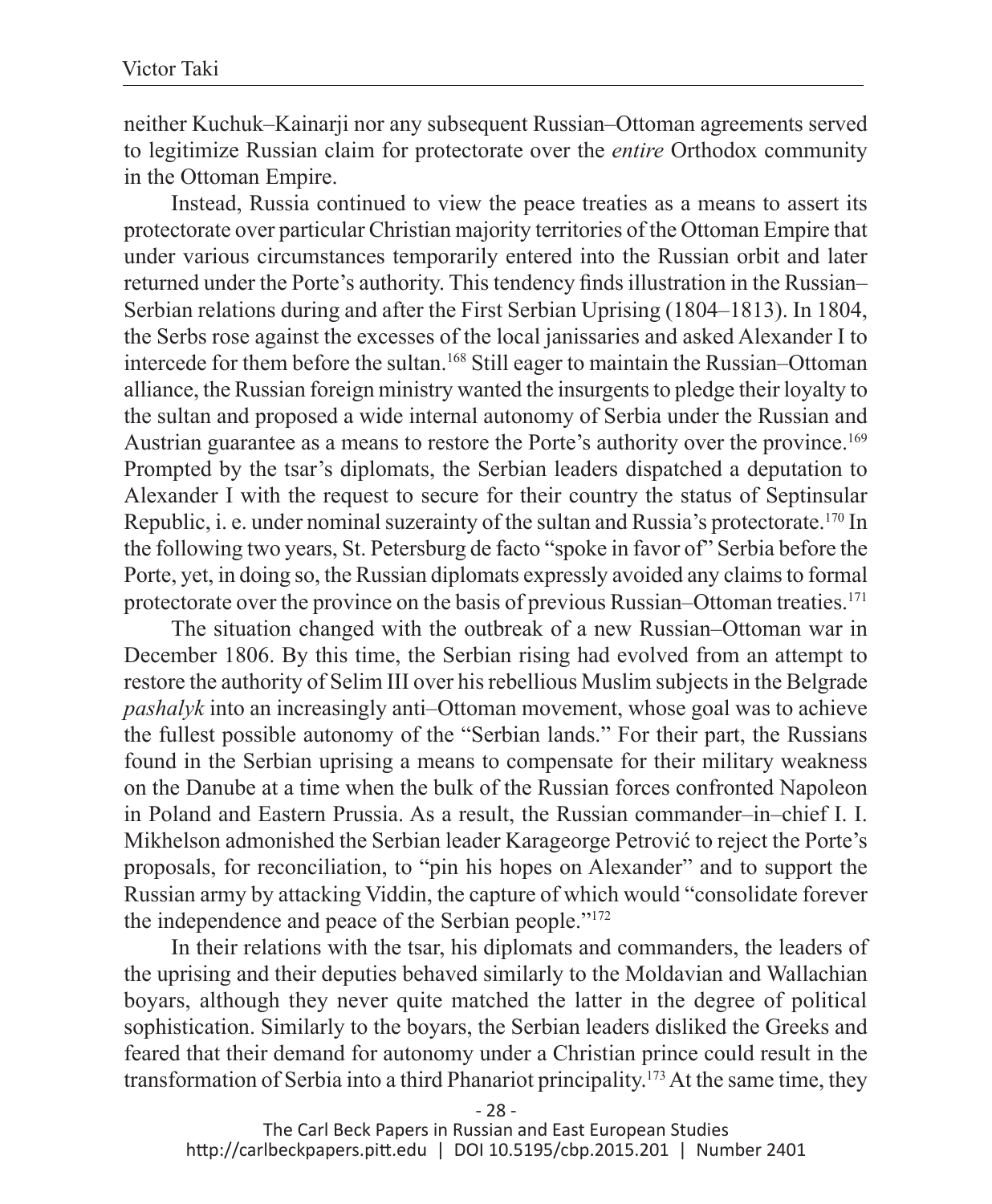neither Kuchuk–Kainarji nor any subsequent Russian–Ottoman agreements served to legitimize Russian claim for protectorate over the *entire* Orthodox community in the Ottoman Empire.

Instead, Russia continued to view the peace treaties as a means to assert its protectorate over particular Christian majority territories of the Ottoman Empire that under various circumstances temporarily entered into the Russian orbit and later returned under the Porte's authority. This tendency finds illustration in the Russian–Serbian relations during and after the First Serbian Uprising (1804–1813). In 1804, the Serbs rose against the excesses of the local janissaries and asked Alexander I to intercede for them before the sultan.[168] Still eager to maintain the Russian–Ottoman alliance, the Russian foreign ministry wanted the insurgents to pledge their loyalty to the sultan and proposed a wide internal autonomy of Serbia under the Russian and Austrian guarantee as a means to restore the Porte's authority over the province.[169] Prompted by the tsar's diplomats, the Serbian leaders dispatched a deputation to Alexander I with the request to secure for their country the status of Septinsular Republic, i. e. under nominal suzerainty of the sultan and Russia's protectorate.[170] In the following two years, St. Petersburg de facto "spoke in favor of" Serbia before the Porte, yet, in doing so, the Russian diplomats expressly avoided any claims to formal protectorate over the province on the basis of previous Russian–Ottoman treaties.[171]

The situation changed with the outbreak of a new Russian–Ottoman war in December 1806. By this time, the Serbian rising had evolved from an attempt to restore the authority of Selim III over his rebellious Muslim subjects in the Belgrade *pashalyk* into an increasingly anti–Ottoman movement, whose goal was to achieve the fullest possible autonomy of the "Serbian lands." For their part, the Russians found in the Serbian uprising a means to compensate for their military weakness on the Danube at a time when the bulk of the Russian forces confronted Napoleon in Poland and Eastern Prussia. As a result, the Russian commander–in–chief I. I. Mikhelson admonished the Serbian leader Karageorge Petrović to reject the Porte's proposals, for reconciliation, to "pin his hopes on Alexander" and to support the Russian army by attacking Viddin, the capture of which would "consolidate forever the independence and peace of the Serbian people."[172]

In their relations with the tsar, his diplomats and commanders, the leaders of the uprising and their deputies behaved similarly to the Moldavian and Wallachian boyars, although they never quite matched the latter in the degree of political sophistication. Similarly to the boyars, the Serbian leaders disliked the Greeks and feared that their demand for autonomy under a Christian prince could result in the transformation of Serbia into a third Phanariot principality.[173] At the same time, they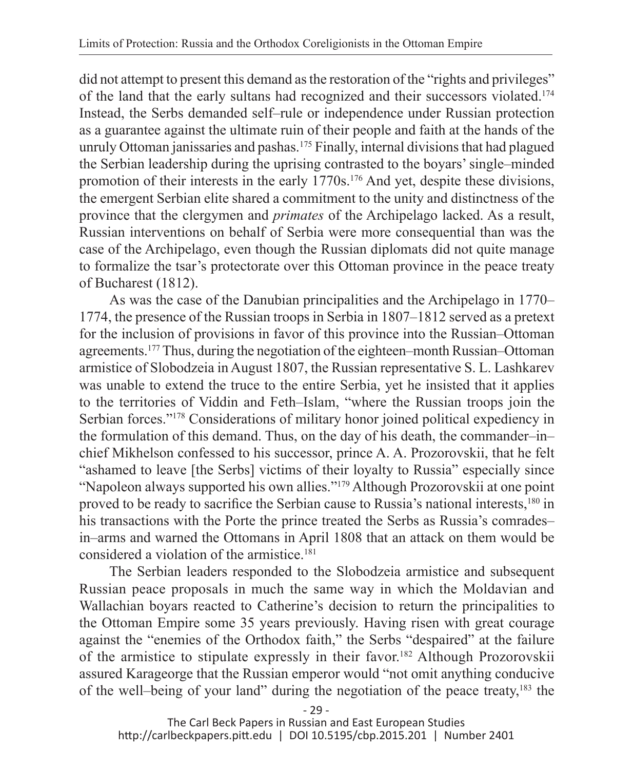did not attempt to present this demand as the restoration of the "rights and privileges" of the land that the early sultans had recognized and their successors violated.[174] Instead, the Serbs demanded self–rule or independence under Russian protection as a guarantee against the ultimate ruin of their people and faith at the hands of the unruly Ottoman janissaries and pashas.[175] Finally, internal divisions that had plagued the Serbian leadership during the uprising contrasted to the boyars' single–minded promotion of their interests in the early 1770s.[176] And yet, despite these divisions, the emergent Serbian elite shared a commitment to the unity and distinctness of the province that the clergymen and *primates* of the Archipelago lacked. As a result, Russian interventions on behalf of Serbia were more consequential than was the case of the Archipelago, even though the Russian diplomats did not quite manage to formalize the tsar's protectorate over this Ottoman province in the peace treaty of Bucharest (1812).

As was the case of the Danubian principalities and the Archipelago in 1770–1774, the presence of the Russian troops in Serbia in 1807–1812 served as a pretext for the inclusion of provisions in favor of this province into the Russian–Ottoman agreements.[177] Thus, during the negotiation of the eighteen–month Russian–Ottoman armistice of Slobodzeia in August 1807, the Russian representative S. L. Lashkarev was unable to extend the truce to the entire Serbia, yet he insisted that it applies to the territories of Viddin and Feth–Islam, "where the Russian troops join the Serbian forces."[178] Considerations of military honor joined political expediency in the formulation of this demand. Thus, on the day of his death, the commander–in–chief Mikhelson confessed to his successor, prince A. A. Prozorovskii, that he felt "ashamed to leave [the Serbs] victims of their loyalty to Russia" especially since "Napoleon always supported his own allies."[179] Although Prozorovskii at one point proved to be ready to sacrifice the Serbian cause to Russia's national interests,[180] in his transactions with the Porte the prince treated the Serbs as Russia's comrades–in–arms and warned the Ottomans in April 1808 that an attack on them would be considered a violation of the armistice.[181]

The Serbian leaders responded to the Slobodzeia armistice and subsequent Russian peace proposals in much the same way in which the Moldavian and Wallachian boyars reacted to Catherine's decision to return the principalities to the Ottoman Empire some 35 years previously. Having risen with great courage against the "enemies of the Orthodox faith," the Serbs "despaired" at the failure of the armistice to stipulate expressly in their favor.[182] Although Prozorovskii assured Karageorge that the Russian emperor would "not omit anything conducive of the well–being of your land" during the negotiation of the peace treaty,[183] the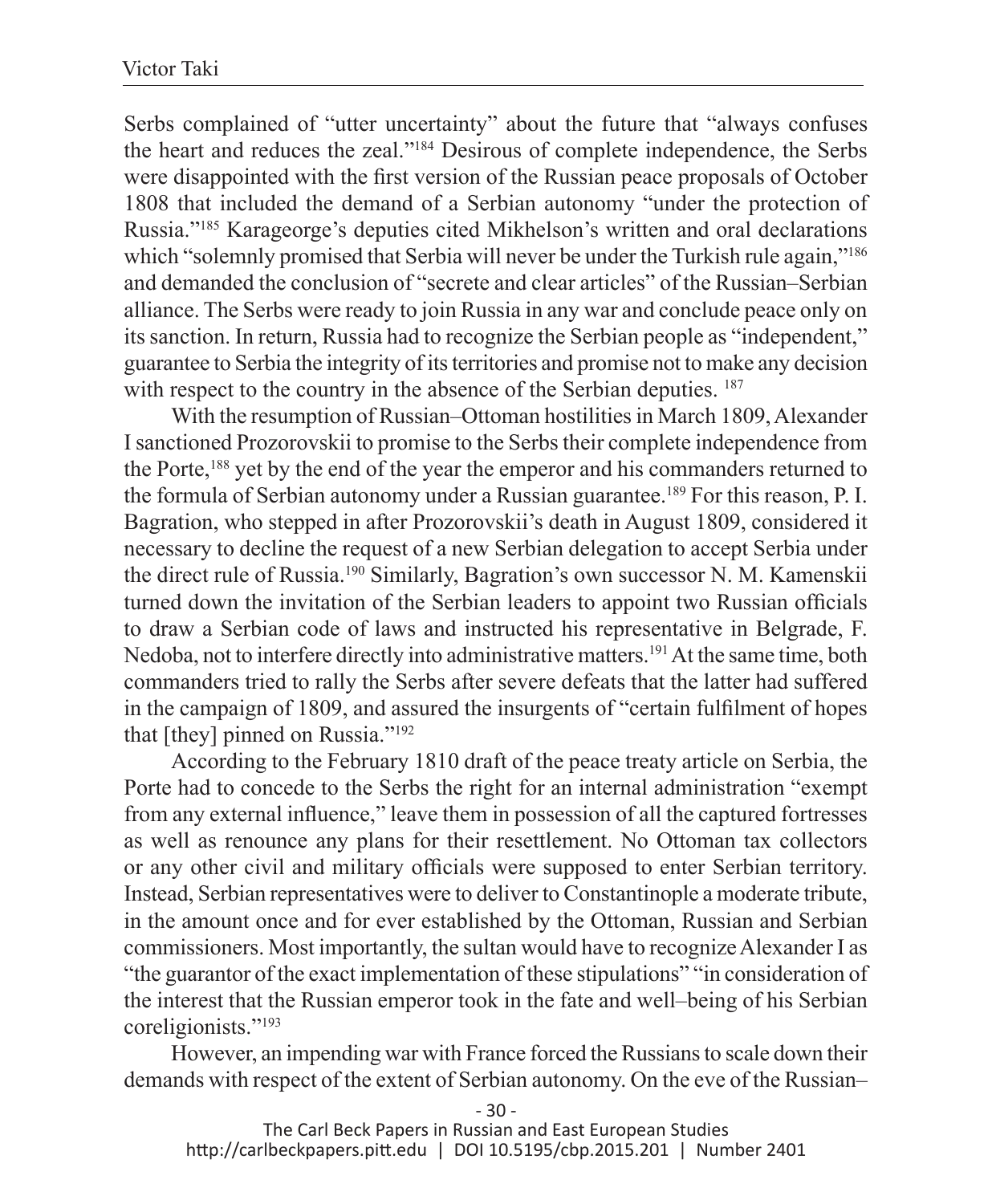Serbs complained of "utter uncertainty" about the future that "always confuses the heart and reduces the zeal."[184] Desirous of complete independence, the Serbs were disappointed with the first version of the Russian peace proposals of October 1808 that included the demand of a Serbian autonomy "under the protection of Russia."[185] Karageorge's deputies cited Mikhelson's written and oral declarations which "solemnly promised that Serbia will never be under the Turkish rule again,"[186] and demanded the conclusion of "secrete and clear articles" of the Russian–Serbian alliance. The Serbs were ready to join Russia in any war and conclude peace only on its sanction. In return, Russia had to recognize the Serbian people as "independent," guarantee to Serbia the integrity of its territories and promise not to make any decision with respect to the country in the absence of the Serbian deputies. [187]

With the resumption of Russian–Ottoman hostilities in March 1809, Alexander I sanctioned Prozorovskii to promise to the Serbs their complete independence from the Porte,[188] yet by the end of the year the emperor and his commanders returned to the formula of Serbian autonomy under a Russian guarantee.[189] For this reason, P. I. Bagration, who stepped in after Prozorovskii's death in August 1809, considered it necessary to decline the request of a new Serbian delegation to accept Serbia under the direct rule of Russia.[190] Similarly, Bagration's own successor N. M. Kamenskii turned down the invitation of the Serbian leaders to appoint two Russian officials to draw a Serbian code of laws and instructed his representative in Belgrade, F. Nedoba, not to interfere directly into administrative matters.[191] At the same time, both commanders tried to rally the Serbs after severe defeats that the latter had suffered in the campaign of 1809, and assured the insurgents of "certain fulfilment of hopes that [they] pinned on Russia."[192]

According to the February 1810 draft of the peace treaty article on Serbia, the Porte had to concede to the Serbs the right for an internal administration "exempt from any external influence," leave them in possession of all the captured fortresses as well as renounce any plans for their resettlement. No Ottoman tax collectors or any other civil and military officials were supposed to enter Serbian territory. Instead, Serbian representatives were to deliver to Constantinople a moderate tribute, in the amount once and for ever established by the Ottoman, Russian and Serbian commissioners. Most importantly, the sultan would have to recognize Alexander I as "the guarantor of the exact implementation of these stipulations" "in consideration of the interest that the Russian emperor took in the fate and well–being of his Serbian coreligionists."[193]

However, an impending war with France forced the Russians to scale down their demands with respect of the extent of Serbian autonomy. On the eve of the Russian–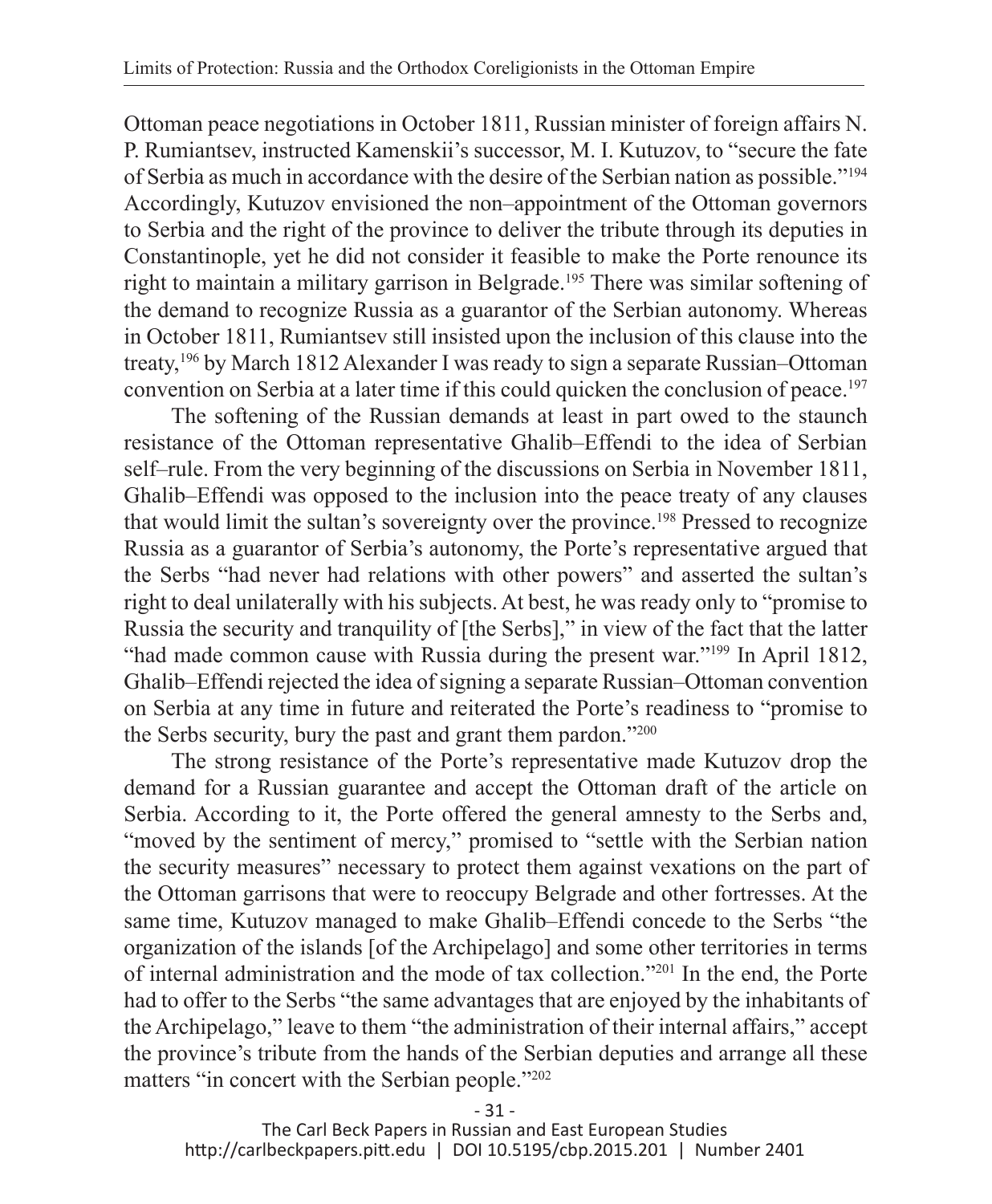Ottoman peace negotiations in October 1811, Russian minister of foreign affairs N. P. Rumiantsev, instructed Kamenskii's successor, M. I. Kutuzov, to "secure the fate of Serbia as much in accordance with the desire of the Serbian nation as possible."[194] Accordingly, Kutuzov envisioned the non–appointment of the Ottoman governors to Serbia and the right of the province to deliver the tribute through its deputies in Constantinople, yet he did not consider it feasible to make the Porte renounce its right to maintain a military garrison in Belgrade.[195] There was similar softening of the demand to recognize Russia as a guarantor of the Serbian autonomy. Whereas in October 1811, Rumiantsev still insisted upon the inclusion of this clause into the treaty,[196] by March 1812 Alexander I was ready to sign a separate Russian–Ottoman convention on Serbia at a later time if this could quicken the conclusion of peace.[197]

The softening of the Russian demands at least in part owed to the staunch resistance of the Ottoman representative Ghalib–Effendi to the idea of Serbian self–rule. From the very beginning of the discussions on Serbia in November 1811, Ghalib–Effendi was opposed to the inclusion into the peace treaty of any clauses that would limit the sultan's sovereignty over the province.[198] Pressed to recognize Russia as a guarantor of Serbia's autonomy, the Porte's representative argued that the Serbs "had never had relations with other powers" and asserted the sultan's right to deal unilaterally with his subjects. At best, he was ready only to "promise to Russia the security and tranquility of [the Serbs]," in view of the fact that the latter "had made common cause with Russia during the present war."[199] In April 1812, Ghalib–Effendi rejected the idea of signing a separate Russian–Ottoman convention on Serbia at any time in future and reiterated the Porte's readiness to "promise to the Serbs security, bury the past and grant them pardon."[200]

The strong resistance of the Porte's representative made Kutuzov drop the demand for a Russian guarantee and accept the Ottoman draft of the article on Serbia. According to it, the Porte offered the general amnesty to the Serbs and, "moved by the sentiment of mercy," promised to "settle with the Serbian nation the security measures" necessary to protect them against vexations on the part of the Ottoman garrisons that were to reoccupy Belgrade and other fortresses. At the same time, Kutuzov managed to make Ghalib–Effendi concede to the Serbs "the organization of the islands [of the Archipelago] and some other territories in terms of internal administration and the mode of tax collection."[201] In the end, the Porte had to offer to the Serbs "the same advantages that are enjoyed by the inhabitants of the Archipelago," leave to them "the administration of their internal affairs," accept the province's tribute from the hands of the Serbian deputies and arrange all these matters "in concert with the Serbian people."[202]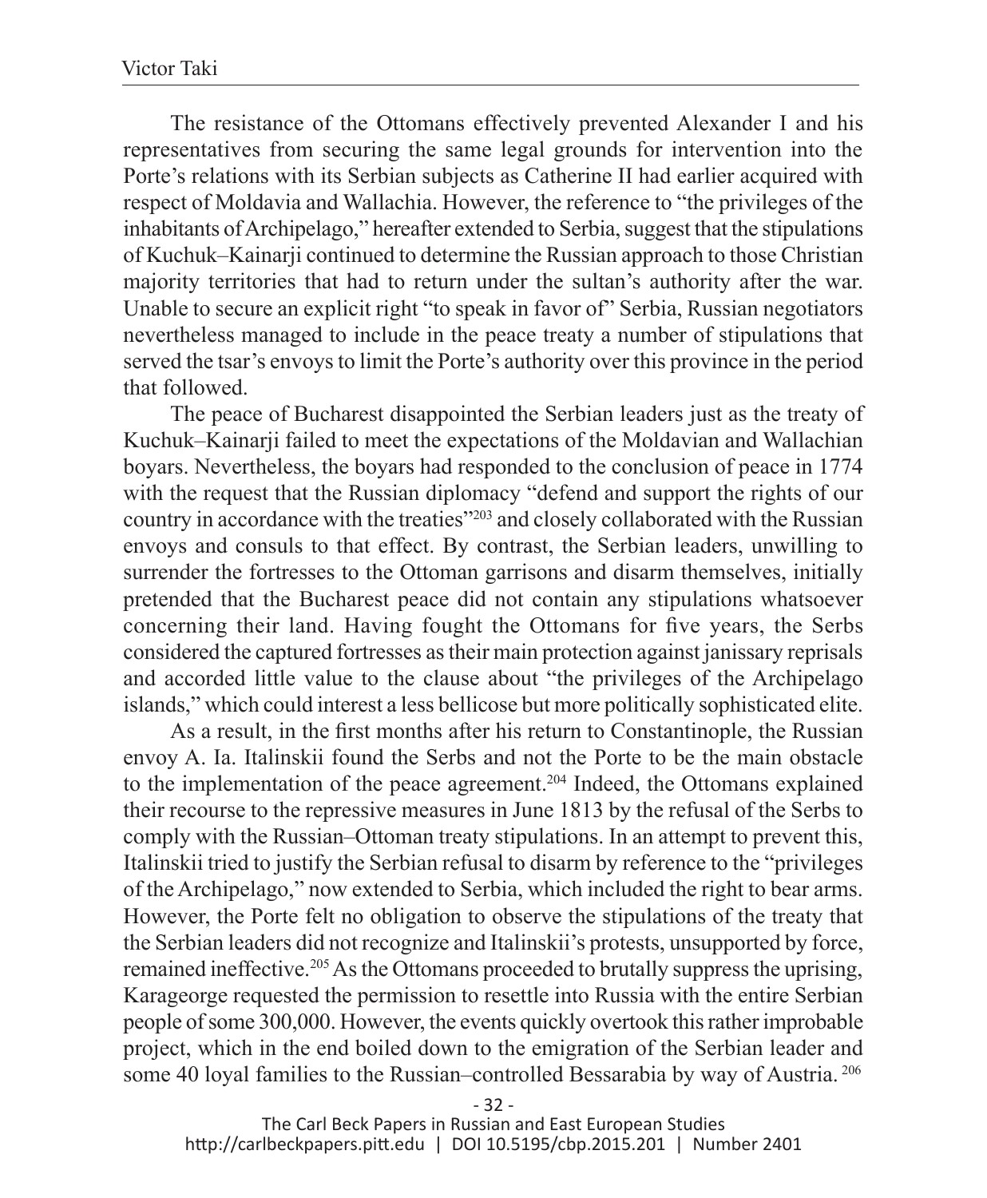The resistance of the Ottomans effectively prevented Alexander I and his representatives from securing the same legal grounds for intervention into the Porte's relations with its Serbian subjects as Catherine II had earlier acquired with respect of Moldavia and Wallachia. However, the reference to "the privileges of the inhabitants of Archipelago," hereafter extended to Serbia, suggest that the stipulations of Kuchuk–Kainarji continued to determine the Russian approach to those Christian majority territories that had to return under the sultan's authority after the war. Unable to secure an explicit right "to speak in favor of" Serbia, Russian negotiators nevertheless managed to include in the peace treaty a number of stipulations that served the tsar's envoys to limit the Porte's authority over this province in the period that followed.

The peace of Bucharest disappointed the Serbian leaders just as the treaty of Kuchuk–Kainarji failed to meet the expectations of the Moldavian and Wallachian boyars. Nevertheless, the boyars had responded to the conclusion of peace in 1774 with the request that the Russian diplomacy "defend and support the rights of our country in accordance with the treaties"[203] and closely collaborated with the Russian envoys and consuls to that effect. By contrast, the Serbian leaders, unwilling to surrender the fortresses to the Ottoman garrisons and disarm themselves, initially pretended that the Bucharest peace did not contain any stipulations whatsoever concerning their land. Having fought the Ottomans for five years, the Serbs considered the captured fortresses as their main protection against janissary reprisals and accorded little value to the clause about "the privileges of the Archipelago islands," which could interest a less bellicose but more politically sophisticated elite.

As a result, in the first months after his return to Constantinople, the Russian envoy A. Ia. Italinskii found the Serbs and not the Porte to be the main obstacle to the implementation of the peace agreement.[204] Indeed, the Ottomans explained their recourse to the repressive measures in June 1813 by the refusal of the Serbs to comply with the Russian–Ottoman treaty stipulations. In an attempt to prevent this, Italinskii tried to justify the Serbian refusal to disarm by reference to the "privileges of the Archipelago," now extended to Serbia, which included the right to bear arms. However, the Porte felt no obligation to observe the stipulations of the treaty that the Serbian leaders did not recognize and Italinskii's protests, unsupported by force, remained ineffective.[205] As the Ottomans proceeded to brutally suppress the uprising, Karageorge requested the permission to resettle into Russia with the entire Serbian people of some 300,000. However, the events quickly overtook this rather improbable project, which in the end boiled down to the emigration of the Serbian leader and some 40 loyal families to the Russian–controlled Bessarabia by way of Austria.[206]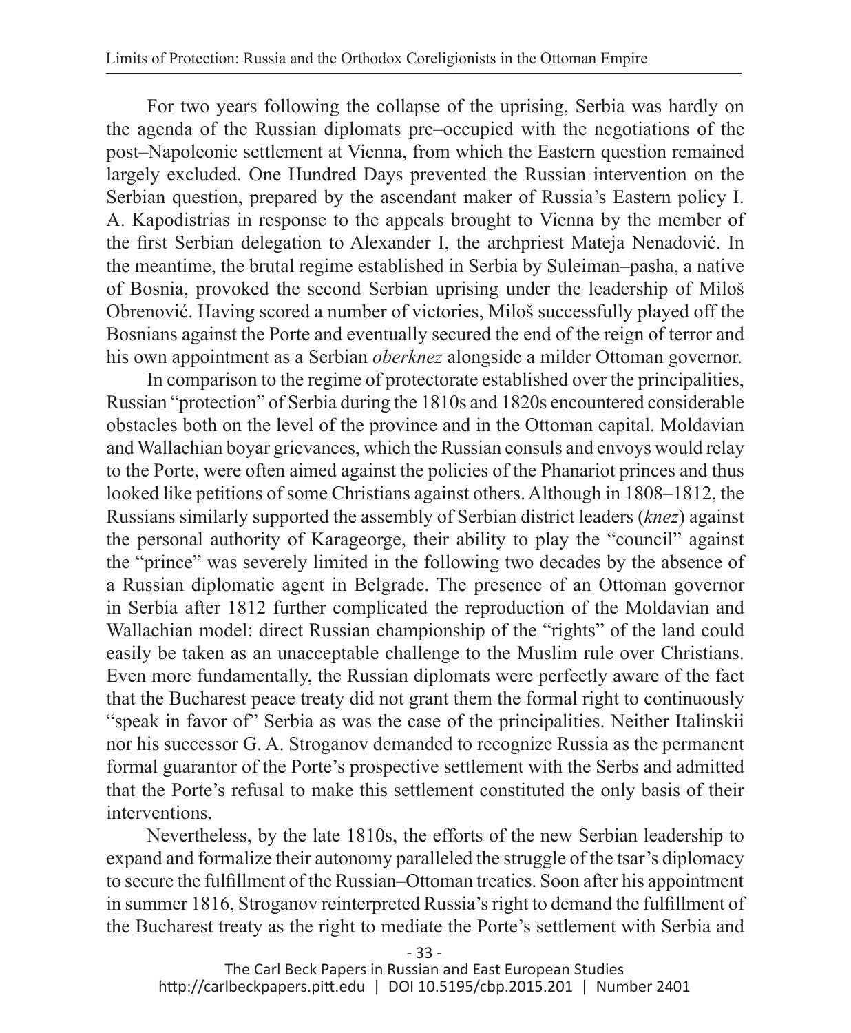For two years following the collapse of the uprising, Serbia was hardly on the agenda of the Russian diplomats pre–occupied with the negotiations of the post–Napoleonic settlement at Vienna, from which the Eastern question remained largely excluded. One Hundred Days prevented the Russian intervention on the Serbian question, prepared by the ascendant maker of Russia's Eastern policy I. A. Kapodistrias in response to the appeals brought to Vienna by the member of the first Serbian delegation to Alexander I, the archpriest Mateja Nenadović. In the meantime, the brutal regime established in Serbia by Suleiman–pasha, a native of Bosnia, provoked the second Serbian uprising under the leadership of Miloš Obrenović. Having scored a number of victories, Miloš successfully played off the Bosnians against the Porte and eventually secured the end of the reign of terror and his own appointment as a Serbian *oberknez* alongside a milder Ottoman governor.

In comparison to the regime of protectorate established over the principalities, Russian "protection" of Serbia during the 1810s and 1820s encountered considerable obstacles both on the level of the province and in the Ottoman capital. Moldavian and Wallachian boyar grievances, which the Russian consuls and envoys would relay to the Porte, were often aimed against the policies of the Phanariot princes and thus looked like petitions of some Christians against others. Although in 1808–1812, the Russians similarly supported the assembly of Serbian district leaders (*knez*) against the personal authority of Karageorge, their ability to play the "council" against the "prince" was severely limited in the following two decades by the absence of a Russian diplomatic agent in Belgrade. The presence of an Ottoman governor in Serbia after 1812 further complicated the reproduction of the Moldavian and Wallachian model: direct Russian championship of the "rights" of the land could easily be taken as an unacceptable challenge to the Muslim rule over Christians. Even more fundamentally, the Russian diplomats were perfectly aware of the fact that the Bucharest peace treaty did not grant them the formal right to continuously "speak in favor of" Serbia as was the case of the principalities. Neither Italinskii nor his successor G. A. Stroganov demanded to recognize Russia as the permanent formal guarantor of the Porte's prospective settlement with the Serbs and admitted that the Porte's refusal to make this settlement constituted the only basis of their interventions.

Nevertheless, by the late 1810s, the efforts of the new Serbian leadership to expand and formalize their autonomy paralleled the struggle of the tsar's diplomacy to secure the fulfillment of the Russian–Ottoman treaties. Soon after his appointment in summer 1816, Stroganov reinterpreted Russia's right to demand the fulfillment of the Bucharest treaty as the right to mediate the Porte's settlement with Serbia and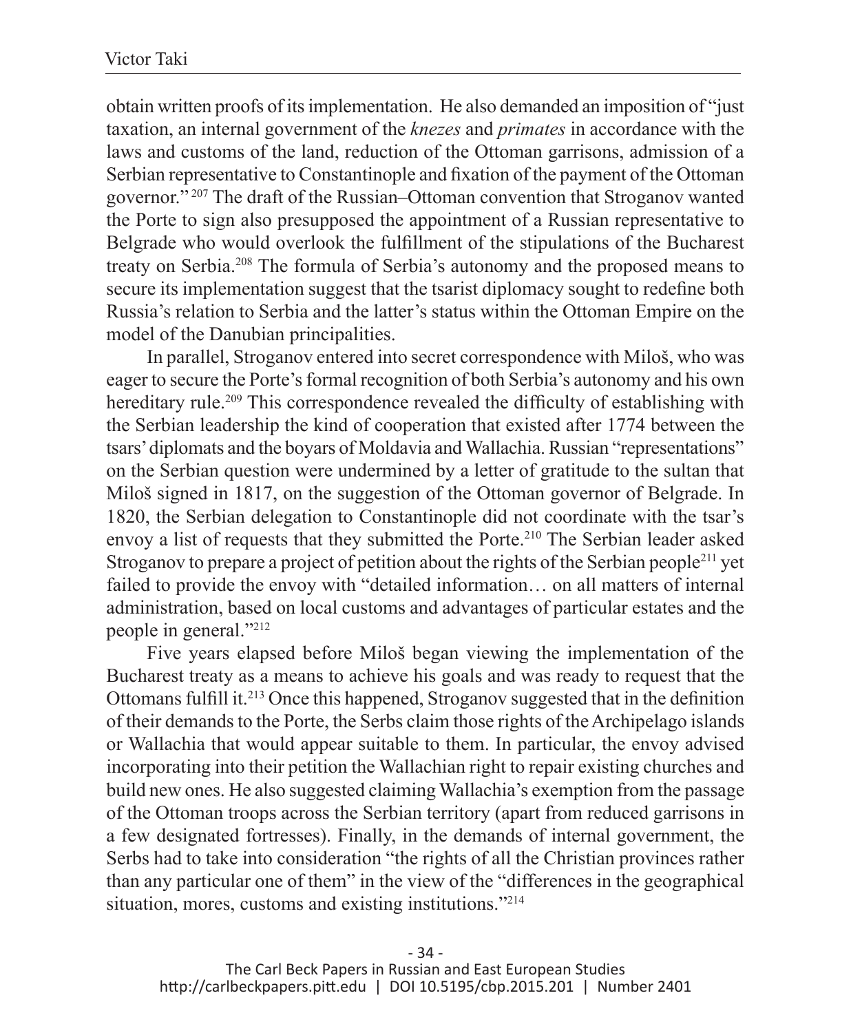obtain written proofs of its implementation. He also demanded an imposition of "just taxation, an internal government of the *knezes* and *primates* in accordance with the laws and customs of the land, reduction of the Ottoman garrisons, admission of a Serbian representative to Constantinople and fixation of the payment of the Ottoman governor."[207] The draft of the Russian–Ottoman convention that Stroganov wanted the Porte to sign also presupposed the appointment of a Russian representative to Belgrade who would overlook the fulfillment of the stipulations of the Bucharest treaty on Serbia.[208] The formula of Serbia's autonomy and the proposed means to secure its implementation suggest that the tsarist diplomacy sought to redefine both Russia's relation to Serbia and the latter's status within the Ottoman Empire on the model of the Danubian principalities.

In parallel, Stroganov entered into secret correspondence with Miloš, who was eager to secure the Porte's formal recognition of both Serbia's autonomy and his own hereditary rule.[209] This correspondence revealed the difficulty of establishing with the Serbian leadership the kind of cooperation that existed after 1774 between the tsars' diplomats and the boyars of Moldavia and Wallachia. Russian "representations" on the Serbian question were undermined by a letter of gratitude to the sultan that Miloš signed in 1817, on the suggestion of the Ottoman governor of Belgrade. In 1820, the Serbian delegation to Constantinople did not coordinate with the tsar's envoy a list of requests that they submitted the Porte.[210] The Serbian leader asked Stroganov to prepare a project of petition about the rights of the Serbian people[211] yet failed to provide the envoy with "detailed information… on all matters of internal administration, based on local customs and advantages of particular estates and the people in general."[212]

Five years elapsed before Miloš began viewing the implementation of the Bucharest treaty as a means to achieve his goals and was ready to request that the Ottomans fulfill it.[213] Once this happened, Stroganov suggested that in the definition of their demands to the Porte, the Serbs claim those rights of the Archipelago islands or Wallachia that would appear suitable to them. In particular, the envoy advised incorporating into their petition the Wallachian right to repair existing churches and build new ones. He also suggested claiming Wallachia's exemption from the passage of the Ottoman troops across the Serbian territory (apart from reduced garrisons in a few designated fortresses). Finally, in the demands of internal government, the Serbs had to take into consideration "the rights of all the Christian provinces rather than any particular one of them" in the view of the "differences in the geographical situation, mores, customs and existing institutions."[214]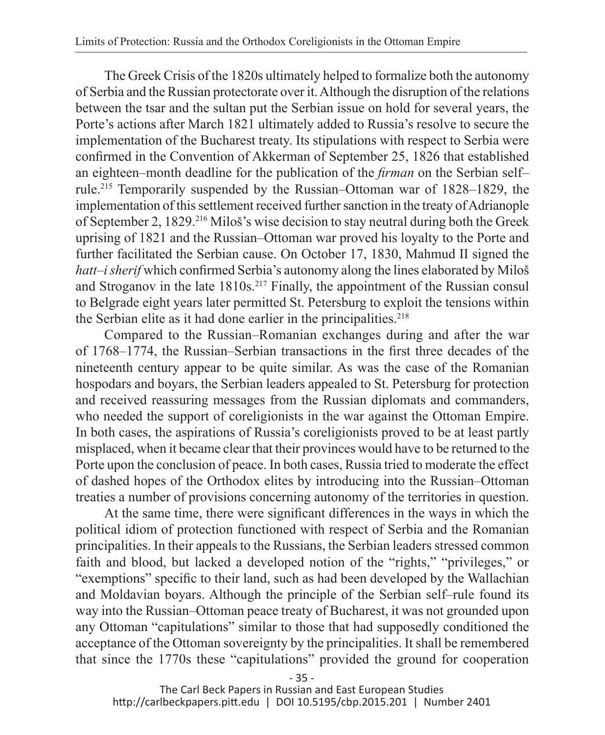The Greek Crisis of the 1820s ultimately helped to formalize both the autonomy of Serbia and the Russian protectorate over it. Although the disruption of the relations between the tsar and the sultan put the Serbian issue on hold for several years, the Porte's actions after March 1821 ultimately added to Russia's resolve to secure the implementation of the Bucharest treaty. Its stipulations with respect to Serbia were confirmed in the Convention of Akkerman of September 25, 1826 that established an eighteen–month deadline for the publication of the *firman* on the Serbian self–rule.[215] Temporarily suspended by the Russian–Ottoman war of 1828–1829, the implementation of this settlement received further sanction in the treaty of Adrianople of September 2, 1829.[216] Miloš's wise decision to stay neutral during both the Greek uprising of 1821 and the Russian–Ottoman war proved his loyalty to the Porte and further facilitated the Serbian cause. On October 17, 1830, Mahmud II signed the *hatt–i sherif* which confirmed Serbia's autonomy along the lines elaborated by Miloš and Stroganov in the late 1810s.[217] Finally, the appointment of the Russian consul to Belgrade eight years later permitted St. Petersburg to exploit the tensions within the Serbian elite as it had done earlier in the principalities.[218]

Compared to the Russian–Romanian exchanges during and after the war of 1768–1774, the Russian–Serbian transactions in the first three decades of the nineteenth century appear to be quite similar. As was the case of the Romanian hospodars and boyars, the Serbian leaders appealed to St. Petersburg for protection and received reassuring messages from the Russian diplomats and commanders, who needed the support of coreligionists in the war against the Ottoman Empire. In both cases, the aspirations of Russia's coreligionists proved to be at least partly misplaced, when it became clear that their provinces would have to be returned to the Porte upon the conclusion of peace. In both cases, Russia tried to moderate the effect of dashed hopes of the Orthodox elites by introducing into the Russian–Ottoman treaties a number of provisions concerning autonomy of the territories in question.

At the same time, there were significant differences in the ways in which the political idiom of protection functioned with respect of Serbia and the Romanian principalities. In their appeals to the Russians, the Serbian leaders stressed common faith and blood, but lacked a developed notion of the "rights," "privileges," or "exemptions" specific to their land, such as had been developed by the Wallachian and Moldavian boyars. Although the principle of the Serbian self–rule found its way into the Russian–Ottoman peace treaty of Bucharest, it was not grounded upon any Ottoman "capitulations" similar to those that had supposedly conditioned the acceptance of the Ottoman sovereignty by the principalities. It shall be remembered that since the 1770s these "capitulations" provided the ground for cooperation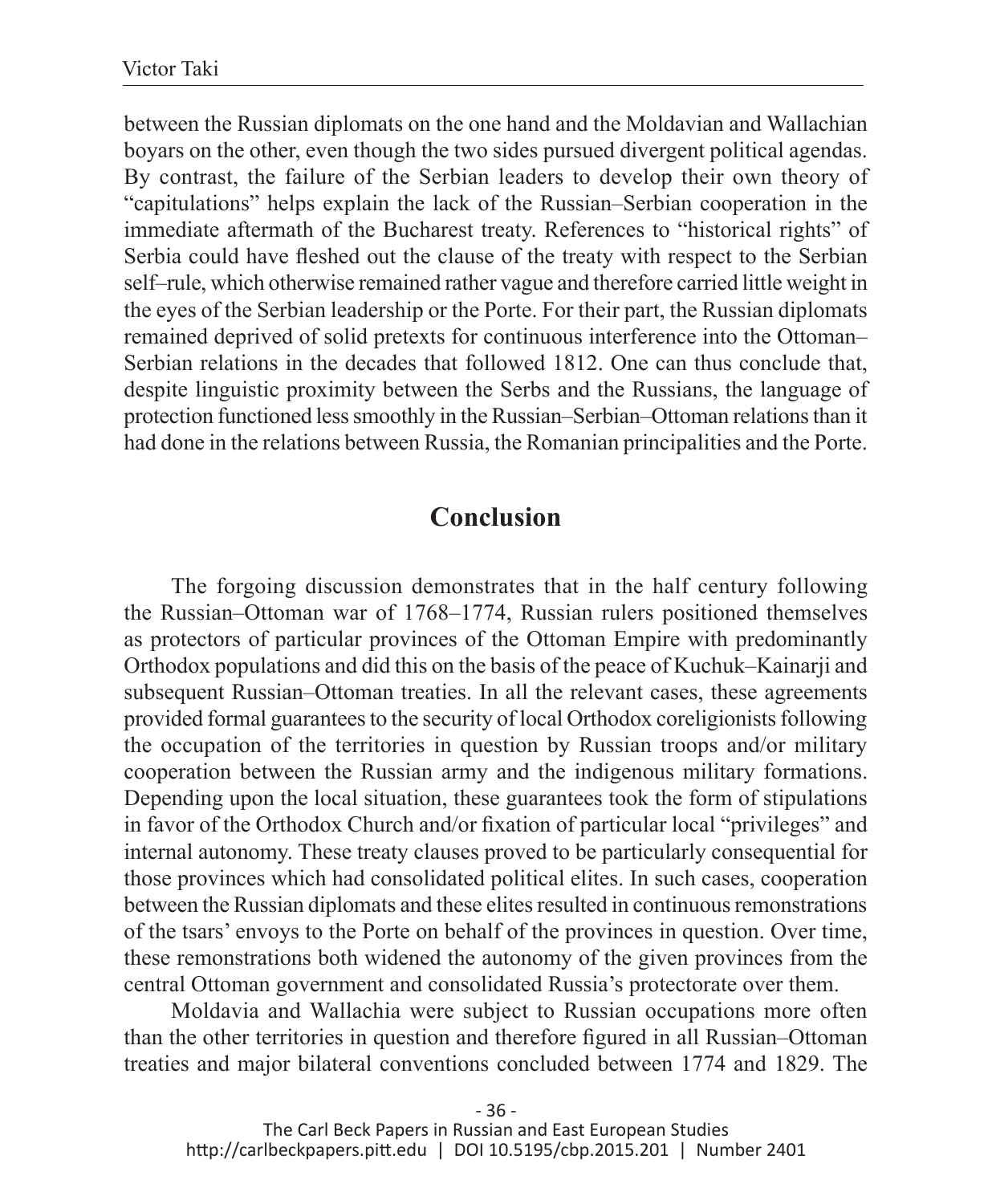between the Russian diplomats on the one hand and the Moldavian and Wallachian boyars on the other, even though the two sides pursued divergent political agendas. By contrast, the failure of the Serbian leaders to develop their own theory of "capitulations" helps explain the lack of the Russian–Serbian cooperation in the immediate aftermath of the Bucharest treaty. References to "historical rights" of Serbia could have fleshed out the clause of the treaty with respect to the Serbian self–rule, which otherwise remained rather vague and therefore carried little weight in the eyes of the Serbian leadership or the Porte. For their part, the Russian diplomats remained deprived of solid pretexts for continuous interference into the Ottoman–Serbian relations in the decades that followed 1812. One can thus conclude that, despite linguistic proximity between the Serbs and the Russians, the language of protection functioned less smoothly in the Russian–Serbian–Ottoman relations than it had done in the relations between Russia, the Romanian principalities and the Porte.

## Conclusion

The forgoing discussion demonstrates that in the half century following the Russian–Ottoman war of 1768–1774, Russian rulers positioned themselves as protectors of particular provinces of the Ottoman Empire with predominantly Orthodox populations and did this on the basis of the peace of Kuchuk–Kainarji and subsequent Russian–Ottoman treaties. In all the relevant cases, these agreements provided formal guarantees to the security of local Orthodox coreligionists following the occupation of the territories in question by Russian troops and/or military cooperation between the Russian army and the indigenous military formations. Depending upon the local situation, these guarantees took the form of stipulations in favor of the Orthodox Church and/or fixation of particular local "privileges" and internal autonomy. These treaty clauses proved to be particularly consequential for those provinces which had consolidated political elites. In such cases, cooperation between the Russian diplomats and these elites resulted in continuous remonstrations of the tsars' envoys to the Porte on behalf of the provinces in question. Over time, these remonstrations both widened the autonomy of the given provinces from the central Ottoman government and consolidated Russia's protectorate over them.

Moldavia and Wallachia were subject to Russian occupations more often than the other territories in question and therefore figured in all Russian–Ottoman treaties and major bilateral conventions concluded between 1774 and 1829. The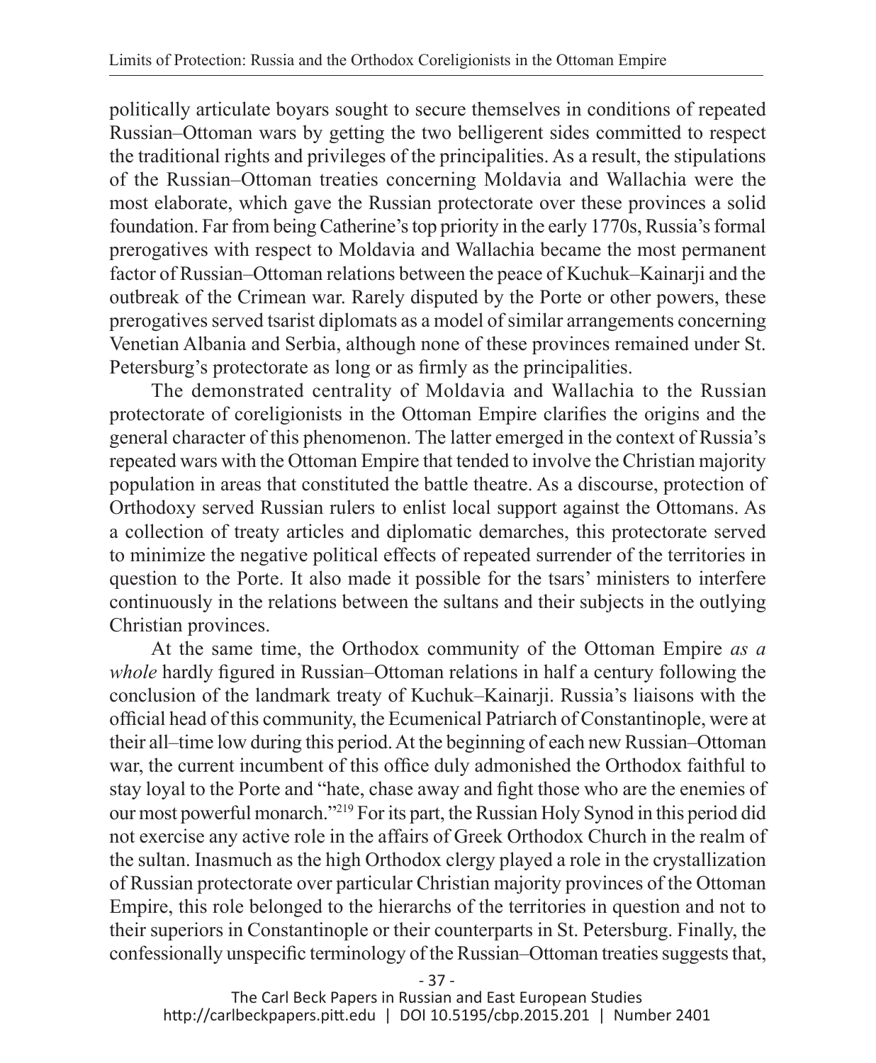politically articulate boyars sought to secure themselves in conditions of repeated Russian–Ottoman wars by getting the two belligerent sides committed to respect the traditional rights and privileges of the principalities. As a result, the stipulations of the Russian–Ottoman treaties concerning Moldavia and Wallachia were the most elaborate, which gave the Russian protectorate over these provinces a solid foundation. Far from being Catherine's top priority in the early 1770s, Russia's formal prerogatives with respect to Moldavia and Wallachia became the most permanent factor of Russian–Ottoman relations between the peace of Kuchuk–Kainarji and the outbreak of the Crimean war. Rarely disputed by the Porte or other powers, these prerogatives served tsarist diplomats as a model of similar arrangements concerning Venetian Albania and Serbia, although none of these provinces remained under St. Petersburg's protectorate as long or as firmly as the principalities.

The demonstrated centrality of Moldavia and Wallachia to the Russian protectorate of coreligionists in the Ottoman Empire clarifies the origins and the general character of this phenomenon. The latter emerged in the context of Russia's repeated wars with the Ottoman Empire that tended to involve the Christian majority population in areas that constituted the battle theatre. As a discourse, protection of Orthodoxy served Russian rulers to enlist local support against the Ottomans. As a collection of treaty articles and diplomatic demarches, this protectorate served to minimize the negative political effects of repeated surrender of the territories in question to the Porte. It also made it possible for the tsars' ministers to interfere continuously in the relations between the sultans and their subjects in the outlying Christian provinces.

At the same time, the Orthodox community of the Ottoman Empire *as a whole* hardly figured in Russian–Ottoman relations in half a century following the conclusion of the landmark treaty of Kuchuk–Kainarji. Russia's liaisons with the official head of this community, the Ecumenical Patriarch of Constantinople, were at their all–time low during this period. At the beginning of each new Russian–Ottoman war, the current incumbent of this office duly admonished the Orthodox faithful to stay loyal to the Porte and "hate, chase away and fight those who are the enemies of our most powerful monarch."[219] For its part, the Russian Holy Synod in this period did not exercise any active role in the affairs of Greek Orthodox Church in the realm of the sultan. Inasmuch as the high Orthodox clergy played a role in the crystallization of Russian protectorate over particular Christian majority provinces of the Ottoman Empire, this role belonged to the hierarchs of the territories in question and not to their superiors in Constantinople or their counterparts in St. Petersburg. Finally, the confessionally unspecific terminology of the Russian–Ottoman treaties suggests that,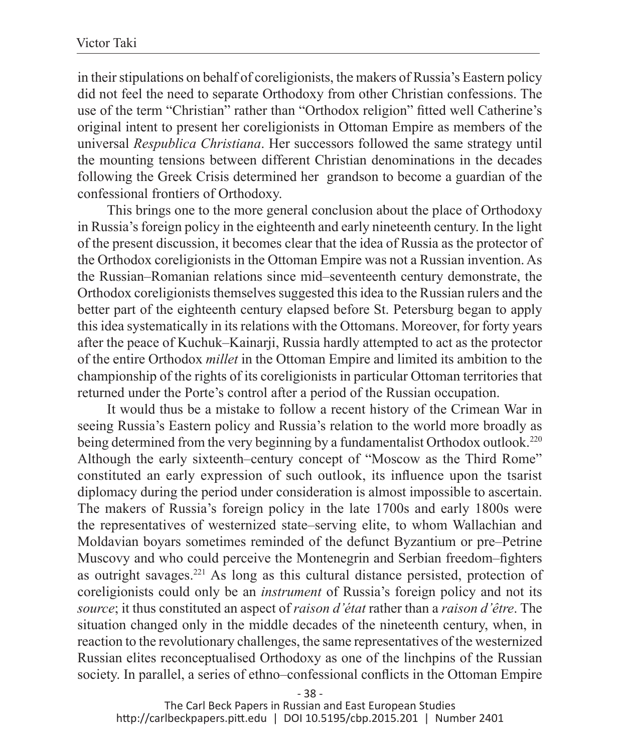in their stipulations on behalf of coreligionists, the makers of Russia's Eastern policy did not feel the need to separate Orthodoxy from other Christian confessions. The use of the term "Christian" rather than "Orthodox religion" fitted well Catherine's original intent to present her coreligionists in Ottoman Empire as members of the universal *Respublica Christiana*. Her successors followed the same strategy until the mounting tensions between different Christian denominations in the decades following the Greek Crisis determined her grandson to become a guardian of the confessional frontiers of Orthodoxy.

This brings one to the more general conclusion about the place of Orthodoxy in Russia's foreign policy in the eighteenth and early nineteenth century. In the light of the present discussion, it becomes clear that the idea of Russia as the protector of the Orthodox coreligionists in the Ottoman Empire was not a Russian invention. As the Russian–Romanian relations since mid–seventeenth century demonstrate, the Orthodox coreligionists themselves suggested this idea to the Russian rulers and the better part of the eighteenth century elapsed before St. Petersburg began to apply this idea systematically in its relations with the Ottomans. Moreover, for forty years after the peace of Kuchuk–Kainarji, Russia hardly attempted to act as the protector of the entire Orthodox *millet* in the Ottoman Empire and limited its ambition to the championship of the rights of its coreligionists in particular Ottoman territories that returned under the Porte's control after a period of the Russian occupation.

It would thus be a mistake to follow a recent history of the Crimean War in seeing Russia's Eastern policy and Russia's relation to the world more broadly as being determined from the very beginning by a fundamentalist Orthodox outlook.[220] Although the early sixteenth–century concept of "Moscow as the Third Rome" constituted an early expression of such outlook, its influence upon the tsarist diplomacy during the period under consideration is almost impossible to ascertain. The makers of Russia's foreign policy in the late 1700s and early 1800s were the representatives of westernized state–serving elite, to whom Wallachian and Moldavian boyars sometimes reminded of the defunct Byzantium or pre–Petrine Muscovy and who could perceive the Montenegrin and Serbian freedom–fighters as outright savages.[221] As long as this cultural distance persisted, protection of coreligionists could only be an *instrument* of Russia's foreign policy and not its *source*; it thus constituted an aspect of *raison d'état* rather than a *raison d'être*. The situation changed only in the middle decades of the nineteenth century, when, in reaction to the revolutionary challenges, the same representatives of the westernized Russian elites reconceptualised Orthodoxy as one of the linchpins of the Russian society. In parallel, a series of ethno–confessional conflicts in the Ottoman Empire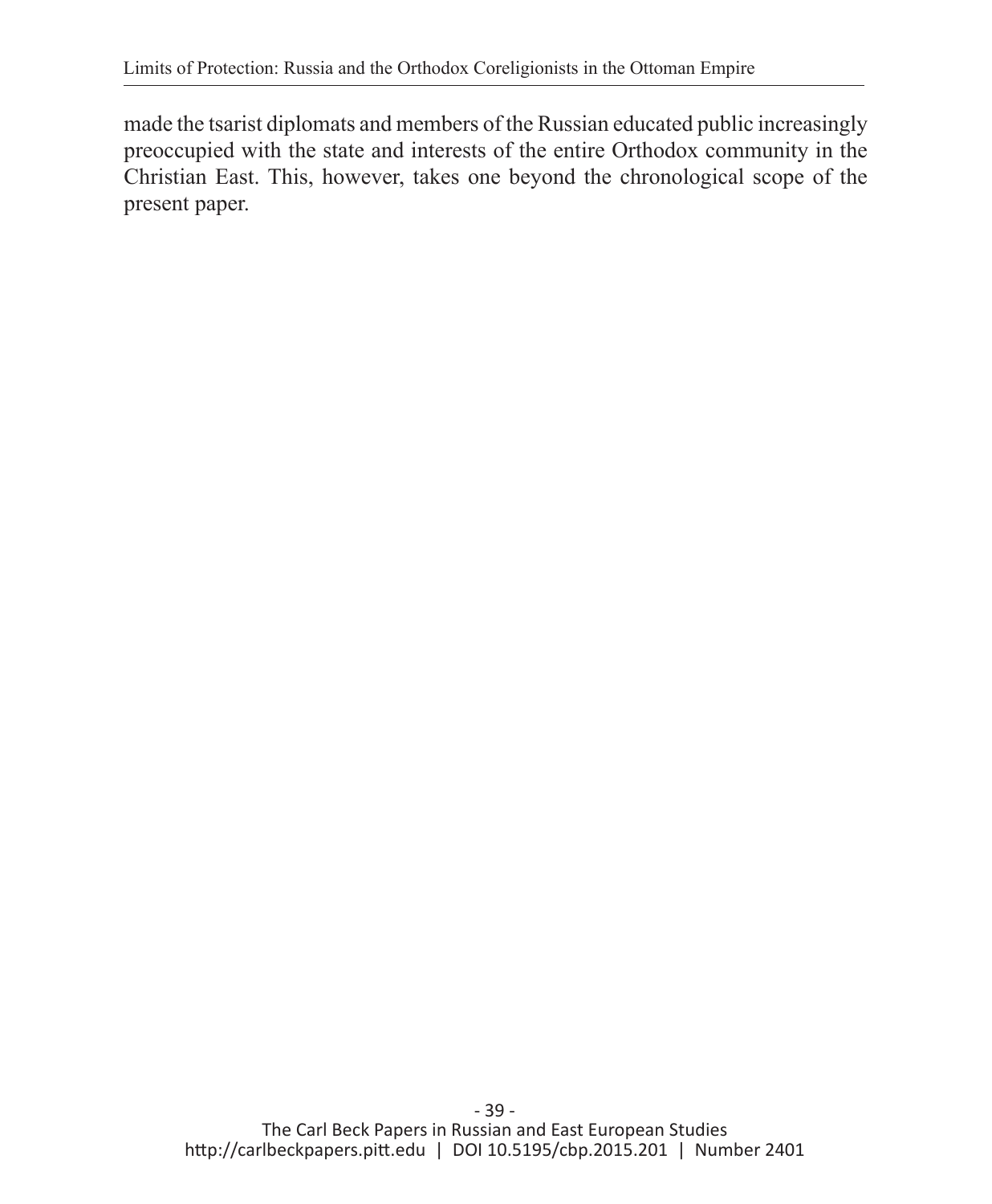made the tsarist diplomats and members of the Russian educated public increasingly preoccupied with the state and interests of the entire Orthodox community in the Christian East. This, however, takes one beyond the chronological scope of the present paper.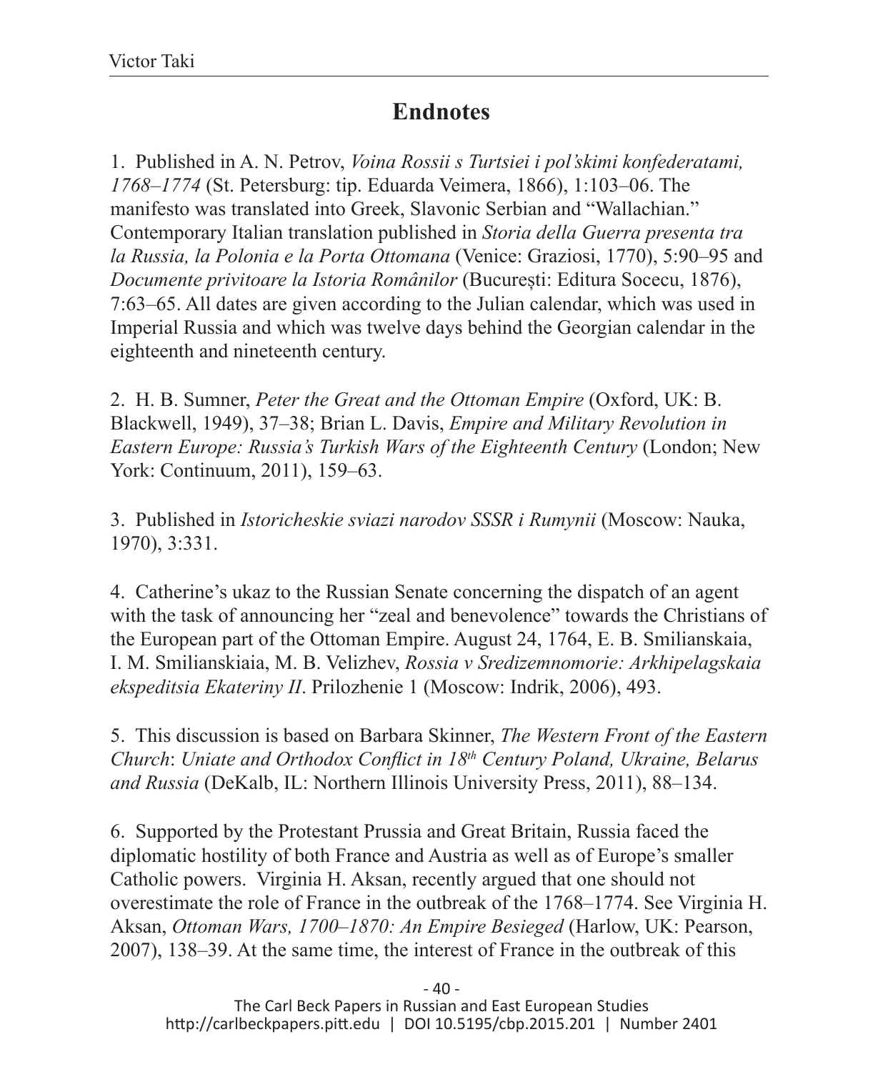## Endnotes

1. Published in A. N. Petrov, *Voina Rossii s Turtsiei i pol'skimi konfederatami, 1768–1774* (St. Petersburg: tip. Eduarda Veimera, 1866), 1:103–06. The manifesto was translated into Greek, Slavonic Serbian and "Wallachian." Contemporary Italian translation published in *Storia della Guerra presenta tra la Russia, la Polonia e la Porta Ottomana* (Venice: Graziosi, 1770), 5:90–95 and *Documente privitoare la Istoria Românilor* (București: Editura Socecu, 1876), 7:63–65. All dates are given according to the Julian calendar, which was used in Imperial Russia and which was twelve days behind the Georgian calendar in the eighteenth and nineteenth century.

2. H. B. Sumner, *Peter the Great and the Ottoman Empire* (Oxford, UK: B. Blackwell, 1949), 37–38; Brian L. Davis, *Empire and Military Revolution in Eastern Europe: Russia's Turkish Wars of the Eighteenth Century* (London; New York: Continuum, 2011), 159–63.

3. Published in *Istoricheskie sviazi narodov SSSR i Rumynii* (Moscow: Nauka, 1970), 3:331.

4. Catherine's ukaz to the Russian Senate concerning the dispatch of an agent with the task of announcing her "zeal and benevolence" towards the Christians of the European part of the Ottoman Empire. August 24, 1764, E. B. Smilianskaia, I. M. Smilianskiaia, M. B. Velizhev, *Rossia v Sredizemnomorie: Arkhipelagskaia ekspeditsia Ekateriny II*. Prilozhenie 1 (Moscow: Indrik, 2006), 493.

5. This discussion is based on Barbara Skinner, *The Western Front of the Eastern Church*: *Uniate and Orthodox Conflict in 18th Century Poland, Ukraine, Belarus and Russia* (DeKalb, IL: Northern Illinois University Press, 2011), 88–134.

6. Supported by the Protestant Prussia and Great Britain, Russia faced the diplomatic hostility of both France and Austria as well as of Europe's smaller Catholic powers. Virginia H. Aksan, recently argued that one should not overestimate the role of France in the outbreak of the 1768–1774. See Virginia H. Aksan, *Ottoman Wars, 1700–1870: An Empire Besieged* (Harlow, UK: Pearson, 2007), 138–39. At the same time, the interest of France in the outbreak of this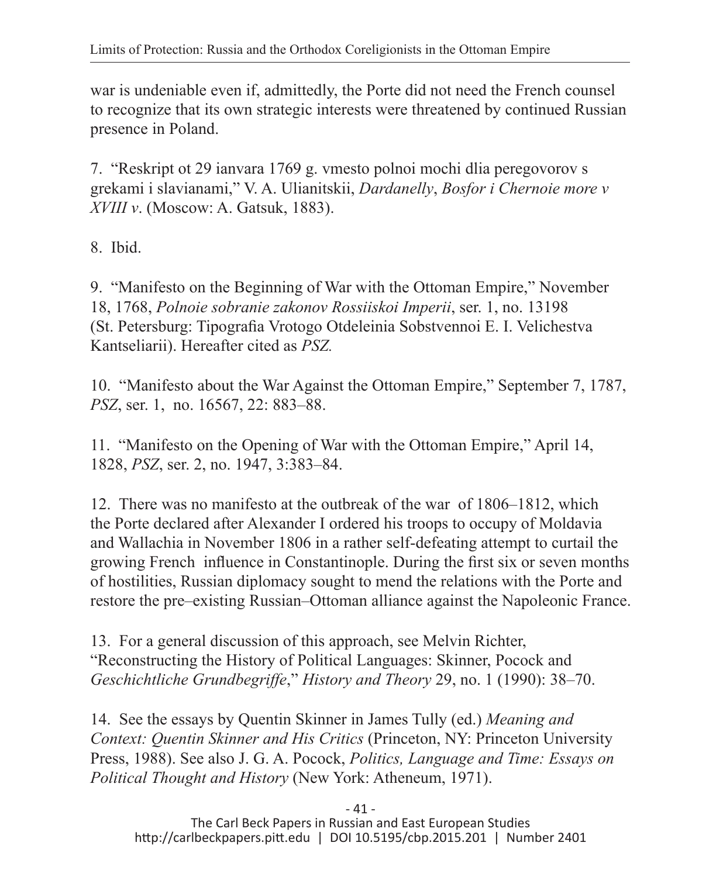war is undeniable even if, admittedly, the Porte did not need the French counsel to recognize that its own strategic interests were threatened by continued Russian presence in Poland.

7. "Reskript ot 29 ianvara 1769 g. vmesto polnoi mochi dlia peregovorov s grekami i slavianami," V. A. Ulianitskii, *Dardanelly*, *Bosfor i Chernoie more v XVIII v*. (Moscow: A. Gatsuk, 1883).

8. Ibid.

9. "Manifesto on the Beginning of War with the Ottoman Empire," November 18, 1768, *Polnoie sobranie zakonov Rossiiskoi Imperii*, ser. 1, no. 13198 (St. Petersburg: Tipografia Vrotogo Otdeleinia Sobstvennoi E. I. Velichestva Kantseliarii). Hereafter cited as *PSZ.*

10. "Manifesto about the War Against the Ottoman Empire," September 7, 1787, *PSZ*, ser. 1, no. 16567, 22: 883–88.

11. "Manifesto on the Opening of War with the Ottoman Empire," April 14, 1828, *PSZ*, ser. 2, no. 1947, 3:383–84.

12. There was no manifesto at the outbreak of the war of 1806–1812, which the Porte declared after Alexander I ordered his troops to occupy of Moldavia and Wallachia in November 1806 in a rather self-defeating attempt to curtail the growing French influence in Constantinople. During the first six or seven months of hostilities, Russian diplomacy sought to mend the relations with the Porte and restore the pre–existing Russian–Ottoman alliance against the Napoleonic France.

13. For a general discussion of this approach, see Melvin Richter, "Reconstructing the History of Political Languages: Skinner, Pocock and *Geschichtliche Grundbegriffe*," *History and Theory* 29, no. 1 (1990): 38–70.

14. See the essays by Quentin Skinner in James Tully (ed.) *Meaning and Context: Quentin Skinner and His Critics* (Princeton, NY: Princeton University Press, 1988). See also J. G. A. Pocock, *Politics, Language and Time: Essays on Political Thought and History* (New York: Atheneum, 1971).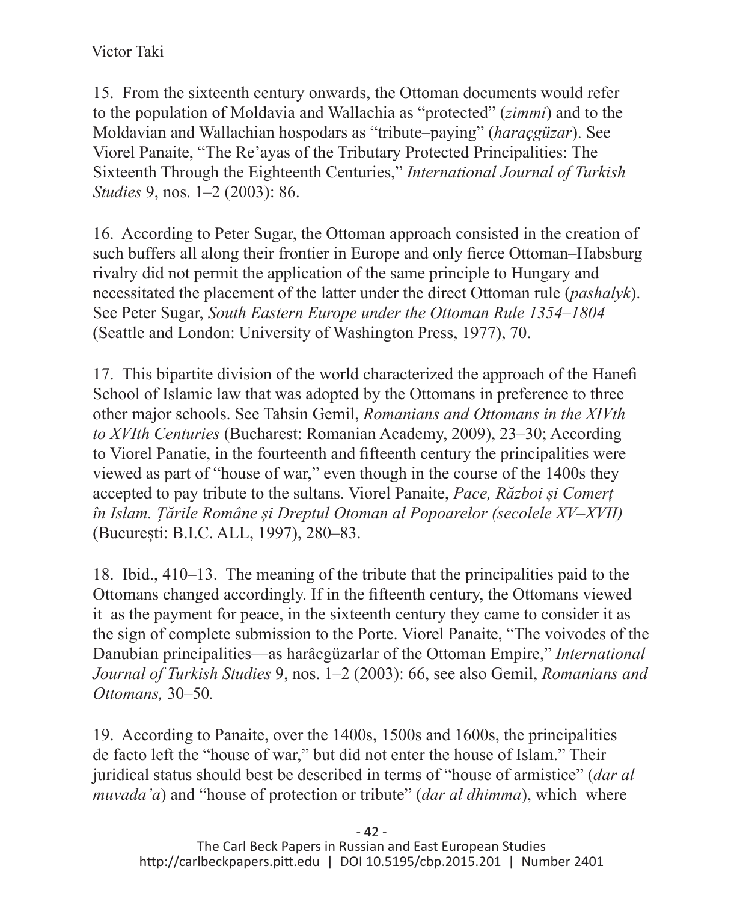15. From the sixteenth century onwards, the Ottoman documents would refer to the population of Moldavia and Wallachia as "protected" (*zimmi*) and to the Moldavian and Wallachian hospodars as "tribute–paying" (*haraçgüzar*). See Viorel Panaite, "The Re'ayas of the Tributary Protected Principalities: The Sixteenth Through the Eighteenth Centuries," *International Journal of Turkish Studies* 9, nos. 1–2 (2003): 86.

16. According to Peter Sugar, the Ottoman approach consisted in the creation of such buffers all along their frontier in Europe and only fierce Ottoman–Habsburg rivalry did not permit the application of the same principle to Hungary and necessitated the placement of the latter under the direct Ottoman rule (*pashalyk*). See Peter Sugar, *South Eastern Europe under the Ottoman Rule 1354–1804* (Seattle and London: University of Washington Press, 1977), 70.

17. This bipartite division of the world characterized the approach of the Hanefi School of Islamic law that was adopted by the Ottomans in preference to three other major schools. See Tahsin Gemil, *Romanians and Ottomans in the XIVth to XVIth Centuries* (Bucharest: Romanian Academy, 2009), 23–30; According to Viorel Panatie, in the fourteenth and fifteenth century the principalities were viewed as part of "house of war," even though in the course of the 1400s they accepted to pay tribute to the sultans. Viorel Panaite, *Pace, Război și Comerț în Islam. Țările Române și Dreptul Otoman al Popoarelor (secolele XV–XVII)* (București: B.I.C. ALL, 1997), 280–83.

18. Ibid., 410–13. The meaning of the tribute that the principalities paid to the Ottomans changed accordingly. If in the fifteenth century, the Ottomans viewed it as the payment for peace, in the sixteenth century they came to consider it as the sign of complete submission to the Porte. Viorel Panaite, "The voivodes of the Danubian principalities—as harâcgüzarlar of the Ottoman Empire," *International Journal of Turkish Studies* 9, nos. 1–2 (2003): 66, see also Gemil, *Romanians and Ottomans,* 30–50*.*

19. According to Panaite, over the 1400s, 1500s and 1600s, the principalities de facto left the "house of war," but did not enter the house of Islam." Their juridical status should best be described in terms of "house of armistice" (*dar al muvada'a*) and "house of protection or tribute" (*dar al dhimma*), which where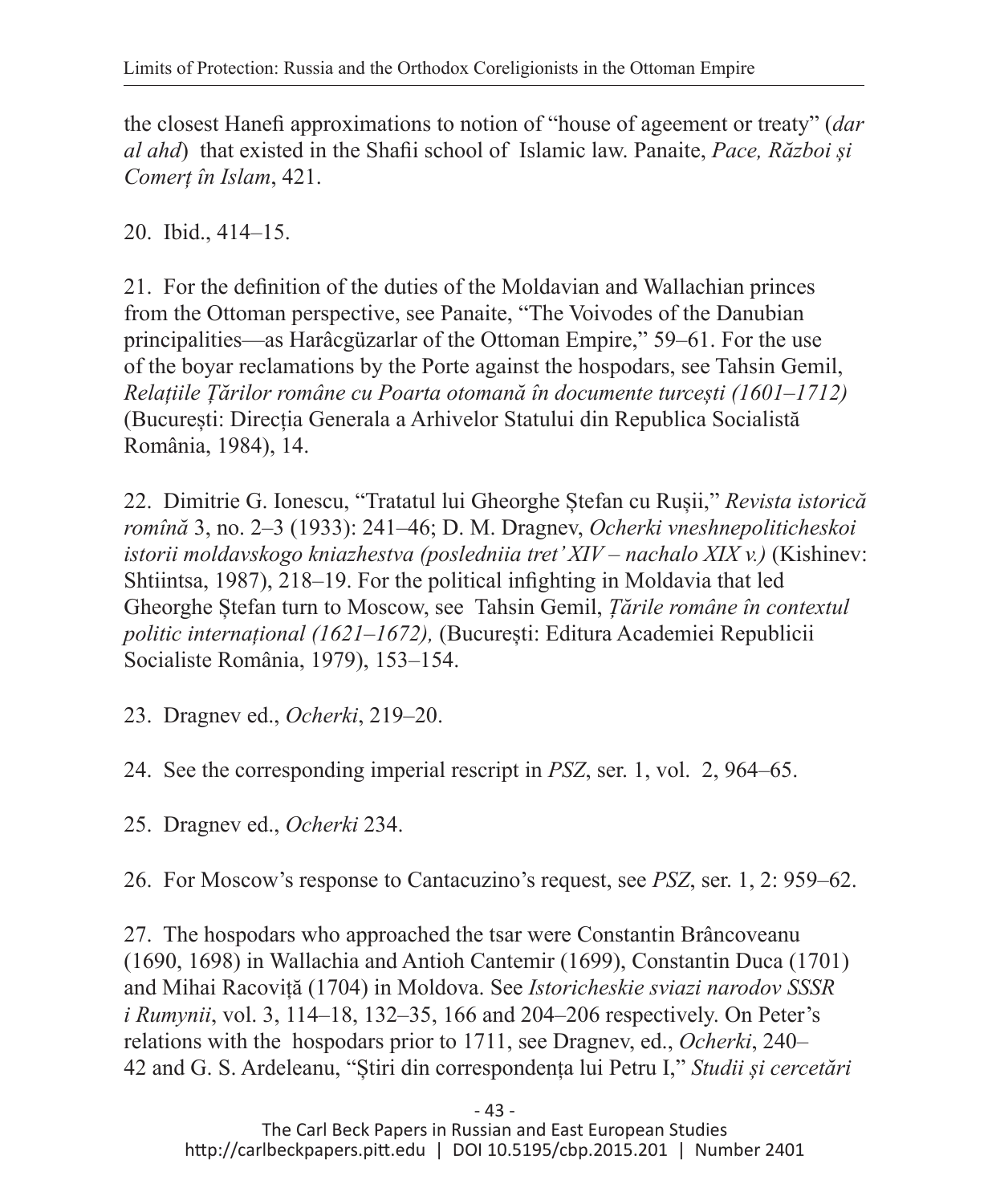the closest Hanefi approximations to notion of "house of ageement or treaty" (*dar al ahd*) that existed in the Shafii school of Islamic law. Panaite, *Pace, Război și Comerț în Islam*, 421.

20. Ibid., 414–15.

21. For the definition of the duties of the Moldavian and Wallachian princes from the Ottoman perspective, see Panaite, "The Voivodes of the Danubian principalities—as Harâcgüzarlar of the Ottoman Empire," 59–61. For the use of the boyar reclamations by the Porte against the hospodars, see Tahsin Gemil, *Relațiile Țărilor române cu Poarta otomană în documente turcești (1601–1712)* (București: Direcția Generala a Arhivelor Statului din Republica Socialistă România, 1984), 14.

22. Dimitrie G. Ionescu, "Tratatul lui Gheorghe Ștefan cu Rușii," *Revista istorică romînă* 3, no. 2–3 (1933): 241–46; D. M. Dragnev, *Ocherki vneshnepoliticheskoi istorii moldavskogo kniazhestva (posledniia tret' XIV – nachalo XIX v.)* (Kishinev: Shtiintsa, 1987), 218–19. For the political infighting in Moldavia that led Gheorghe Ștefan turn to Moscow, see Tahsin Gemil, *Țările române în contextul politic internațional (1621–1672),* (București: Editura Academiei Republicii Socialiste România, 1979), 153–154.

23. Dragnev ed., *Ocherki*, 219–20.

24. See the corresponding imperial rescript in *PSZ*, ser. 1, vol. 2, 964–65.

25. Dragnev ed., *Ocherki* 234.

26. For Moscow's response to Cantacuzino's request, see *PSZ*, ser. 1, 2: 959–62.

27. The hospodars who approached the tsar were Constantin Brâncoveanu (1690, 1698) in Wallachia and Antioh Cantemir (1699), Constantin Duca (1701) and Mihai Racoviță (1704) in Moldova. See *Istoricheskie sviazi narodov SSSR i Rumynii*, vol. 3, 114–18, 132–35, 166 and 204–206 respectively. On Peter's relations with the hospodars prior to 1711, see Dragnev, ed., *Ocherki*, 240–42 and G. S. Ardeleanu, "Știri din correspondența lui Petru I," *Studii și cercetări*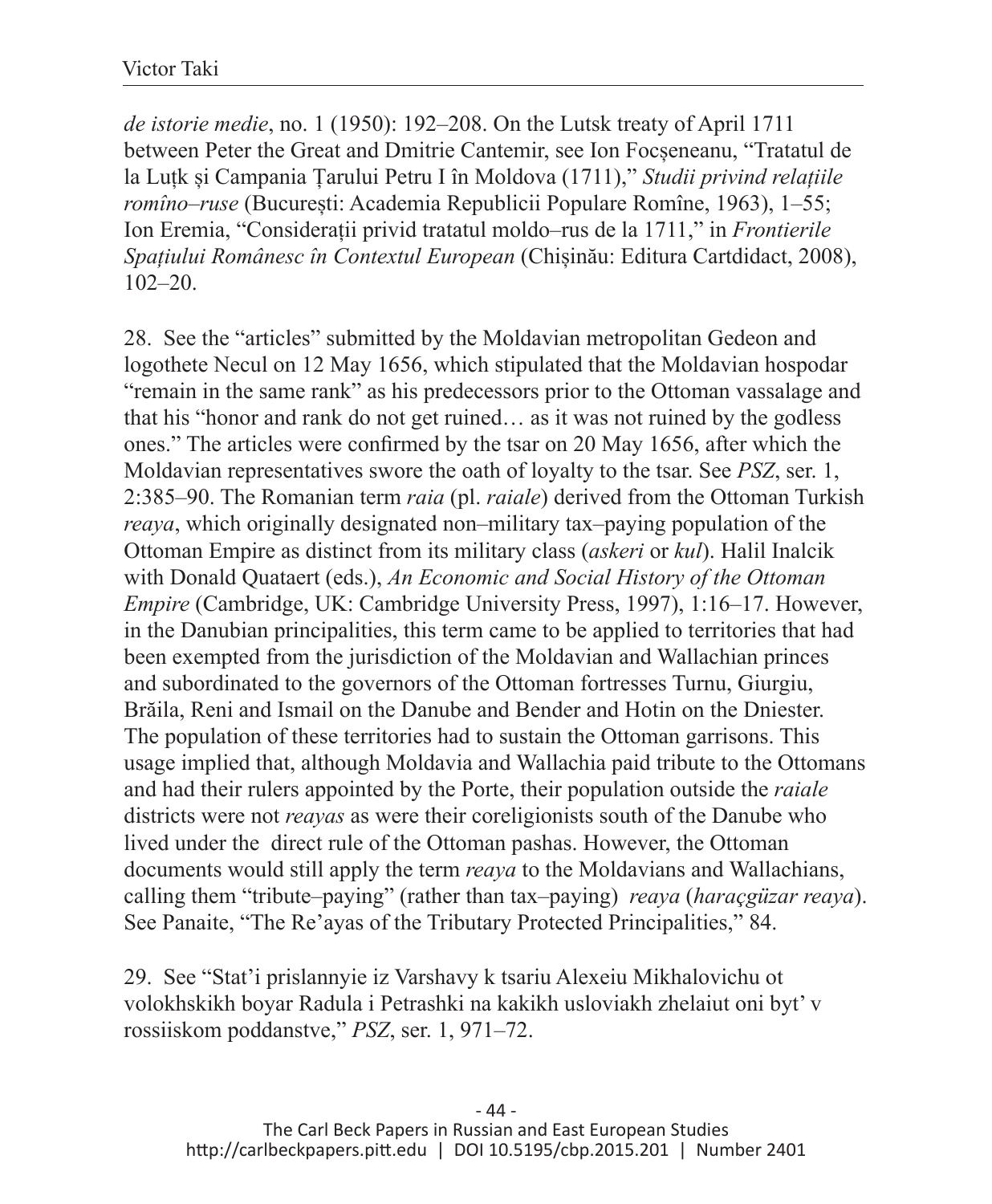*de istorie medie*, no. 1 (1950): 192–208. On the Lutsk treaty of April 1711 between Peter the Great and Dmitrie Cantemir, see Ion Focșeneanu, "Tratatul de la Luțk și Campania Țarului Petru I în Moldova (1711)," *Studii privind relațiile romîno–ruse* (București: Academia Republicii Populare Romîne, 1963), 1–55; Ion Eremia, "Considerații privid tratatul moldo–rus de la 1711," in *Frontierile Spațiului Românesc în Contextul European* (Chișinău: Editura Cartdidact, 2008), 102–20.

28. See the "articles" submitted by the Moldavian metropolitan Gedeon and logothete Necul on 12 May 1656, which stipulated that the Moldavian hospodar "remain in the same rank" as his predecessors prior to the Ottoman vassalage and that his "honor and rank do not get ruined… as it was not ruined by the godless ones." The articles were confirmed by the tsar on 20 May 1656, after which the Moldavian representatives swore the oath of loyalty to the tsar. See *PSZ*, ser. 1, 2:385–90. The Romanian term *raia* (pl. *raiale*) derived from the Ottoman Turkish *reaya*, which originally designated non–military tax–paying population of the Ottoman Empire as distinct from its military class (*askeri* or *kul*). Halil Inalcik with Donald Quataert (eds.), *An Economic and Social History of the Ottoman Empire* (Cambridge, UK: Cambridge University Press, 1997), 1:16–17. However, in the Danubian principalities, this term came to be applied to territories that had been exempted from the jurisdiction of the Moldavian and Wallachian princes and subordinated to the governors of the Ottoman fortresses Turnu, Giurgiu, Brăila, Reni and Ismail on the Danube and Bender and Hotin on the Dniester. The population of these territories had to sustain the Ottoman garrisons. This usage implied that, although Moldavia and Wallachia paid tribute to the Ottomans and had their rulers appointed by the Porte, their population outside the *raiale* districts were not *reayas* as were their coreligionists south of the Danube who lived under the direct rule of the Ottoman pashas. However, the Ottoman documents would still apply the term *reaya* to the Moldavians and Wallachians, calling them "tribute–paying" (rather than tax–paying) *reaya* (*haraçgüzar reaya*). See Panaite, "The Re'ayas of the Tributary Protected Principalities," 84.

29. See "Stat'i prislannyie iz Varshavy k tsariu Alexeiu Mikhalovichu ot volokhskikh boyar Radula i Petrashki na kakikh usloviakh zhelaiut oni byt' v rossiiskom poddanstve," *PSZ*, ser. 1, 971–72.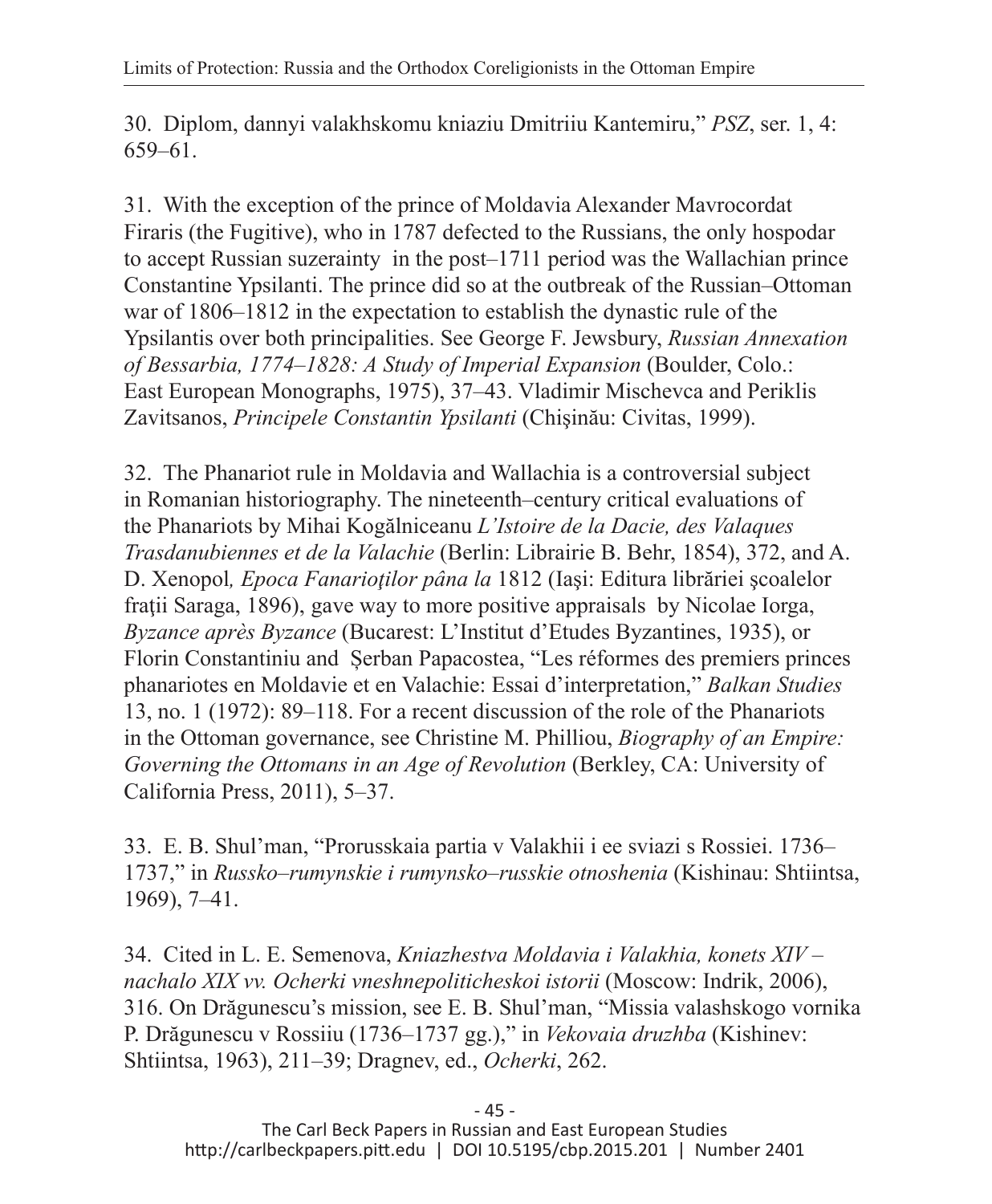30. Diplom, dannyi valakhskomu kniaziu Dmitriiu Kantemiru," *PSZ*, ser. 1, 4: 659–61.

31. With the exception of the prince of Moldavia Alexander Mavrocordat Firaris (the Fugitive), who in 1787 defected to the Russians, the only hospodar to accept Russian suzerainty in the post–1711 period was the Wallachian prince Constantine Ypsilanti. The prince did so at the outbreak of the Russian–Ottoman war of 1806–1812 in the expectation to establish the dynastic rule of the Ypsilantis over both principalities. See George F. Jewsbury, *Russian Annexation of Bessarbia, 1774–1828: A Study of Imperial Expansion* (Boulder, Colo.: East European Monographs, 1975), 37–43. Vladimir Mischevca and Periklis Zavitsanos, *Principele Constantin Ypsilanti* (Chişinău: Civitas, 1999).

32. The Phanariot rule in Moldavia and Wallachia is a controversial subject in Romanian historiography. The nineteenth–century critical evaluations of the Phanariots by Mihai Kogălniceanu *L'Istoire de la Dacie, des Valaques Trasdanubiennes et de la Valachie* (Berlin: Librairie B. Behr, 1854), 372, and A. D. Xenopol*, Epoca Fanarioţilor pâna la* 1812 (Iaşi: Editura librăriei şcoalelor fraţii Saraga, 1896), gave way to more positive appraisals by Nicolae Iorga, *Byzance après Byzance* (Bucarest: L'Institut d'Etudes Byzantines, 1935), or Florin Constantiniu and Șerban Papacostea, "Les réformes des premiers princes phanariotes en Moldavie et en Valachie: Essai d'interpretation," *Balkan Studies* 13, no. 1 (1972): 89–118. For a recent discussion of the role of the Phanariots in the Ottoman governance, see Christine M. Philliou, *Biography of an Empire: Governing the Ottomans in an Age of Revolution* (Berkley, CA: University of California Press, 2011), 5–37.

33. E. B. Shul'man, "Prorusskaia partia v Valakhii i ee sviazi s Rossiei. 1736–1737," in *Russko–rumynskie i rumynsko–russkie otnoshenia* (Kishinau: Shtiintsa, 1969), 7–41.

34. Cited in L. E. Semenova, *Kniazhestva Moldavia i Valakhia, konets XIV – nachalo XIX vv. Ocherki vneshnepoliticheskoi istorii* (Moscow: Indrik, 2006), 316. On Drăgunescu's mission, see E. B. Shul'man, "Missia valashskogo vornika P. Drăgunescu v Rossiiu (1736–1737 gg.)," in *Vekovaia druzhba* (Kishinev: Shtiintsa, 1963), 211–39; Dragnev, ed., *Ocherki*, 262.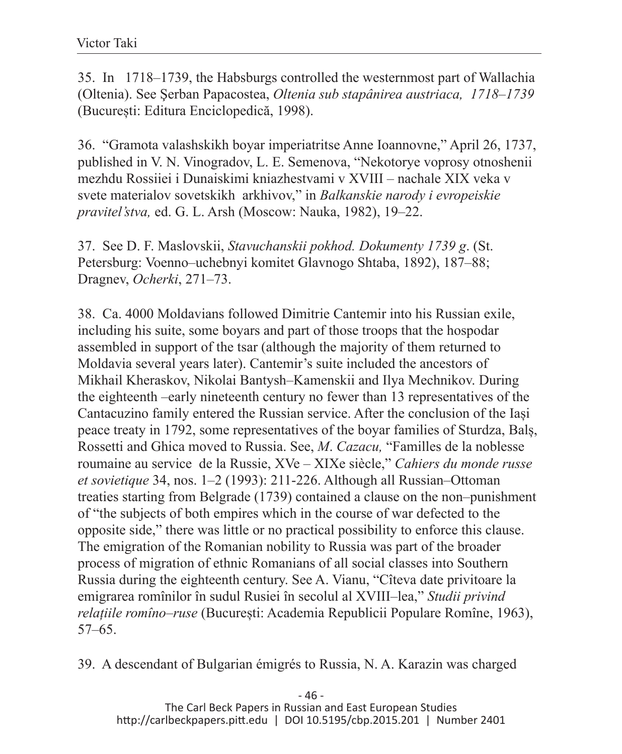35. In 1718–1739, the Habsburgs controlled the westernmost part of Wallachia (Oltenia). See Şerban Papacostea, *Oltenia sub stapânirea austriaca, 1718–1739* (București: Editura Enciclopedică, 1998).

36. "Gramota valashskikh boyar imperiatritse Anne Ioannovne," April 26, 1737, published in V. N. Vinogradov, L. E. Semenova, "Nekotorye voprosy otnoshenii mezhdu Rossiiei i Dunaiskimi kniazhestvami v XVIII – nachale XIX veka v svete materialov sovetskikh arkhivov," in *Balkanskie narody i evropeiskie pravitel'stva,* ed. G. L. Arsh (Moscow: Nauka, 1982), 19–22.

37. See D. F. Maslovskii, *Stavuchanskii pokhod. Dokumenty 1739 g*. (St. Petersburg: Voenno–uchebnyi komitet Glavnogo Shtaba, 1892), 187–88; Dragnev, *Ocherki*, 271–73.

38. Ca. 4000 Moldavians followed Dimitrie Cantemir into his Russian exile, including his suite, some boyars and part of those troops that the hospodar assembled in support of the tsar (although the majority of them returned to Moldavia several years later). Cantemir's suite included the ancestors of Mikhail Kheraskov, Nikolai Bantysh–Kamenskii and Ilya Mechnikov. During the eighteenth –early nineteenth century no fewer than 13 representatives of the Cantacuzino family entered the Russian service. After the conclusion of the Iași peace treaty in 1792, some representatives of the boyar families of Sturdza, Balș, Rossetti and Ghica moved to Russia. See, *M. Cazacu,* "Familles de la noblesse roumaine au service de la Russie, XVe – XIXe siècle," *Cahiers du monde russe et sovietique* 34, nos. 1–2 (1993): 211-226. Although all Russian–Ottoman treaties starting from Belgrade (1739) contained a clause on the non–punishment of "the subjects of both empires which in the course of war defected to the opposite side," there was little or no practical possibility to enforce this clause. The emigration of the Romanian nobility to Russia was part of the broader process of migration of ethnic Romanians of all social classes into Southern Russia during the eighteenth century. See A. Vianu, "Cîteva date privitoare la emigrarea romînilor în sudul Rusiei în secolul al XVIII–lea," *Studii privind relațiile romîno–ruse* (București: Academia Republicii Populare Romîne, 1963), 57–65.

39. A descendant of Bulgarian émigrés to Russia, N. A. Karazin was charged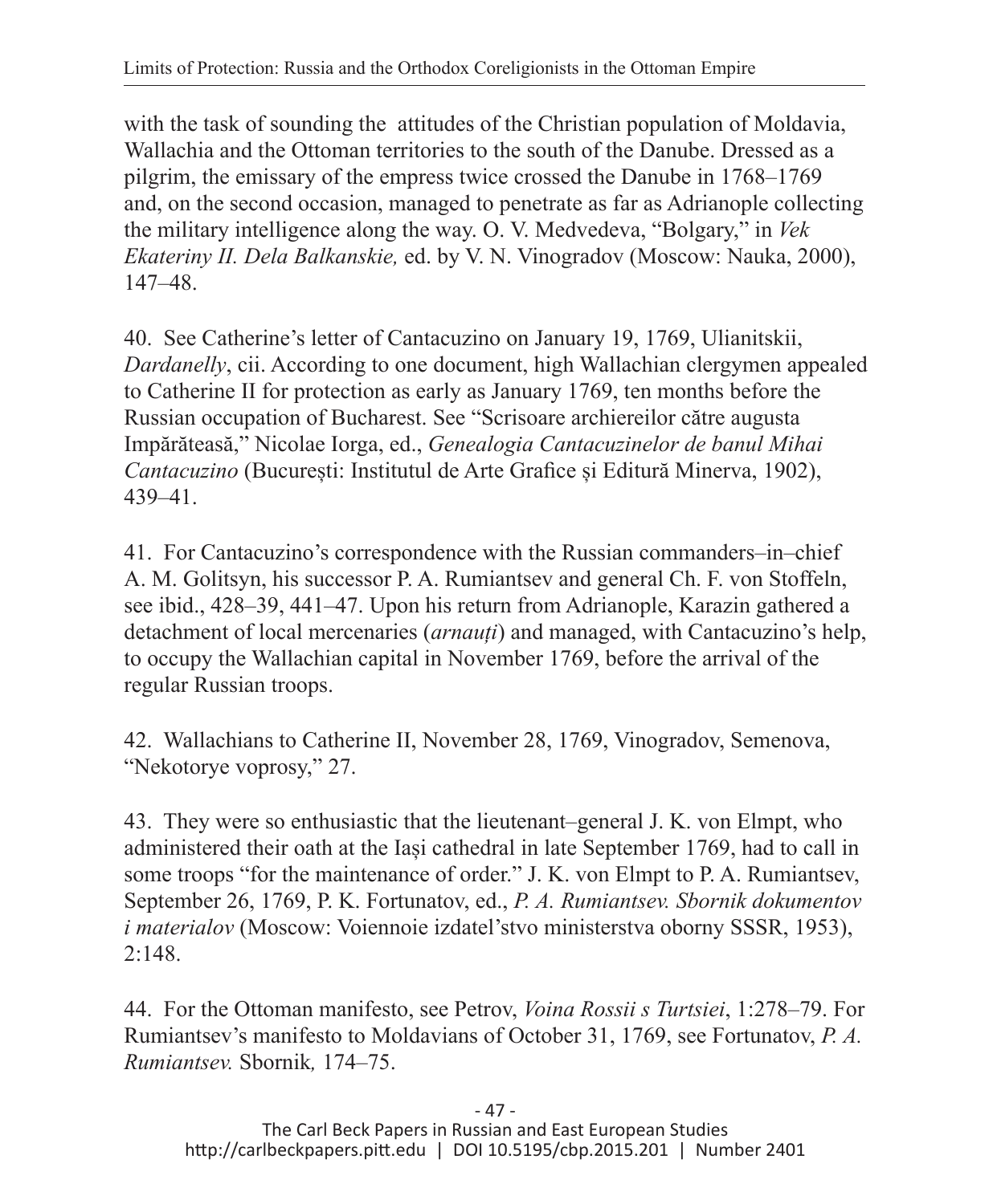with the task of sounding the attitudes of the Christian population of Moldavia, Wallachia and the Ottoman territories to the south of the Danube. Dressed as a pilgrim, the emissary of the empress twice crossed the Danube in 1768–1769 and, on the second occasion, managed to penetrate as far as Adrianople collecting the military intelligence along the way. O. V. Medvedeva, "Bolgary," in *Vek Ekateriny II. Dela Balkanskie,* ed. by V. N. Vinogradov (Moscow: Nauka, 2000), 147–48.

40. See Catherine's letter of Cantacuzino on January 19, 1769, Ulianitskii, *Dardanelly*, cii. According to one document, high Wallachian clergymen appealed to Catherine II for protection as early as January 1769, ten months before the Russian occupation of Bucharest. See "Scrisoare archiereilor către augusta Impărăteasă," Nicolae Iorga, ed., *Genealogia Cantacuzinelor de banul Mihai Cantacuzino* (București: Institutul de Arte Grafice și Editură Minerva, 1902), 439–41.

41. For Cantacuzino's correspondence with the Russian commanders–in–chief A. M. Golitsyn, his successor P. A. Rumiantsev and general Ch. F. von Stoffeln, see ibid., 428–39, 441–47. Upon his return from Adrianople, Karazin gathered a detachment of local mercenaries (*arnauți*) and managed, with Cantacuzino's help, to occupy the Wallachian capital in November 1769, before the arrival of the regular Russian troops.

42. Wallachians to Catherine II, November 28, 1769, Vinogradov, Semenova, "Nekotorye voprosy," 27.

43. They were so enthusiastic that the lieutenant–general J. K. von Elmpt, who administered their oath at the Iași cathedral in late September 1769, had to call in some troops "for the maintenance of order." J. K. von Elmpt to P. A. Rumiantsev, September 26, 1769, P. K. Fortunatov, ed., *P. A. Rumiantsev. Sbornik dokumentov i materialov* (Moscow: Voiennoie izdatel'stvo ministerstva oborny SSSR, 1953), 2:148.

44. For the Ottoman manifesto, see Petrov, *Voina Rossii s Turtsiei*, 1:278–79. For Rumiantsev's manifesto to Moldavians of October 31, 1769, see Fortunatov, *P. A. Rumiantsev.* Sbornik*,* 174–75.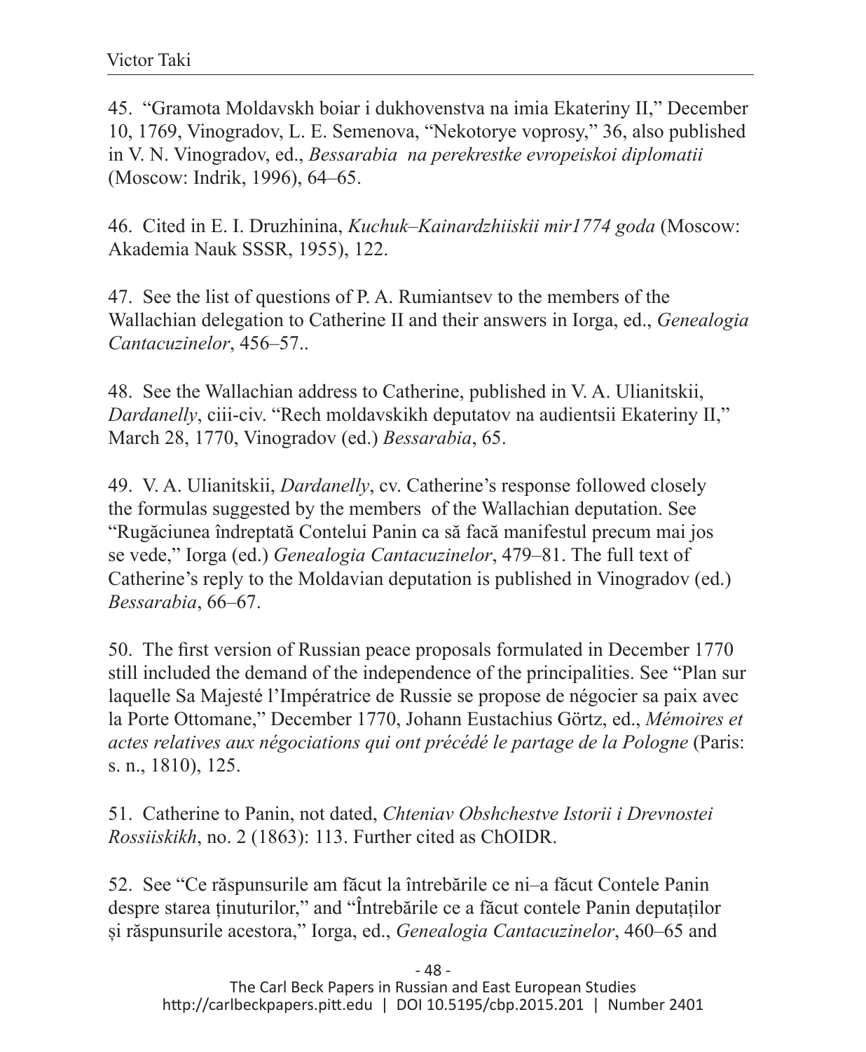45. “Gramota Moldavskh boiar i dukhovenstva na imia Ekateriny II,” December 10, 1769, Vinogradov, L. E. Semenova, “Nekotorye voprosy,” 36, also published in V. N. Vinogradov, ed., *Bessarabia na perekrestke evropeiskoi diplomatii* (Moscow: Indrik, 1996), 64–65.

46. Cited in E. I. Druzhinina, *Kuchuk–Kainardzhiiskii mir1774 goda* (Moscow: Akademia Nauk SSSR, 1955), 122.

47. See the list of questions of P. A. Rumiantsev to the members of the Wallachian delegation to Catherine II and their answers in Iorga, ed., *Genealogia Cantacuzinelor*, 456–57..

48. See the Wallachian address to Catherine, published in V. A. Ulianitskii, *Dardanelly*, ciii-civ. “Rech moldavskikh deputatov na audientsii Ekateriny II,” March 28, 1770, Vinogradov (ed.) *Bessarabia*, 65.

49. V. A. Ulianitskii, *Dardanelly*, cv. Catherine’s response followed closely the formulas suggested by the members of the Wallachian deputation. See “Rugăciunea îndreptată Contelui Panin ca să facă manifestul precum mai jos se vede,” Iorga (ed.) *Genealogia Cantacuzinelor*, 479–81. The full text of Catherine’s reply to the Moldavian deputation is published in Vinogradov (ed.) *Bessarabia*, 66–67.

50. The first version of Russian peace proposals formulated in December 1770 still included the demand of the independence of the principalities. See “Plan sur laquelle Sa Majesté l’Impératrice de Russie se propose de négocier sa paix avec la Porte Ottomane,” December 1770, Johann Eustachius Görtz, ed., *Mémoires et actes relatives aux négociations qui ont précédé le partage de la Pologne* (Paris: s. n., 1810), 125.

51. Catherine to Panin, not dated, *Chteniav Obshchestve Istorii i Drevnostei Rossiiskikh*, no. 2 (1863): 113. Further cited as ChOIDR.

52. See “Ce răspunsurile am făcut la întrebările ce ni–a făcut Contele Panin despre starea ținuturilor,” and “Întrebările ce a făcut contele Panin deputaților și răspunsurile acestora,” Iorga, ed., *Genealogia Cantacuzinelor*, 460–65 and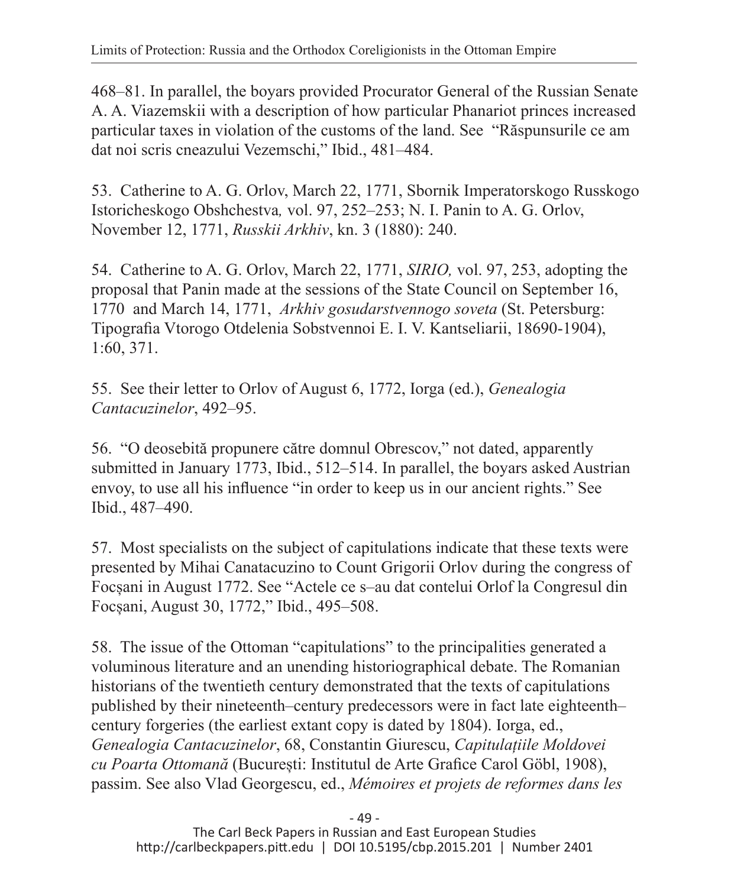468–81. In parallel, the boyars provided Procurator General of the Russian Senate A. A. Viazemskii with a description of how particular Phanariot princes increased particular taxes in violation of the customs of the land. See "Răspunsurile ce am dat noi scris cneazului Vezemschi," Ibid., 481–484.

53. Catherine to A. G. Orlov, March 22, 1771, Sbornik Imperatorskogo Russkogo Istoricheskogo Obshchestva*,* vol. 97, 252–253; N. I. Panin to A. G. Orlov, November 12, 1771, *Russkii Arkhiv*, kn. 3 (1880): 240.

54. Catherine to A. G. Orlov, March 22, 1771, *SIRIO,* vol. 97, 253, adopting the proposal that Panin made at the sessions of the State Council on September 16, 1770 and March 14, 1771, *Arkhiv gosudarstvennogo soveta* (St. Petersburg: Tipografia Vtorogo Otdelenia Sobstvennoi E. I. V. Kantseliarii, 18690-1904), 1:60, 371.

55. See their letter to Orlov of August 6, 1772, Iorga (ed.), *Genealogia Cantacuzinelor*, 492–95.

56. "O deosebită propunere către domnul Obrescov," not dated, apparently submitted in January 1773, Ibid., 512–514. In parallel, the boyars asked Austrian envoy, to use all his influence "in order to keep us in our ancient rights." See Ibid., 487–490.

57. Most specialists on the subject of capitulations indicate that these texts were presented by Mihai Canatacuzino to Count Grigorii Orlov during the congress of Focșani in August 1772. See "Actele ce s–au dat contelui Orlof la Congresul din Focșani, August 30, 1772," Ibid., 495–508.

58. The issue of the Ottoman "capitulations" to the principalities generated a voluminous literature and an unending historiographical debate. The Romanian historians of the twentieth century demonstrated that the texts of capitulations published by their nineteenth–century predecessors were in fact late eighteenth–century forgeries (the earliest extant copy is dated by 1804). Iorga, ed., *Genealogia Cantacuzinelor*, 68, Constantin Giurescu, *Capitulațiile Moldovei cu Poarta Ottomană* (București: Institutul de Arte Grafice Carol Göbl, 1908), passim. See also Vlad Georgescu, ed., *Mémoires et projets de reformes dans les*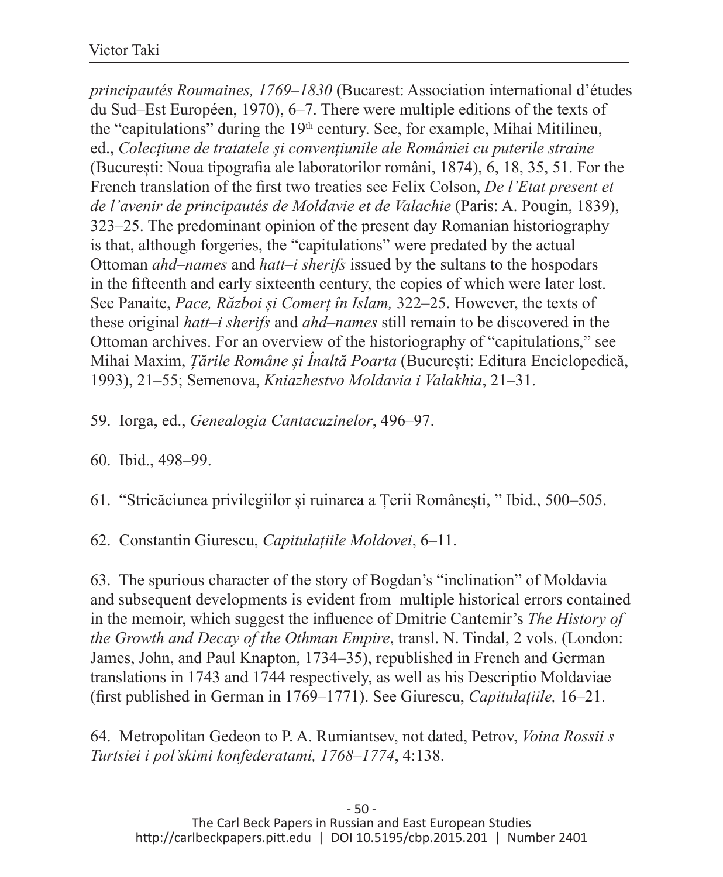*principautés Roumaines, 1769–1830* (Bucarest: Association international d'études du Sud–Est Européen, 1970), 6–7. There were multiple editions of the texts of the "capitulations" during the 19th century. See, for example, Mihai Mitilineu, ed., *Colecțiune de tratatele și convențiunile ale României cu puterile straine* (București: Noua tipografia ale laboratorilor români, 1874), 6, 18, 35, 51. For the French translation of the first two treaties see Felix Colson, *De l'Etat present et de l'avenir de principautés de Moldavie et de Valachie* (Paris: A. Pougin, 1839), 323–25. The predominant opinion of the present day Romanian historiography is that, although forgeries, the "capitulations" were predated by the actual Ottoman *ahd–names* and *hatt–i sherifs* issued by the sultans to the hospodars in the fifteenth and early sixteenth century, the copies of which were later lost. See Panaite, *Pace, Război și Comerț în Islam,* 322–25. However, the texts of these original *hatt–i sherifs* and *ahd–names* still remain to be discovered in the Ottoman archives. For an overview of the historiography of "capitulations," see Mihai Maxim, *Țările Române și Înaltă Poarta* (București: Editura Enciclopedică, 1993), 21–55; Semenova, *Kniazhestvo Moldavia i Valakhia*, 21–31.

59. Iorga, ed., *Genealogia Cantacuzinelor*, 496–97.

60. Ibid., 498–99.

61. "Stricăciunea privilegiilor și ruinarea a Țerii Românești, " Ibid., 500–505.

62. Constantin Giurescu, *Capitulațiile Moldovei*, 6–11.

63. The spurious character of the story of Bogdan's "inclination" of Moldavia and subsequent developments is evident from multiple historical errors contained in the memoir, which suggest the influence of Dmitrie Cantemir's *The History of the Growth and Decay of the Othman Empire*, transl. N. Tindal, 2 vols. (London: James, John, and Paul Knapton, 1734–35), republished in French and German translations in 1743 and 1744 respectively, as well as his Descriptio Moldaviae (first published in German in 1769–1771). See Giurescu, *Capitulațiile,* 16–21.

64. Metropolitan Gedeon to P. A. Rumiantsev, not dated, Petrov, *Voina Rossii s Turtsiei i pol'skimi konfederatami, 1768–1774*, 4:138.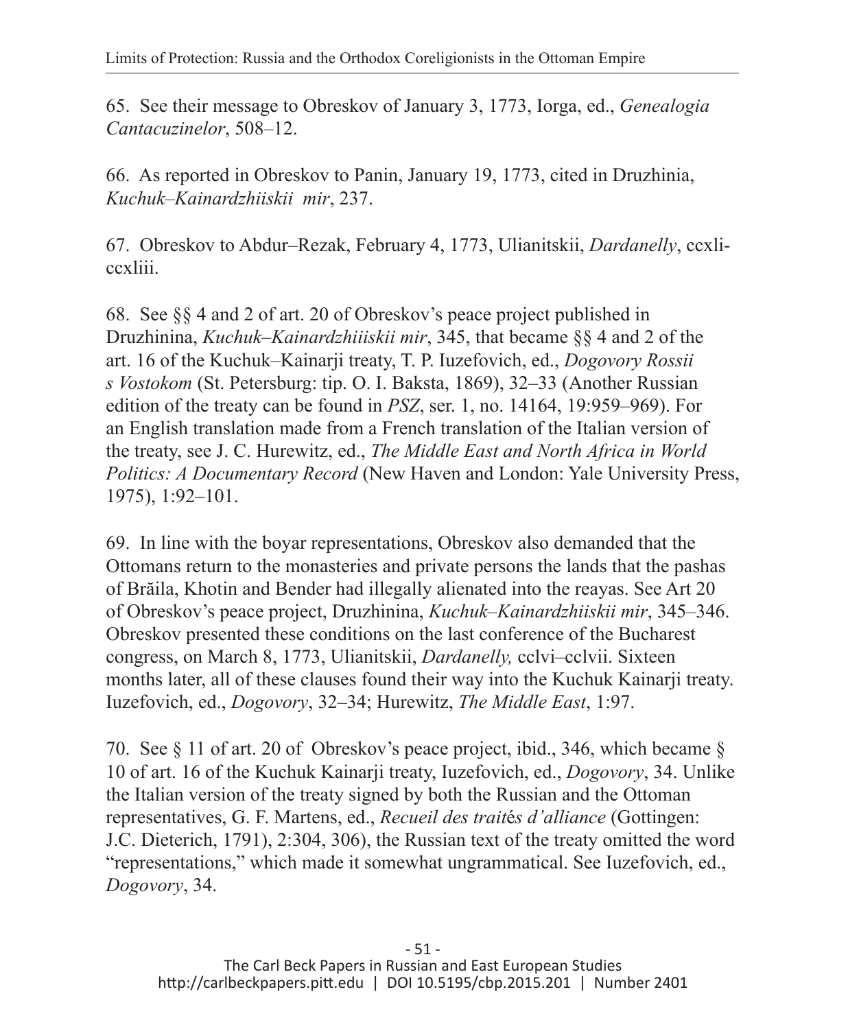65. See their message to Obreskov of January 3, 1773, Iorga, ed., *Genealogia Cantacuzinelor*, 508–12.

66. As reported in Obreskov to Panin, January 19, 1773, cited in Druzhinia, *Kuchuk–Kainardzhiiskii mir*, 237.

67. Obreskov to Abdur–Rezak, February 4, 1773, Ulianitskii, *Dardanelly*, ccxli-ccxliii.

68. See §§ 4 and 2 of art. 20 of Obreskov's peace project published in Druzhinina, *Kuchuk–Kainardzhiiskii mir*, 345, that became §§ 4 and 2 of the art. 16 of the Kuchuk–Kainarji treaty, T. P. Iuzefovich, ed., *Dogovory Rossii s Vostokom* (St. Petersburg: tip. O. I. Baksta, 1869), 32–33 (Another Russian edition of the treaty can be found in *PSZ*, ser. 1, no. 14164, 19:959–969). For an English translation made from a French translation of the Italian version of the treaty, see J. C. Hurewitz, ed., *The Middle East and North Africa in World Politics: A Documentary Record* (New Haven and London: Yale University Press, 1975), 1:92–101.

69. In line with the boyar representations, Obreskov also demanded that the Ottomans return to the monasteries and private persons the lands that the pashas of Brăila, Khotin and Bender had illegally alienated into the reayas. See Art 20 of Obreskov's peace project, Druzhinina, *Kuchuk–Kainardzhiiskii mir*, 345–346. Obreskov presented these conditions on the last conference of the Bucharest congress, on March 8, 1773, Ulianitskii, *Dardanelly,* cclvi–cclvii. Sixteen months later, all of these clauses found their way into the Kuchuk Kainarji treaty. Iuzefovich, ed., *Dogovory*, 32–34; Hurewitz, *The Middle East*, 1:97.

70. See § 11 of art. 20 of Obreskov's peace project, ibid., 346, which became § 10 of art. 16 of the Kuchuk Kainarji treaty, Iuzefovich, ed., *Dogovory*, 34. Unlike the Italian version of the treaty signed by both the Russian and the Ottoman representatives, G. F. Martens, ed., *Recueil des traités d'alliance* (Gottingen: J.C. Dieterich, 1791), 2:304, 306), the Russian text of the treaty omitted the word "representations," which made it somewhat ungrammatical. See Iuzefovich, ed., *Dogovory*, 34.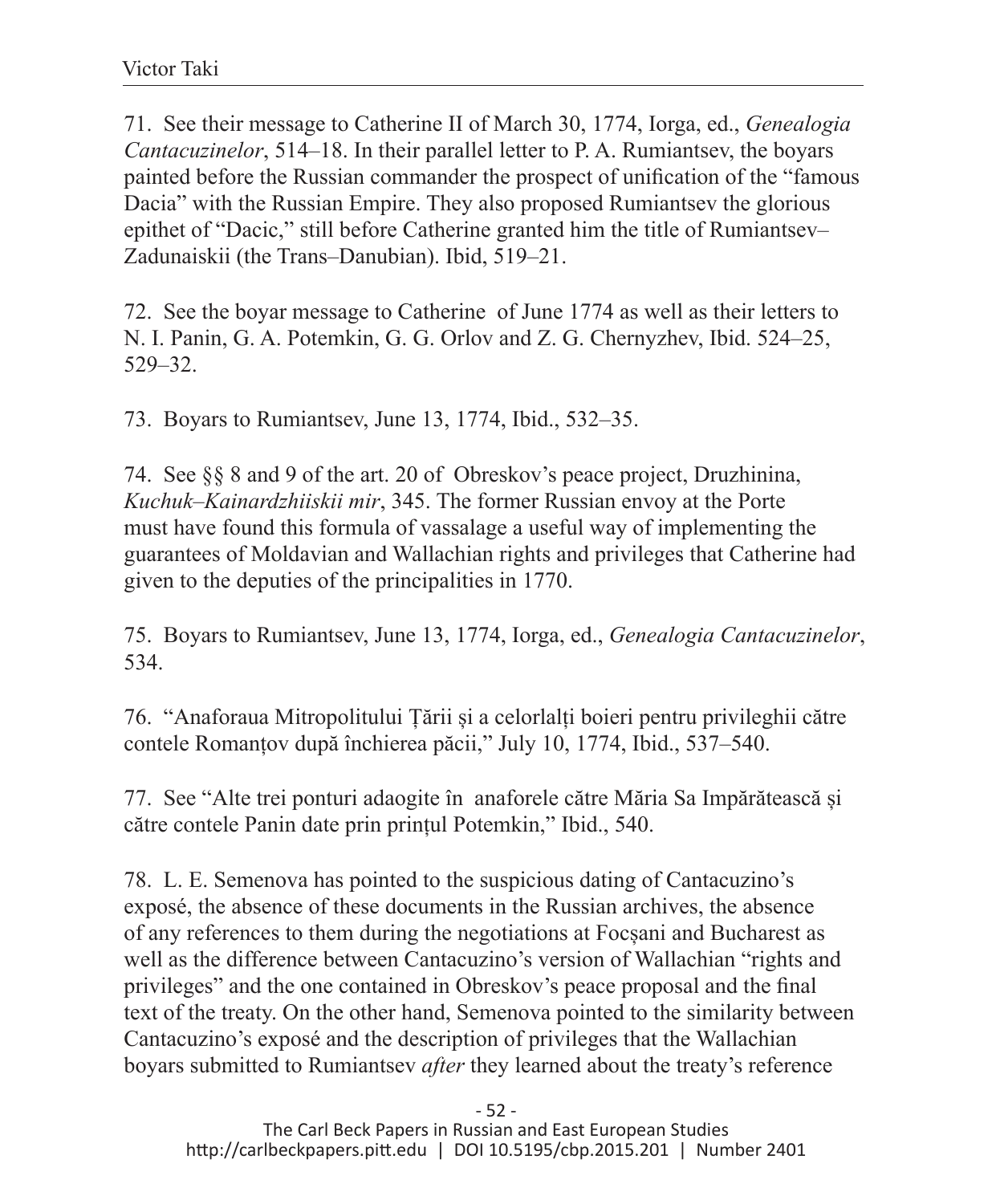71. See their message to Catherine II of March 30, 1774, Iorga, ed., *Genealogia Cantacuzinelor*, 514–18. In their parallel letter to P. A. Rumiantsev, the boyars painted before the Russian commander the prospect of unification of the "famous Dacia" with the Russian Empire. They also proposed Rumiantsev the glorious epithet of "Dacic," still before Catherine granted him the title of Rumiantsev–Zadunaiskii (the Trans–Danubian). Ibid, 519–21.

72. See the boyar message to Catherine of June 1774 as well as their letters to N. I. Panin, G. A. Potemkin, G. G. Orlov and Z. G. Chernyzhev, Ibid. 524–25, 529–32.

73. Boyars to Rumiantsev, June 13, 1774, Ibid., 532–35.

74. See §§ 8 and 9 of the art. 20 of Obreskov's peace project, Druzhinina, *Kuchuk–Kainardzhiiskii mir*, 345. The former Russian envoy at the Porte must have found this formula of vassalage a useful way of implementing the guarantees of Moldavian and Wallachian rights and privileges that Catherine had given to the deputies of the principalities in 1770.

75. Boyars to Rumiantsev, June 13, 1774, Iorga, ed., *Genealogia Cantacuzinelor*, 534.

76. "Anaforaua Mitropolitului Țării și a celorlalți boieri pentru privileghii către contele Romanțov după închierea păcii," July 10, 1774, Ibid., 537–540.

77. See "Alte trei ponturi adaogite în anaforele către Măria Sa Impărătească și către contele Panin date prin prințul Potemkin," Ibid., 540.

78. L. E. Semenova has pointed to the suspicious dating of Cantacuzino's exposé, the absence of these documents in the Russian archives, the absence of any references to them during the negotiations at Focșani and Bucharest as well as the difference between Cantacuzino's version of Wallachian "rights and privileges" and the one contained in Obreskov's peace proposal and the final text of the treaty. On the other hand, Semenova pointed to the similarity between Cantacuzino's exposé and the description of privileges that the Wallachian boyars submitted to Rumiantsev *after* they learned about the treaty's reference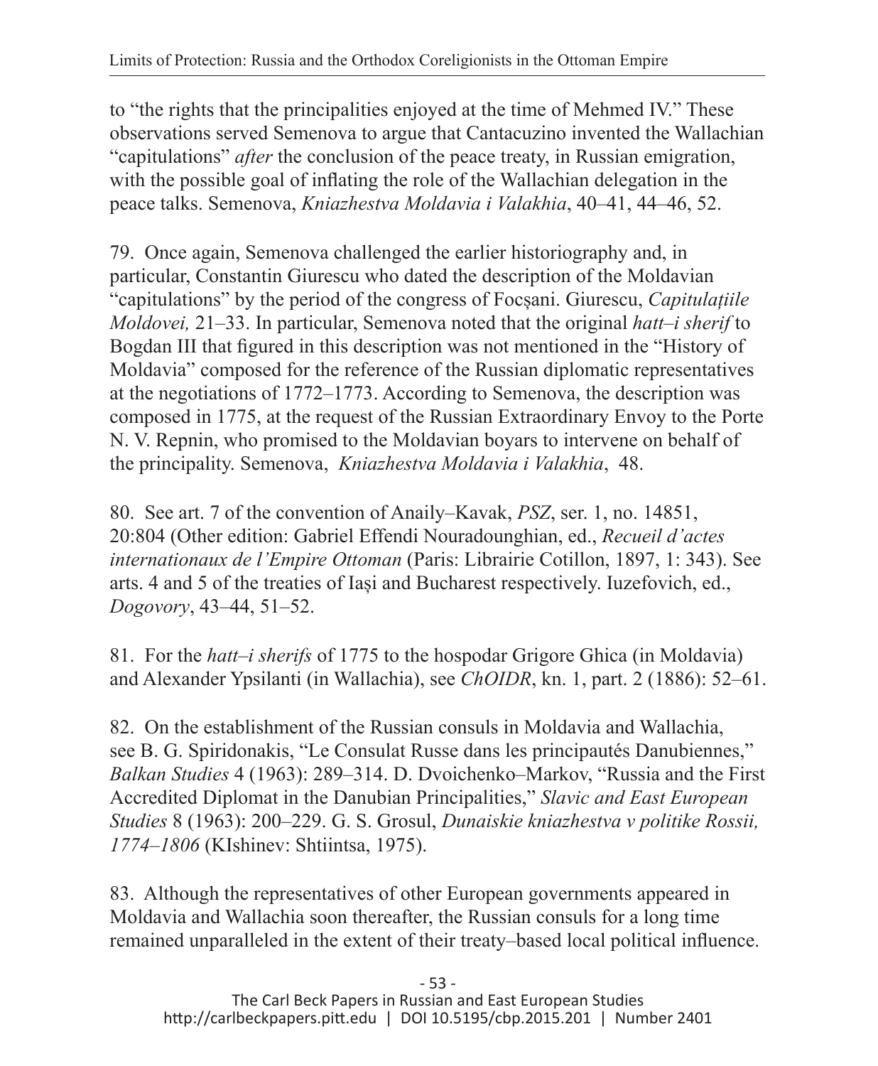to "the rights that the principalities enjoyed at the time of Mehmed IV." These observations served Semenova to argue that Cantacuzino invented the Wallachian "capitulations" *after* the conclusion of the peace treaty, in Russian emigration, with the possible goal of inflating the role of the Wallachian delegation in the peace talks. Semenova, *Kniazhestva Moldavia i Valakhia*, 40–41, 44–46, 52.

79. Once again, Semenova challenged the earlier historiography and, in particular, Constantin Giurescu who dated the description of the Moldavian "capitulations" by the period of the congress of Focșani. Giurescu, *Capitulațiile Moldovei,* 21–33. In particular, Semenova noted that the original *hatt–i sherif* to Bogdan III that figured in this description was not mentioned in the "History of Moldavia" composed for the reference of the Russian diplomatic representatives at the negotiations of 1772–1773. According to Semenova, the description was composed in 1775, at the request of the Russian Extraordinary Envoy to the Porte N. V. Repnin, who promised to the Moldavian boyars to intervene on behalf of the principality. Semenova, *Kniazhestva Moldavia i Valakhia*, 48.

80. See art. 7 of the convention of Anaily–Kavak, *PSZ*, ser. 1, no. 14851, 20:804 (Other edition: Gabriel Effendi Nouradounghian, ed., *Recueil d'actes internationaux de l'Empire Ottoman* (Paris: Librairie Cotillon, 1897, 1: 343). See arts. 4 and 5 of the treaties of Iași and Bucharest respectively. Iuzefovich, ed., *Dogovory*, 43–44, 51–52.

81. For the *hatt–i sherifs* of 1775 to the hospodar Grigore Ghica (in Moldavia) and Alexander Ypsilanti (in Wallachia), see *ChOIDR*, kn. 1, part. 2 (1886): 52–61.

82. On the establishment of the Russian consuls in Moldavia and Wallachia, see B. G. Spiridonakis, "Le Consulat Russe dans les principautés Danubiennes," *Balkan Studies* 4 (1963): 289–314. D. Dvoichenko–Markov, "Russia and the First Accredited Diplomat in the Danubian Principalities," *Slavic and East European Studies* 8 (1963): 200–229. G. S. Grosul, *Dunaiskie kniazhestva v politike Rossii, 1774–1806* (KIshinev: Shtiintsa, 1975).

83. Although the representatives of other European governments appeared in Moldavia and Wallachia soon thereafter, the Russian consuls for a long time remained unparalleled in the extent of their treaty–based local political influence.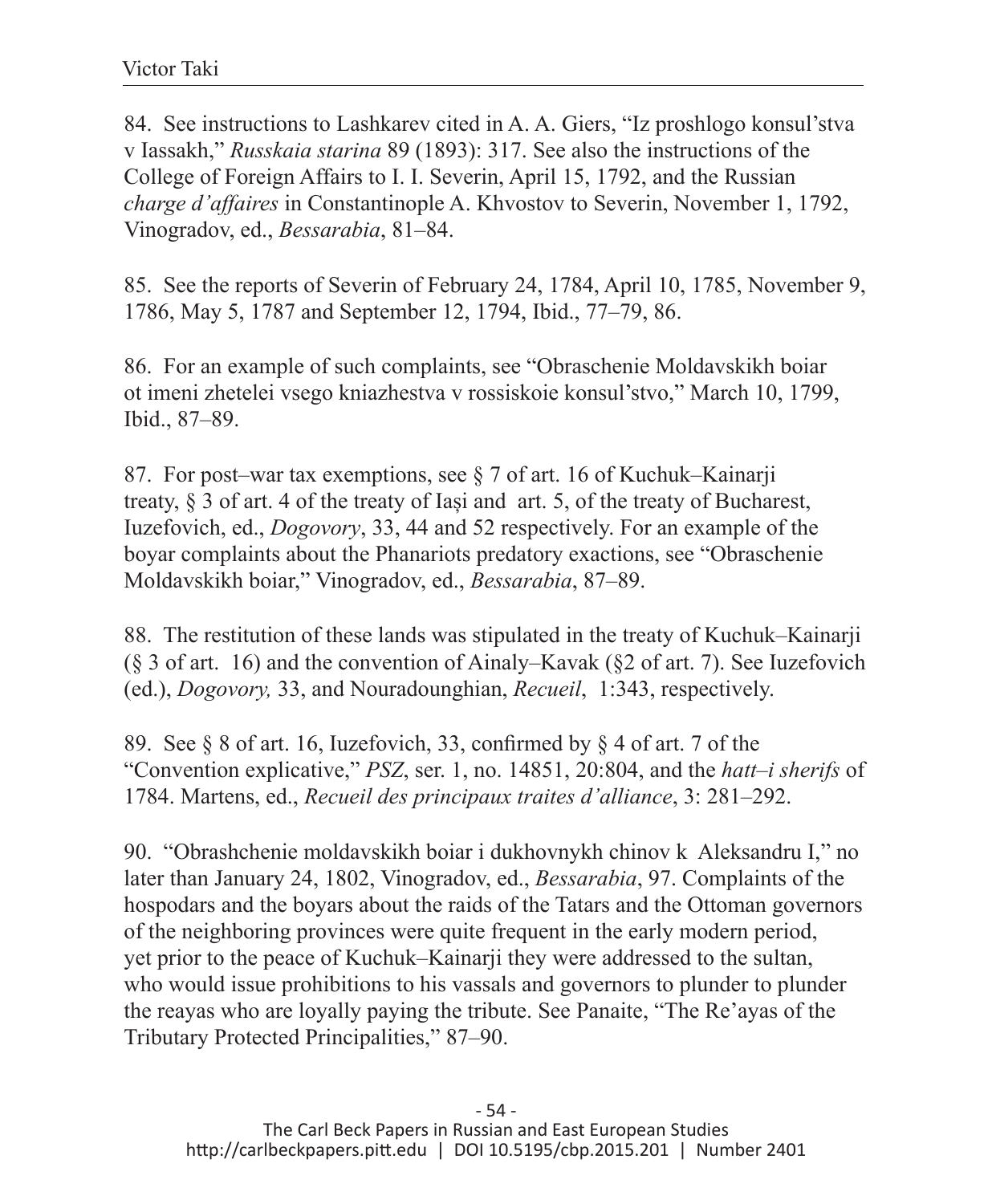84. See instructions to Lashkarev cited in A. A. Giers, "Iz proshlogo konsul'stva v Iassakh," *Russkaia starina* 89 (1893): 317. See also the instructions of the College of Foreign Affairs to I. I. Severin, April 15, 1792, and the Russian *charge d'affaires* in Constantinople A. Khvostov to Severin, November 1, 1792, Vinogradov, ed., *Bessarabia*, 81–84.

85. See the reports of Severin of February 24, 1784, April 10, 1785, November 9, 1786, May 5, 1787 and September 12, 1794, Ibid., 77–79, 86.

86. For an example of such complaints, see "Obraschenie Moldavskikh boiar ot imeni zhetelei vsego kniazhestva v rossiskoie konsul'stvo," March 10, 1799, Ibid., 87–89.

87. For post–war tax exemptions, see § 7 of art. 16 of Kuchuk–Kainarji treaty, § 3 of art. 4 of the treaty of Iași and art. 5, of the treaty of Bucharest, Iuzefovich, ed., *Dogovory*, 33, 44 and 52 respectively. For an example of the boyar complaints about the Phanariots predatory exactions, see "Obraschenie Moldavskikh boiar," Vinogradov, ed., *Bessarabia*, 87–89.

88. The restitution of these lands was stipulated in the treaty of Kuchuk–Kainarji (§ 3 of art. 16) and the convention of Ainaly–Kavak (§2 of art. 7). See Iuzefovich (ed.), *Dogovory,* 33, and Nouradounghian, *Recueil*, 1:343, respectively.

89. See § 8 of art. 16, Iuzefovich, 33, confirmed by § 4 of art. 7 of the "Convention explicative," *PSZ*, ser. 1, no. 14851, 20:804, and the *hatt–i sherifs* of 1784. Martens, ed., *Recueil des principaux traites d'alliance*, 3: 281–292.

90. "Obrashchenie moldavskikh boiar i dukhovnykh chinov k Aleksandru I," no later than January 24, 1802, Vinogradov, ed., *Bessarabia*, 97. Complaints of the hospodars and the boyars about the raids of the Tatars and the Ottoman governors of the neighboring provinces were quite frequent in the early modern period, yet prior to the peace of Kuchuk–Kainarji they were addressed to the sultan, who would issue prohibitions to his vassals and governors to plunder to plunder the reayas who are loyally paying the tribute. See Panaite, "The Re'ayas of the Tributary Protected Principalities," 87–90.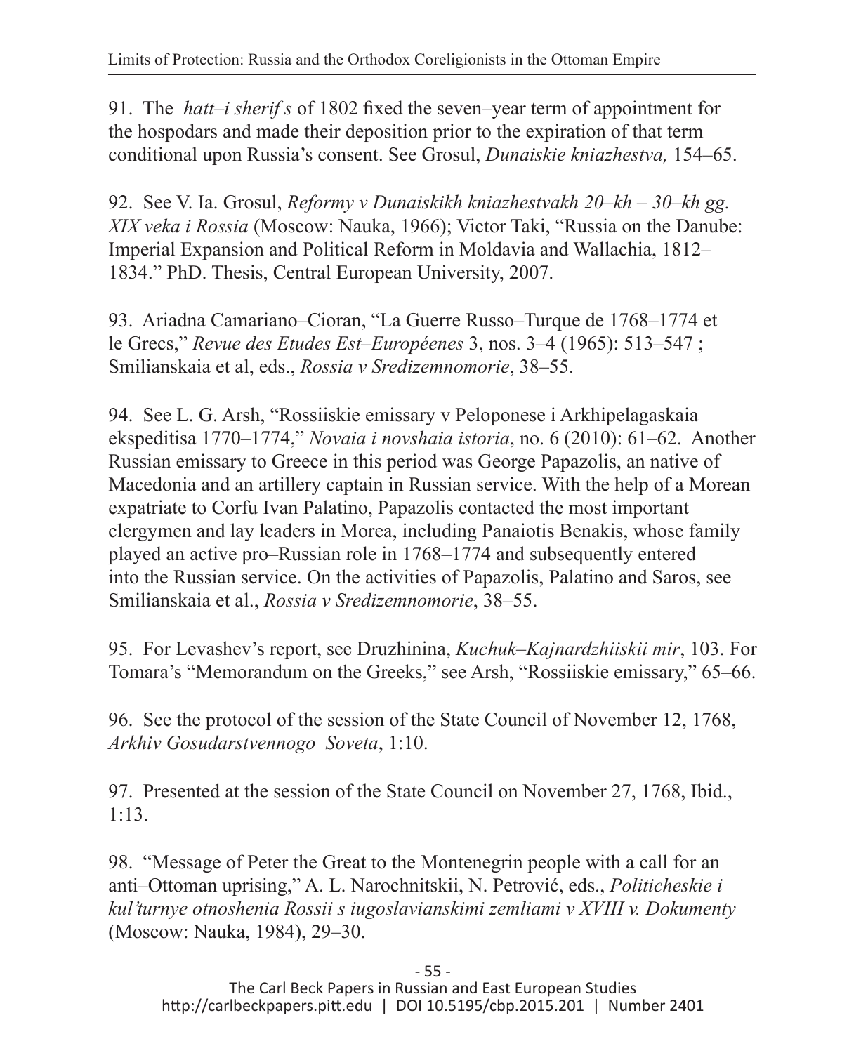91. The *hatt–i sherif s* of 1802 fixed the seven–year term of appointment for the hospodars and made their deposition prior to the expiration of that term conditional upon Russia's consent. See Grosul, *Dunaiskie kniazhestva,* 154–65.

92. See V. Ia. Grosul, *Reformy v Dunaiskikh kniazhestvakh 20–kh – 30–kh gg. XIX veka i Rossia* (Moscow: Nauka, 1966); Victor Taki, "Russia on the Danube: Imperial Expansion and Political Reform in Moldavia and Wallachia, 1812–1834." PhD. Thesis, Central European University, 2007.

93. Ariadna Camariano–Cioran, "La Guerre Russo–Turque de 1768–1774 et le Grecs," *Revue des Etudes Est–Européenes* 3, nos. 3–4 (1965): 513–547 ; Smilianskaia et al, eds., *Rossia v Sredizemnomorie*, 38–55.

94. See L. G. Arsh, "Rossiiskie emissary v Peloponese i Arkhipelagaskaia ekspeditisa 1770–1774," *Novaia i novshaia istoria*, no. 6 (2010): 61–62. Another Russian emissary to Greece in this period was George Papazolis, an native of Macedonia and an artillery captain in Russian service. With the help of a Morean expatriate to Corfu Ivan Palatino, Papazolis contacted the most important clergymen and lay leaders in Morea, including Panaiotis Benakis, whose family played an active pro–Russian role in 1768–1774 and subsequently entered into the Russian service. On the activities of Papazolis, Palatino and Saros, see Smilianskaia et al., *Rossia v Sredizemnomorie*, 38–55.

95. For Levashev's report, see Druzhinina, *Kuchuk–Kajnardzhiiskii mir*, 103. For Tomara's "Memorandum on the Greeks," see Arsh, "Rossiiskie emissary," 65–66.

96. See the protocol of the session of the State Council of November 12, 1768, *Arkhiv Gosudarstvennogo Soveta*, 1:10.

97. Presented at the session of the State Council on November 27, 1768, Ibid., 1:13.

98. "Message of Peter the Great to the Montenegrin people with a call for an anti–Ottoman uprising," A. L. Narochnitskii, N. Petrović, eds., *Politicheskie i kul'turnye otnoshenia Rossii s iugoslavianskimi zemliami v XVIII v. Dokumenty* (Moscow: Nauka, 1984), 29–30.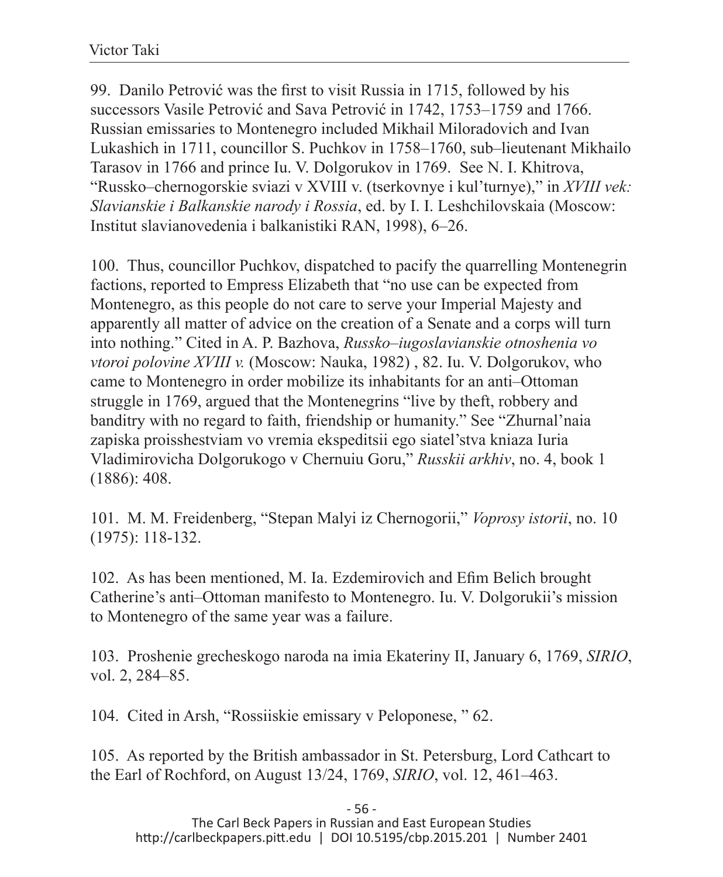99. Danilo Petrović was the first to visit Russia in 1715, followed by his successors Vasile Petrović and Sava Petrović in 1742, 1753–1759 and 1766. Russian emissaries to Montenegro included Mikhail Miloradovich and Ivan Lukashich in 1711, councillor S. Puchkov in 1758–1760, sub–lieutenant Mikhailo Tarasov in 1766 and prince Iu. V. Dolgorukov in 1769. See N. I. Khitrova, "Russko–chernogorskie sviazi v XVIII v. (tserkovnye i kul'turnye)," in *XVIII vek: Slavianskie i Balkanskie narody i Rossia*, ed. by I. I. Leshchilovskaia (Moscow: Institut slavianovedenia i balkanistiki RAN, 1998), 6–26.

100. Thus, councillor Puchkov, dispatched to pacify the quarrelling Montenegrin factions, reported to Empress Elizabeth that "no use can be expected from Montenegro, as this people do not care to serve your Imperial Majesty and apparently all matter of advice on the creation of a Senate and a corps will turn into nothing." Cited in A. P. Bazhova, *Russko–iugoslavianskie otnoshenia vo vtoroi polovine XVIII v.* (Moscow: Nauka, 1982) , 82. Iu. V. Dolgorukov, who came to Montenegro in order mobilize its inhabitants for an anti–Ottoman struggle in 1769, argued that the Montenegrins "live by theft, robbery and banditry with no regard to faith, friendship or humanity." See "Zhurnal'naia zapiska proisshestviam vo vremia ekspeditsii ego siatel'stva kniaza Iuria Vladimirovicha Dolgorukogo v Chernuiu Goru," *Russkii arkhiv*, no. 4, book 1 (1886): 408.

101. M. M. Freidenberg, "Stepan Malyi iz Chernogorii," *Voprosy istorii*, no. 10 (1975): 118-132.

102. As has been mentioned, M. Ia. Ezdemirovich and Efim Belich brought Catherine's anti–Ottoman manifesto to Montenegro. Iu. V. Dolgorukii's mission to Montenegro of the same year was a failure.

103. Proshenie grecheskogo naroda na imia Ekateriny II, January 6, 1769, *SIRIO*, vol. 2, 284–85.

104. Cited in Arsh, "Rossiiskie emissary v Peloponese, " 62.

105. As reported by the British ambassador in St. Petersburg, Lord Cathcart to the Earl of Rochford, on August 13/24, 1769, *SIRIO*, vol. 12, 461–463.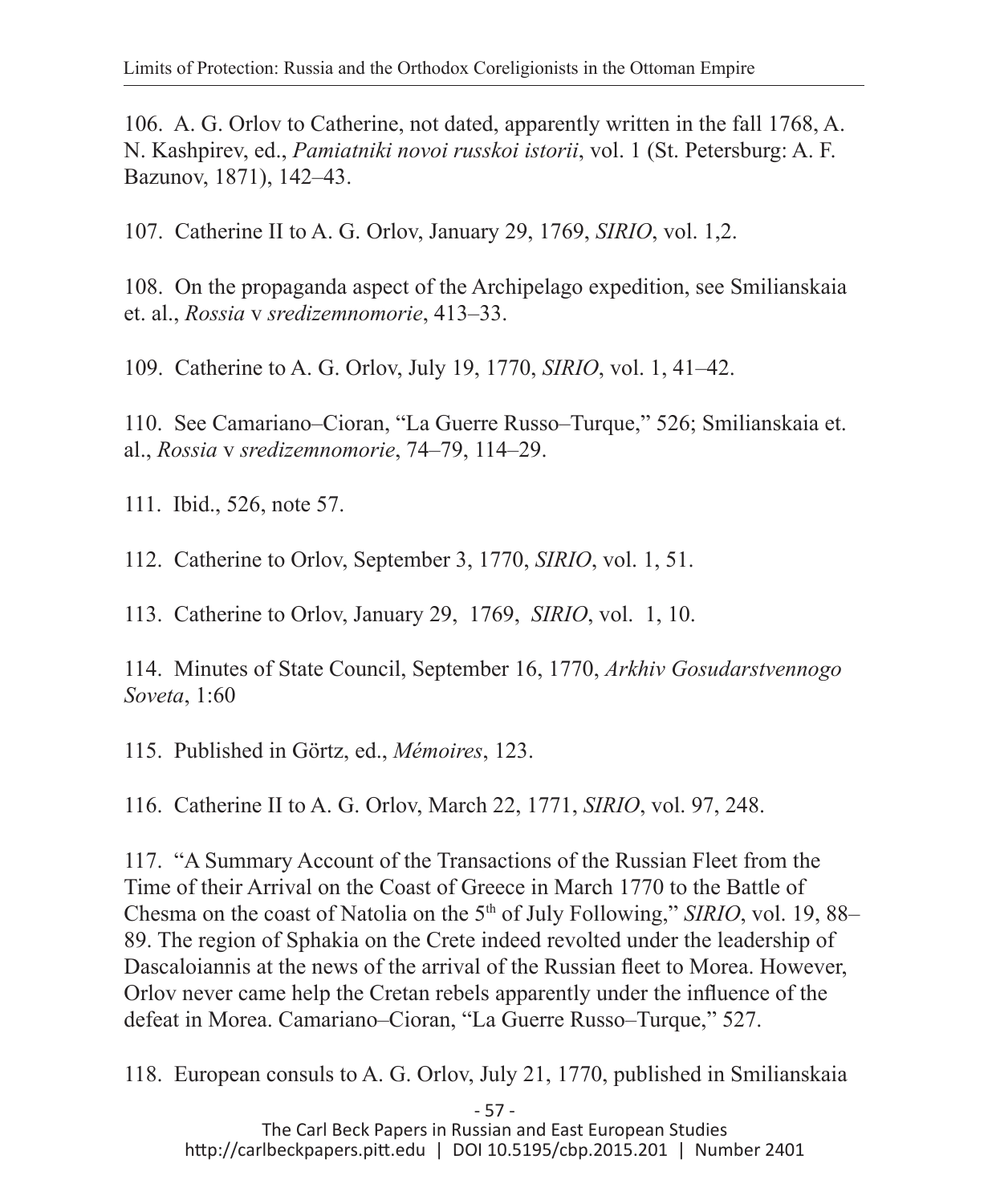106. A. G. Orlov to Catherine, not dated, apparently written in the fall 1768, A. N. Kashpirev, ed., *Pamiatniki novoi russkoi istorii*, vol. 1 (St. Petersburg: A. F. Bazunov, 1871), 142–43.

107. Catherine II to A. G. Orlov, January 29, 1769, *SIRIO*, vol. 1,2.

108. On the propaganda aspect of the Archipelago expedition, see Smilianskaia et. al., *Rossia* v *sredizemnomorie*, 413–33.

109. Catherine to A. G. Orlov, July 19, 1770, *SIRIO*, vol. 1, 41–42.

110. See Camariano–Cioran, "La Guerre Russo–Turque," 526; Smilianskaia et. al., *Rossia* v *sredizemnomorie*, 74–79, 114–29.

111. Ibid., 526, note 57.

112. Catherine to Orlov, September 3, 1770, *SIRIO*, vol. 1, 51.

113. Catherine to Orlov, January 29, 1769, *SIRIO*, vol. 1, 10.

114. Minutes of State Council, September 16, 1770, *Arkhiv Gosudarstvennogo Soveta*, 1:60

115. Published in Görtz, ed., *Mémoires*, 123.

116. Catherine II to A. G. Orlov, March 22, 1771, *SIRIO*, vol. 97, 248.

117. "A Summary Account of the Transactions of the Russian Fleet from the Time of their Arrival on the Coast of Greece in March 1770 to the Battle of Chesma on the coast of Natolia on the 5th of July Following," *SIRIO*, vol. 19, 88–89. The region of Sphakia on the Crete indeed revolted under the leadership of Dascaloiannis at the news of the arrival of the Russian fleet to Morea. However, Orlov never came help the Cretan rebels apparently under the influence of the defeat in Morea. Camariano–Cioran, "La Guerre Russo–Turque," 527.

118. European consuls to A. G. Orlov, July 21, 1770, published in Smilianskaia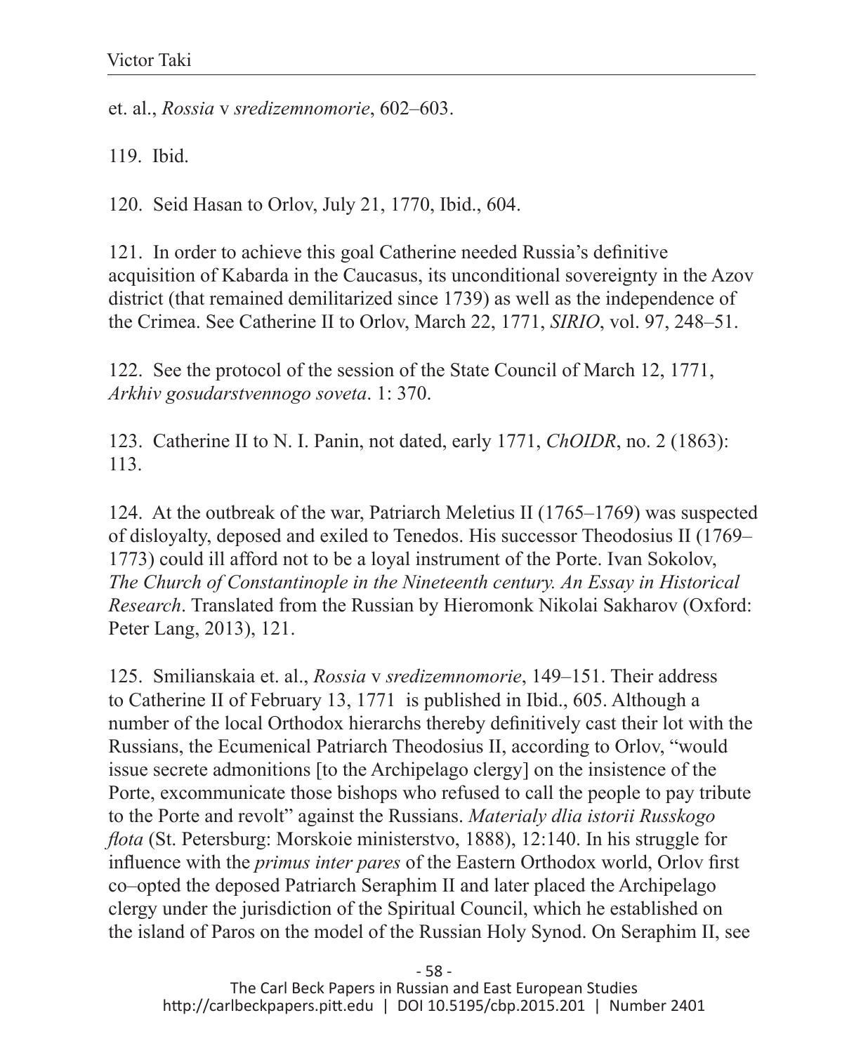et. al., *Rossia* v *sredizemnomorie*, 602–603.

119. Ibid.

120. Seid Hasan to Orlov, July 21, 1770, Ibid., 604.

121. In order to achieve this goal Catherine needed Russia's definitive acquisition of Kabarda in the Caucasus, its unconditional sovereignty in the Azov district (that remained demilitarized since 1739) as well as the independence of the Crimea. See Catherine II to Orlov, March 22, 1771, *SIRIO*, vol. 97, 248–51.

122. See the protocol of the session of the State Council of March 12, 1771, *Arkhiv gosudarstvennogo soveta*. 1: 370.

123. Catherine II to N. I. Panin, not dated, early 1771, *ChOIDR*, no. 2 (1863): 113.

124. At the outbreak of the war, Patriarch Meletius II (1765–1769) was suspected of disloyalty, deposed and exiled to Tenedos. His successor Theodosius II (1769–1773) could ill afford not to be a loyal instrument of the Porte. Ivan Sokolov, *The Church of Constantinople in the Nineteenth century. An Essay in Historical Research*. Translated from the Russian by Hieromonk Nikolai Sakharov (Oxford: Peter Lang, 2013), 121.

125. Smilianskaia et. al., *Rossia* v *sredizemnomorie*, 149–151. Their address to Catherine II of February 13, 1771 is published in Ibid., 605. Although a number of the local Orthodox hierarchs thereby definitively cast their lot with the Russians, the Ecumenical Patriarch Theodosius II, according to Orlov, "would issue secrete admonitions [to the Archipelago clergy] on the insistence of the Porte, excommunicate those bishops who refused to call the people to pay tribute to the Porte and revolt" against the Russians. *Materialy dlia istorii Russkogo flota* (St. Petersburg: Morskoie ministerstvo, 1888), 12:140. In his struggle for influence with the *primus inter pares* of the Eastern Orthodox world, Orlov first co–opted the deposed Patriarch Seraphim II and later placed the Archipelago clergy under the jurisdiction of the Spiritual Council, which he established on the island of Paros on the model of the Russian Holy Synod. On Seraphim II, see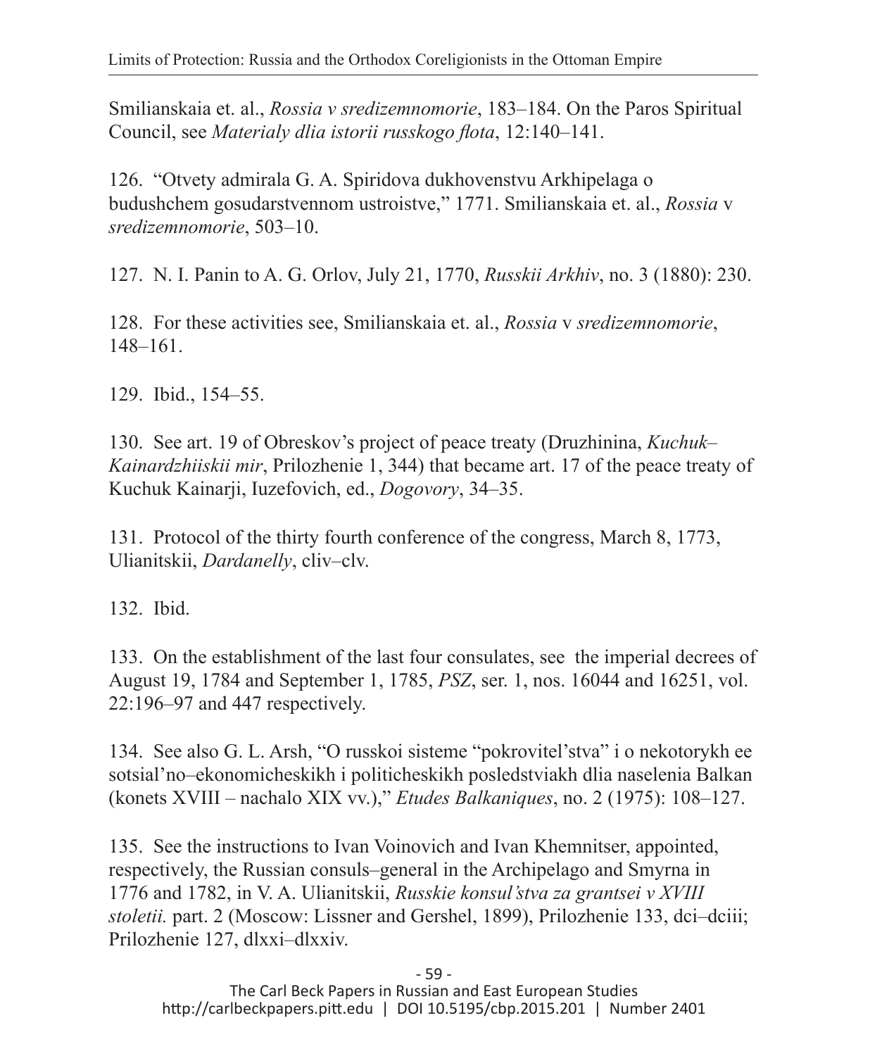Smilianskaia et. al., *Rossia v sredizemnomorie*, 183–184. On the Paros Spiritual Council, see *Materialy dlia istorii russkogo flota*, 12:140–141.

126. "Otvety admirala G. A. Spiridova dukhovenstvu Arkhipelaga o budushchem gosudarstvennom ustroistve," 1771. Smilianskaia et. al., *Rossia* v *sredizemnomorie*, 503–10.

127. N. I. Panin to A. G. Orlov, July 21, 1770, *Russkii Arkhiv*, no. 3 (1880): 230.

128. For these activities see, Smilianskaia et. al., *Rossia* v *sredizemnomorie*, 148–161.

129. Ibid., 154–55.

130. See art. 19 of Obreskov's project of peace treaty (Druzhinina, *Kuchuk–Kainardzhiiskii mir*, Prilozhenie 1, 344) that became art. 17 of the peace treaty of Kuchuk Kainarji, Iuzefovich, ed., *Dogovory*, 34–35.

131. Protocol of the thirty fourth conference of the congress, March 8, 1773, Ulianitskii, *Dardanelly*, cliv–clv.

132. Ibid.

133. On the establishment of the last four consulates, see the imperial decrees of August 19, 1784 and September 1, 1785, *PSZ*, ser. 1, nos. 16044 and 16251, vol. 22:196–97 and 447 respectively.

134. See also G. L. Arsh, "O russkoi sisteme "pokrovitel'stva" i o nekotorykh ee sotsial'no–ekonomicheskikh i politicheskikh posledstviakh dlia naselenia Balkan (konets XVIII – nachalo XIX vv.)," *Etudes Balkaniques*, no. 2 (1975): 108–127.

135. See the instructions to Ivan Voinovich and Ivan Khemnitser, appointed, respectively, the Russian consuls–general in the Archipelago and Smyrna in 1776 and 1782, in V. A. Ulianitskii, *Russkie konsul'stva za grantsei v XVIII stoletii.* part. 2 (Moscow: Lissner and Gershel, 1899), Prilozhenie 133, dci–dciii; Prilozhenie 127, dlxxi–dlxxiv.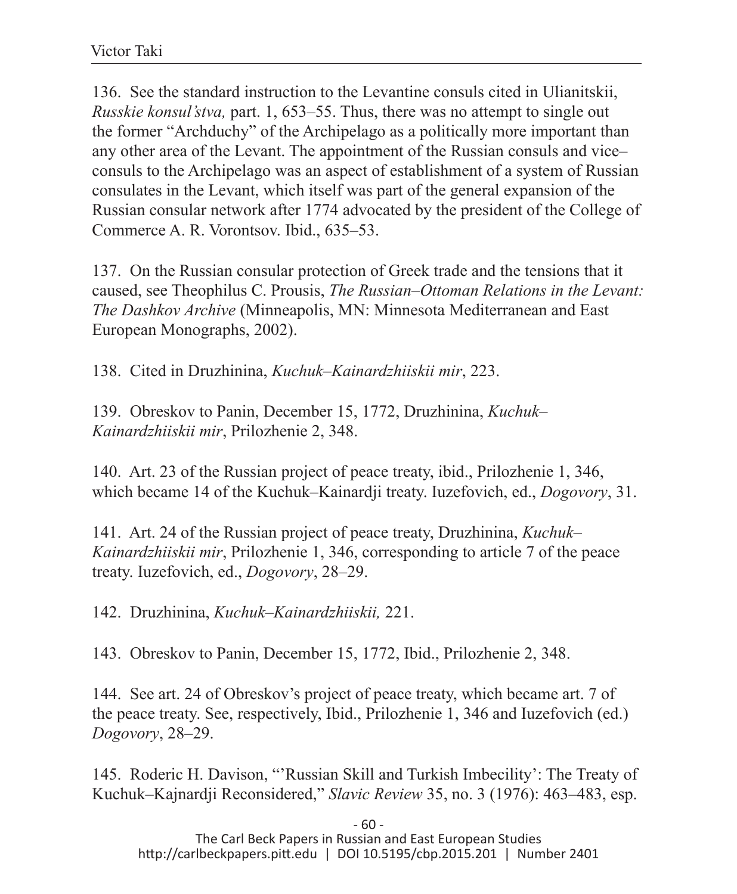136. See the standard instruction to the Levantine consuls cited in Ulianitskii, *Russkie konsul'stva,* part. 1, 653–55. Thus, there was no attempt to single out the former "Archduchy" of the Archipelago as a politically more important than any other area of the Levant. The appointment of the Russian consuls and vice–consuls to the Archipelago was an aspect of establishment of a system of Russian consulates in the Levant, which itself was part of the general expansion of the Russian consular network after 1774 advocated by the president of the College of Commerce A. R. Vorontsov. Ibid., 635–53.

137. On the Russian consular protection of Greek trade and the tensions that it caused, see Theophilus C. Prousis, *The Russian–Ottoman Relations in the Levant: The Dashkov Archive* (Minneapolis, MN: Minnesota Mediterranean and East European Monographs, 2002).

138. Cited in Druzhinina, *Kuchuk–Kainardzhiiskii mir*, 223.

139. Obreskov to Panin, December 15, 1772, Druzhinina, *Kuchuk–Kainardzhiiskii mir*, Prilozhenie 2, 348.

140. Art. 23 of the Russian project of peace treaty, ibid., Prilozhenie 1, 346, which became 14 of the Kuchuk–Kainardji treaty. Iuzefovich, ed., *Dogovory*, 31.

141. Art. 24 of the Russian project of peace treaty, Druzhinina, *Kuchuk–Kainardzhiiskii mir*, Prilozhenie 1, 346, corresponding to article 7 of the peace treaty. Iuzefovich, ed., *Dogovory*, 28–29.

142. Druzhinina, *Kuchuk–Kainardzhiiskii,* 221.

143. Obreskov to Panin, December 15, 1772, Ibid., Prilozhenie 2, 348.

144. See art. 24 of Obreskov's project of peace treaty, which became art. 7 of the peace treaty. See, respectively, Ibid., Prilozhenie 1, 346 and Iuzefovich (ed.) *Dogovory*, 28–29.

145. Roderic H. Davison, "'Russian Skill and Turkish Imbecility': The Treaty of Kuchuk–Kajnardji Reconsidered," *Slavic Review* 35, no. 3 (1976): 463–483, esp.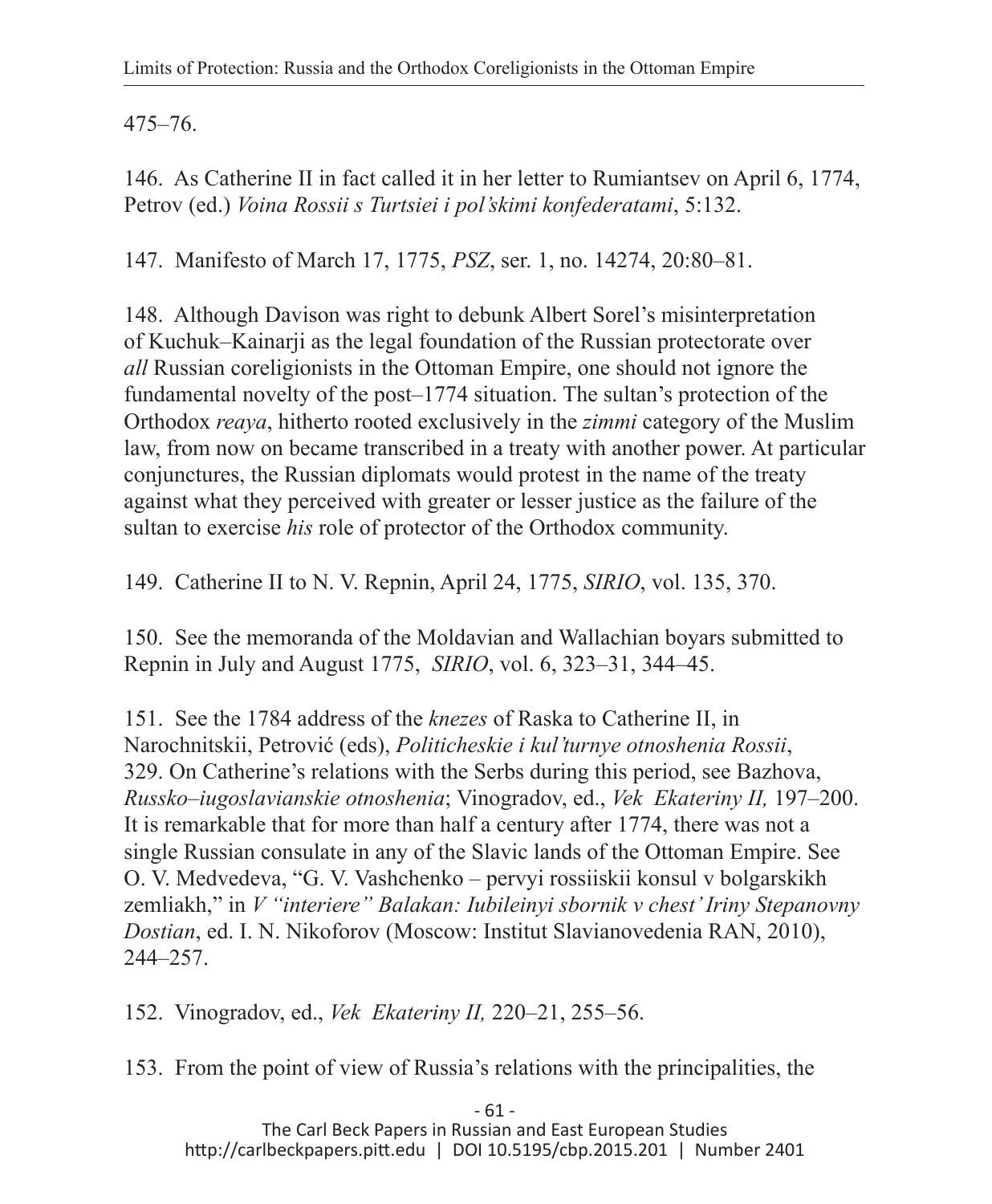475–76.

146. As Catherine II in fact called it in her letter to Rumiantsev on April 6, 1774, Petrov (ed.) *Voina Rossii s Turtsiei i pol'skimi konfederatami*, 5:132.

147. Manifesto of March 17, 1775, *PSZ*, ser. 1, no. 14274, 20:80–81.

148. Although Davison was right to debunk Albert Sorel's misinterpretation of Kuchuk–Kainarji as the legal foundation of the Russian protectorate over *all* Russian coreligionists in the Ottoman Empire, one should not ignore the fundamental novelty of the post–1774 situation. The sultan's protection of the Orthodox *reaya*, hitherto rooted exclusively in the *zimmi* category of the Muslim law, from now on became transcribed in a treaty with another power. At particular conjunctures, the Russian diplomats would protest in the name of the treaty against what they perceived with greater or lesser justice as the failure of the sultan to exercise *his* role of protector of the Orthodox community.

149. Catherine II to N. V. Repnin, April 24, 1775, *SIRIO*, vol. 135, 370.

150. See the memoranda of the Moldavian and Wallachian boyars submitted to Repnin in July and August 1775, *SIRIO*, vol. 6, 323–31, 344–45.

151. See the 1784 address of the *knezes* of Raska to Catherine II, in Narochnitskii, Petrović (eds), *Politicheskie i kul'turnye otnoshenia Rossii*, 329. On Catherine's relations with the Serbs during this period, see Bazhova, *Russko–iugoslavianskie otnoshenia*; Vinogradov, ed., *Vek Ekateriny II,* 197–200. It is remarkable that for more than half a century after 1774, there was not a single Russian consulate in any of the Slavic lands of the Ottoman Empire. See O. V. Medvedeva, "G. V. Vashchenko – pervyi rossiiskii konsul v bolgarskikh zemliakh," in *V "interiere" Balakan: Iubileinyi sbornik v chest' Iriny Stepanovny Dostian*, ed. I. N. Nikoforov (Moscow: Institut Slavianovedenia RAN, 2010), 244–257.

152. Vinogradov, ed., *Vek Ekateriny II,* 220–21, 255–56.

153. From the point of view of Russia's relations with the principalities, the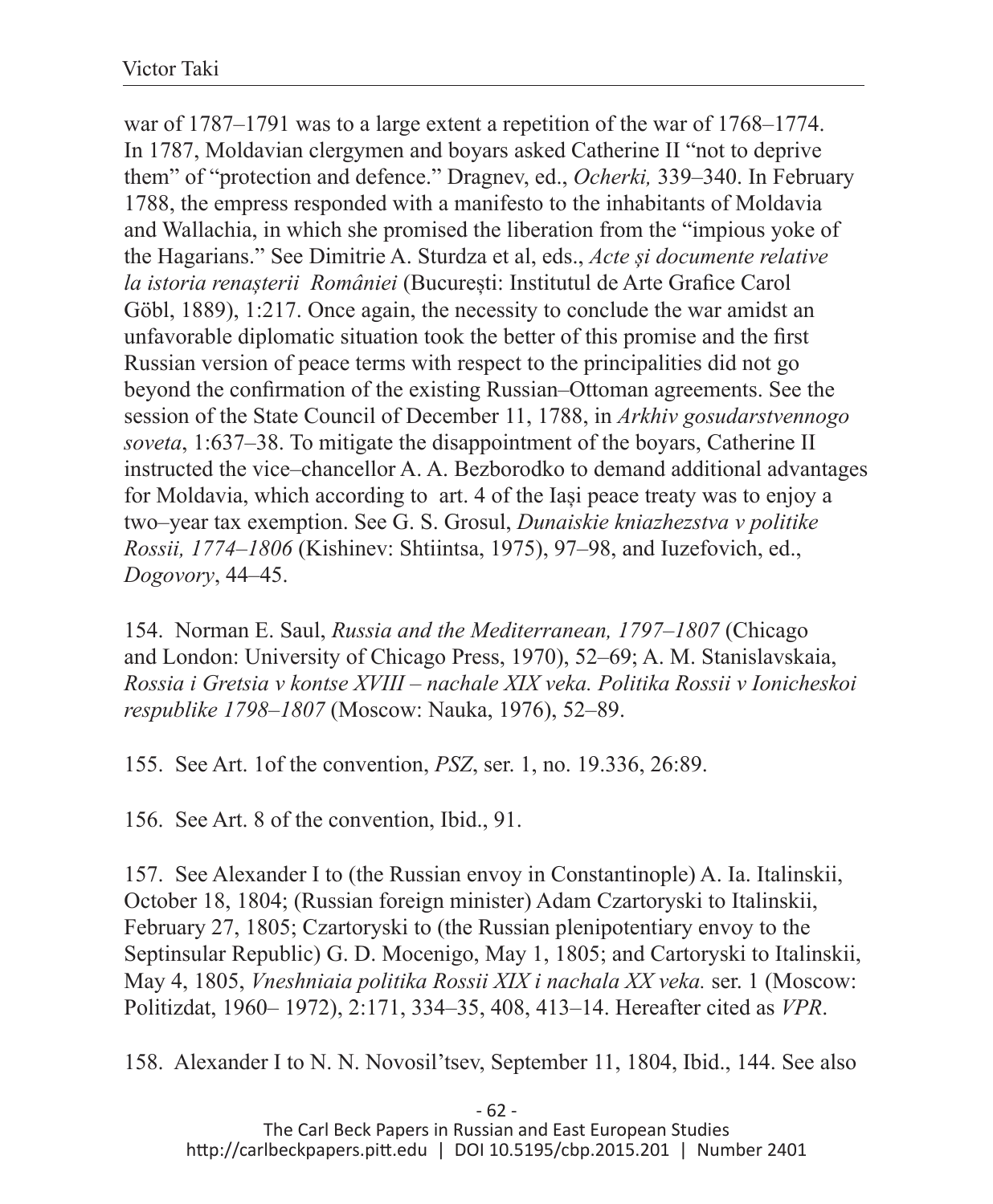war of 1787–1791 was to a large extent a repetition of the war of 1768–1774. In 1787, Moldavian clergymen and boyars asked Catherine II "not to deprive them" of "protection and defence." Dragnev, ed., *Ocherki,* 339–340. In February 1788, the empress responded with a manifesto to the inhabitants of Moldavia and Wallachia, in which she promised the liberation from the "impious yoke of the Hagarians." See Dimitrie A. Sturdza et al, eds., *Acte și documente relative la istoria renașterii României* (București: Institutul de Arte Grafice Carol Göbl, 1889), 1:217. Once again, the necessity to conclude the war amidst an unfavorable diplomatic situation took the better of this promise and the first Russian version of peace terms with respect to the principalities did not go beyond the confirmation of the existing Russian–Ottoman agreements. See the session of the State Council of December 11, 1788, in *Arkhiv gosudarstvennogo soveta*, 1:637–38. To mitigate the disappointment of the boyars, Catherine II instructed the vice–chancellor A. A. Bezborodko to demand additional advantages for Moldavia, which according to art. 4 of the Iași peace treaty was to enjoy a two–year tax exemption. See G. S. Grosul, *Dunaiskie kniazhezstva v politike Rossii, 1774–1806* (Kishinev: Shtiintsa, 1975), 97–98, and Iuzefovich, ed., *Dogovory*, 44–45.

154. Norman E. Saul, *Russia and the Mediterranean, 1797–1807* (Chicago and London: University of Chicago Press, 1970), 52–69; A. M. Stanislavskaia, *Rossia i Gretsia v kontse XVIII – nachale XIX veka. Politika Rossii v Ionicheskoi respublike 1798–1807* (Moscow: Nauka, 1976), 52–89.

155. See Art. 1of the convention, *PSZ*, ser. 1, no. 19.336, 26:89.

156. See Art. 8 of the convention, Ibid., 91.

157. See Alexander I to (the Russian envoy in Constantinople) A. Ia. Italinskii, October 18, 1804; (Russian foreign minister) Adam Czartoryski to Italinskii, February 27, 1805; Czartoryski to (the Russian plenipotentiary envoy to the Septinsular Republic) G. D. Mocenigo, May 1, 1805; and Cartoryski to Italinskii, May 4, 1805, *Vneshniaia politika Rossii XIX i nachala XX veka.* ser. 1 (Moscow: Politizdat, 1960– 1972), 2:171, 334–35, 408, 413–14. Hereafter cited as *VPR*.

158. Alexander I to N. N. Novosil'tsev, September 11, 1804, Ibid., 144. See also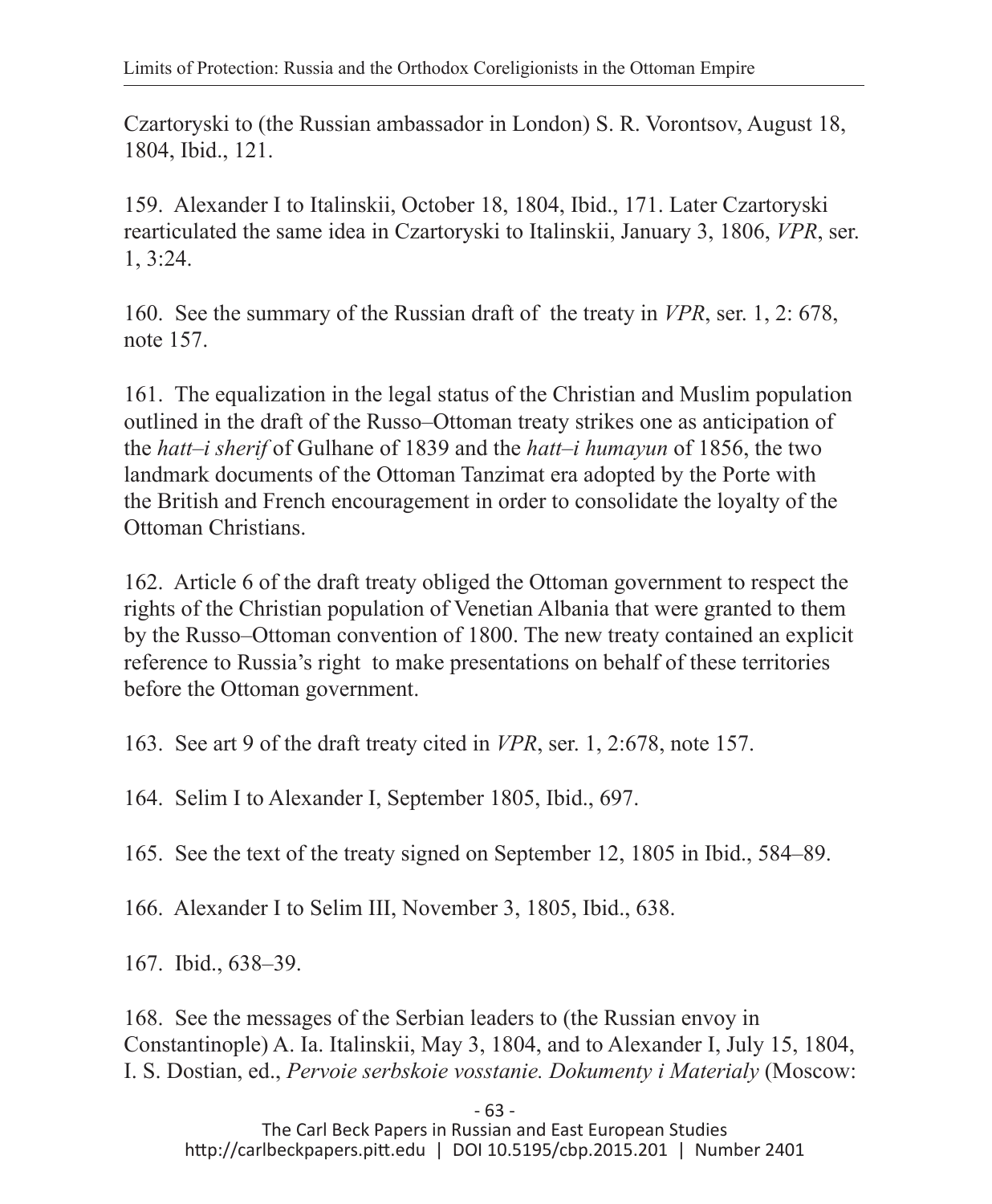Czartoryski to (the Russian ambassador in London) S. R. Vorontsov, August 18, 1804, Ibid., 121.

159. Alexander I to Italinskii, October 18, 1804, Ibid., 171. Later Czartoryski rearticulated the same idea in Czartoryski to Italinskii, January 3, 1806, *VPR*, ser. 1, 3:24.

160. See the summary of the Russian draft of the treaty in *VPR*, ser. 1, 2: 678, note 157.

161. The equalization in the legal status of the Christian and Muslim population outlined in the draft of the Russo–Ottoman treaty strikes one as anticipation of the *hatt–i sherif* of Gulhane of 1839 and the *hatt–i humayun* of 1856, the two landmark documents of the Ottoman Tanzimat era adopted by the Porte with the British and French encouragement in order to consolidate the loyalty of the Ottoman Christians.

162. Article 6 of the draft treaty obliged the Ottoman government to respect the rights of the Christian population of Venetian Albania that were granted to them by the Russo–Ottoman convention of 1800. The new treaty contained an explicit reference to Russia's right to make presentations on behalf of these territories before the Ottoman government.

163. See art 9 of the draft treaty cited in *VPR*, ser. 1, 2:678, note 157.

164. Selim I to Alexander I, September 1805, Ibid., 697.

165. See the text of the treaty signed on September 12, 1805 in Ibid., 584–89.

166. Alexander I to Selim III, November 3, 1805, Ibid., 638.

167. Ibid., 638–39.

168. See the messages of the Serbian leaders to (the Russian envoy in Constantinople) A. Ia. Italinskii, May 3, 1804, and to Alexander I, July 15, 1804, I. S. Dostian, ed., *Pervoie serbskoie vosstanie. Dokumenty i Materialy* (Moscow: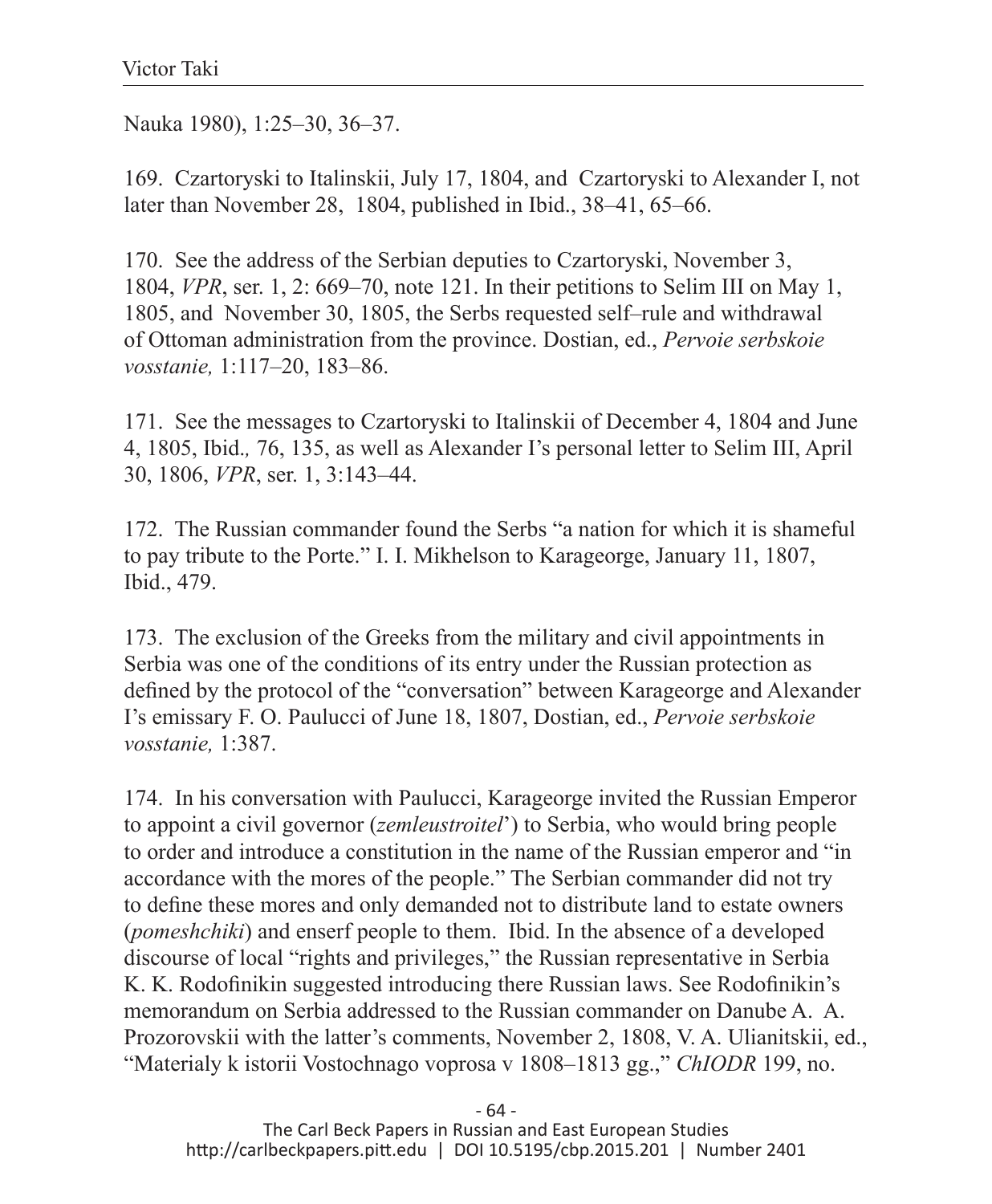Nauka 1980), 1:25–30, 36–37.

169. Czartoryski to Italinskii, July 17, 1804, and Czartoryski to Alexander I, not later than November 28, 1804, published in Ibid., 38–41, 65–66.

170. See the address of the Serbian deputies to Czartoryski, November 3, 1804, *VPR*, ser. 1, 2: 669–70, note 121. In their petitions to Selim III on May 1, 1805, and November 30, 1805, the Serbs requested self–rule and withdrawal of Ottoman administration from the province. Dostian, ed., *Pervoie serbskoie vosstanie,* 1:117–20, 183–86.

171. See the messages to Czartoryski to Italinskii of December 4, 1804 and June 4, 1805, Ibid.*,* 76, 135, as well as Alexander I's personal letter to Selim III, April 30, 1806, *VPR*, ser. 1, 3:143–44.

172. The Russian commander found the Serbs "a nation for which it is shameful to pay tribute to the Porte." I. I. Mikhelson to Karageorge, January 11, 1807, Ibid., 479.

173. The exclusion of the Greeks from the military and civil appointments in Serbia was one of the conditions of its entry under the Russian protection as defined by the protocol of the "conversation" between Karageorge and Alexander I's emissary F. O. Paulucci of June 18, 1807, Dostian, ed., *Pervoie serbskoie vosstanie,* 1:387.

174. In his conversation with Paulucci, Karageorge invited the Russian Emperor to appoint a civil governor (*zemleustroitel*') to Serbia, who would bring people to order and introduce a constitution in the name of the Russian emperor and "in accordance with the mores of the people." The Serbian commander did not try to define these mores and only demanded not to distribute land to estate owners (*pomeshchiki*) and enserf people to them. Ibid. In the absence of a developed discourse of local "rights and privileges," the Russian representative in Serbia K. K. Rodofinikin suggested introducing there Russian laws. See Rodofinikin's memorandum on Serbia addressed to the Russian commander on Danube A. A. Prozorovskii with the latter's comments, November 2, 1808, V. A. Ulianitskii, ed., "Materialy k istorii Vostochnago voprosa v 1808–1813 gg.," *ChIODR* 199, no.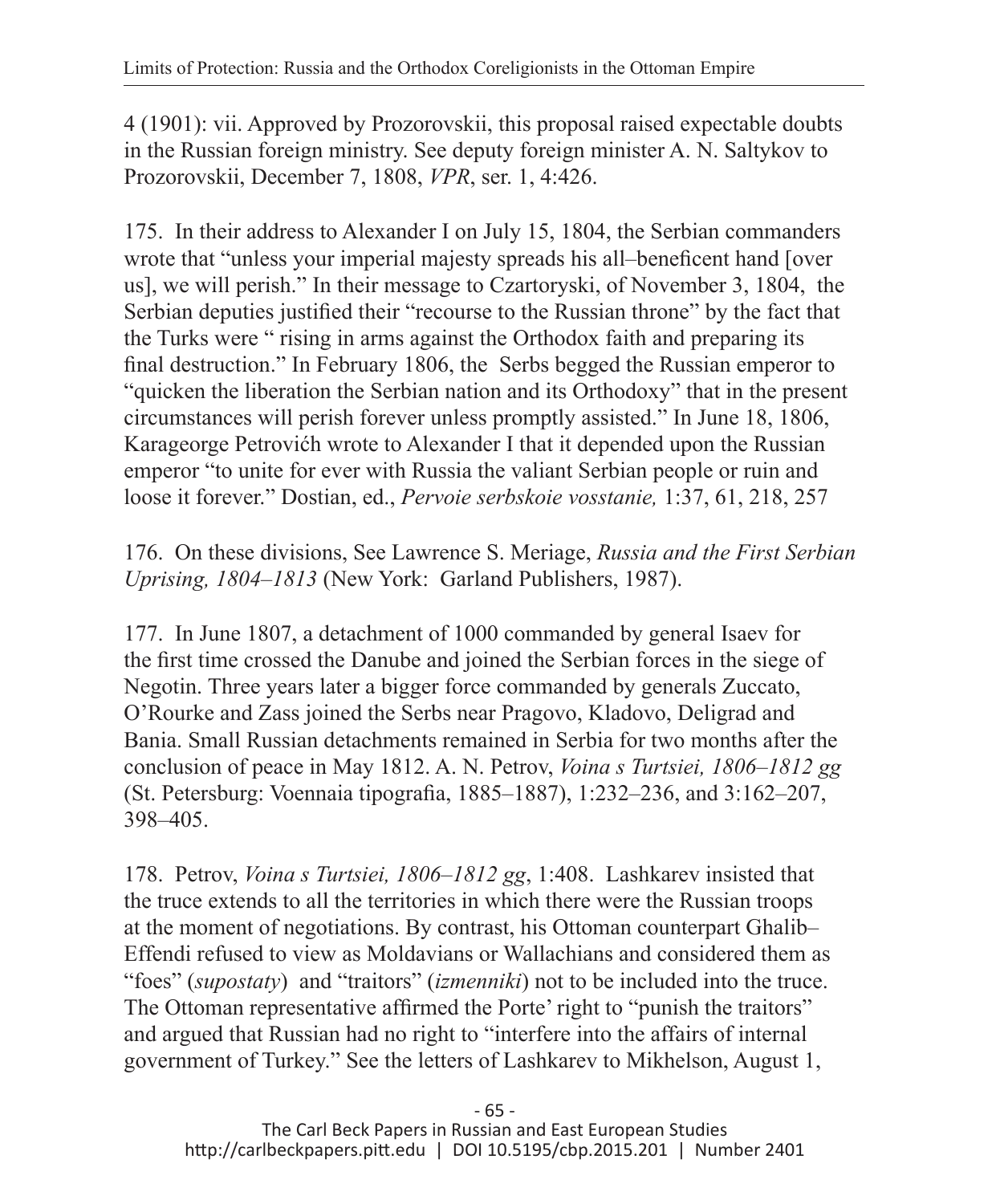4 (1901): vii. Approved by Prozorovskii, this proposal raised expectable doubts in the Russian foreign ministry. See deputy foreign minister A. N. Saltykov to Prozorovskii, December 7, 1808, *VPR*, ser. 1, 4:426.

175. In their address to Alexander I on July 15, 1804, the Serbian commanders wrote that "unless your imperial majesty spreads his all–beneficent hand [over us], we will perish." In their message to Czartoryski, of November 3, 1804, the Serbian deputies justified their "recourse to the Russian throne" by the fact that the Turks were " rising in arms against the Orthodox faith and preparing its final destruction." In February 1806, the Serbs begged the Russian emperor to "quicken the liberation the Serbian nation and its Orthodoxy" that in the present circumstances will perish forever unless promptly assisted." In June 18, 1806, Karageorge Petrovich wrote to Alexander I that it depended upon the Russian emperor "to unite for ever with Russia the valiant Serbian people or ruin and loose it forever." Dostian, ed., *Pervoie serbskoie vosstanie,* 1:37, 61, 218, 257

176. On these divisions, See Lawrence S. Meriage, *Russia and the First Serbian Uprising, 1804–1813* (New York: Garland Publishers, 1987).

177. In June 1807, a detachment of 1000 commanded by general Isaev for the first time crossed the Danube and joined the Serbian forces in the siege of Negotin. Three years later a bigger force commanded by generals Zuccato, O'Rourke and Zass joined the Serbs near Pragovo, Kladovo, Deligrad and Bania. Small Russian detachments remained in Serbia for two months after the conclusion of peace in May 1812. A. N. Petrov, *Voina s Turtsiei, 1806–1812 gg* (St. Petersburg: Voennaia tipografia, 1885–1887), 1:232–236, and 3:162–207, 398–405.

178. Petrov, *Voina s Turtsiei, 1806–1812 gg*, 1:408. Lashkarev insisted that the truce extends to all the territories in which there were the Russian troops at the moment of negotiations. By contrast, his Ottoman counterpart Ghalib–Effendi refused to view as Moldavians or Wallachians and considered them as "foes" (*supostaty*) and "traitors" (*izmenniki*) not to be included into the truce. The Ottoman representative affirmed the Porte' right to "punish the traitors" and argued that Russian had no right to "interfere into the affairs of internal government of Turkey." See the letters of Lashkarev to Mikhelson, August 1,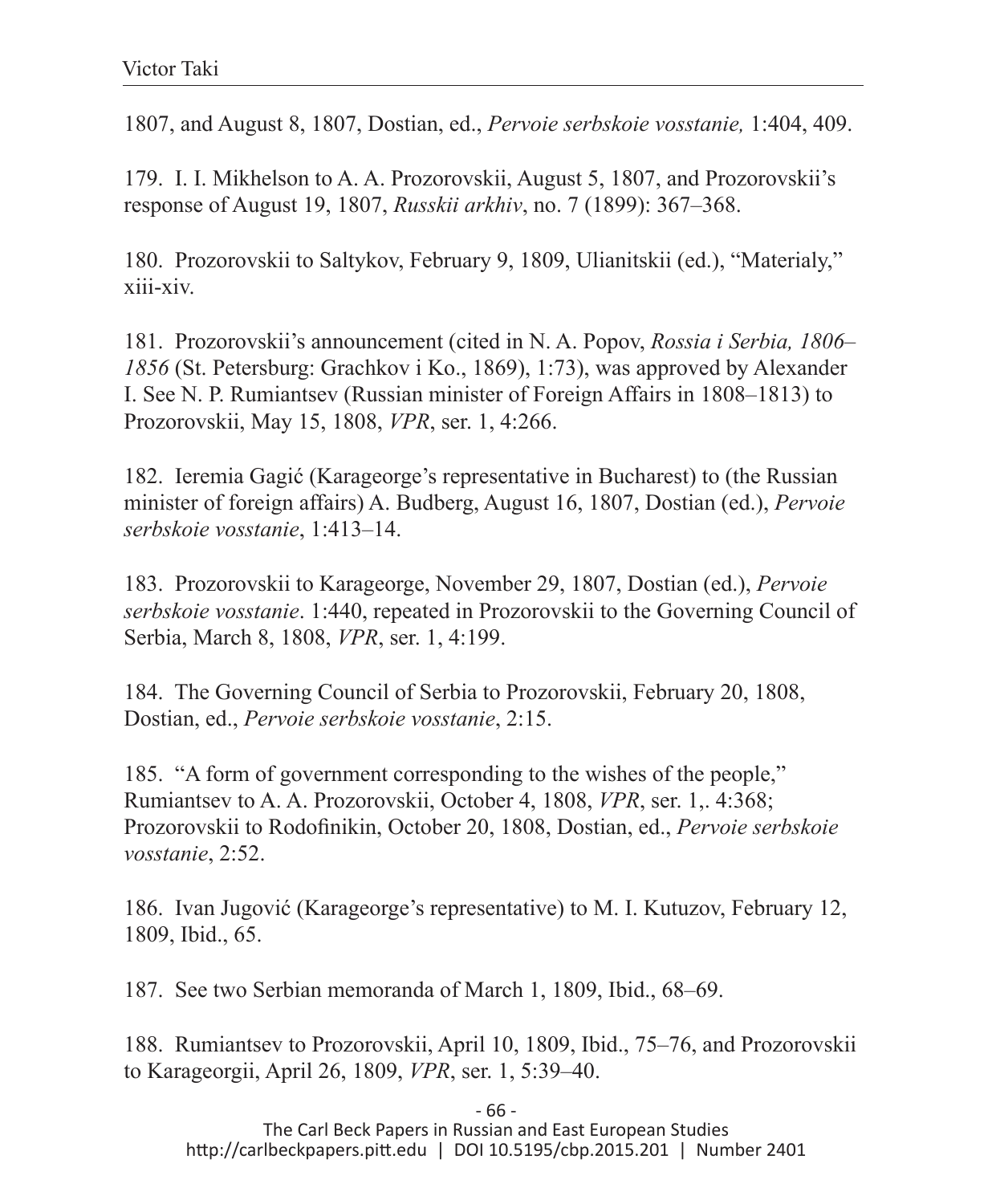1807, and August 8, 1807, Dostian, ed., *Pervoie serbskoie vosstanie,* 1:404, 409.

179. I. I. Mikhelson to A. A. Prozorovskii, August 5, 1807, and Prozorovskii's response of August 19, 1807, *Russkii arkhiv*, no. 7 (1899): 367–368.

180. Prozorovskii to Saltykov, February 9, 1809, Ulianitskii (ed.), "Materialy," xiii-xiv.

181. Prozorovskii's announcement (cited in N. A. Popov, *Rossia i Serbia, 1806–1856* (St. Petersburg: Grachkov i Ko., 1869), 1:73), was approved by Alexander I. See N. P. Rumiantsev (Russian minister of Foreign Affairs in 1808–1813) to Prozorovskii, May 15, 1808, *VPR*, ser. 1, 4:266.

182. Ieremia Gagić (Karageorge's representative in Bucharest) to (the Russian minister of foreign affairs) A. Budberg, August 16, 1807, Dostian (ed.), *Pervoie serbskoie vosstanie*, 1:413–14.

183. Prozorovskii to Karageorge, November 29, 1807, Dostian (ed.), *Pervoie serbskoie vosstanie*. 1:440, repeated in Prozorovskii to the Governing Council of Serbia, March 8, 1808, *VPR*, ser. 1, 4:199.

184. The Governing Council of Serbia to Prozorovskii, February 20, 1808, Dostian, ed., *Pervoie serbskoie vosstanie*, 2:15.

185. "A form of government corresponding to the wishes of the people," Rumiantsev to A. A. Prozorovskii, October 4, 1808, *VPR*, ser. 1,. 4:368; Prozorovskii to Rodofinikin, October 20, 1808, Dostian, ed., *Pervoie serbskoie vosstanie*, 2:52.

186. Ivan Jugović (Karageorge's representative) to M. I. Kutuzov, February 12, 1809, Ibid., 65.

187. See two Serbian memoranda of March 1, 1809, Ibid., 68–69.

188. Rumiantsev to Prozorovskii, April 10, 1809, Ibid., 75–76, and Prozorovskii to Karageorgii, April 26, 1809, *VPR*, ser. 1, 5:39–40.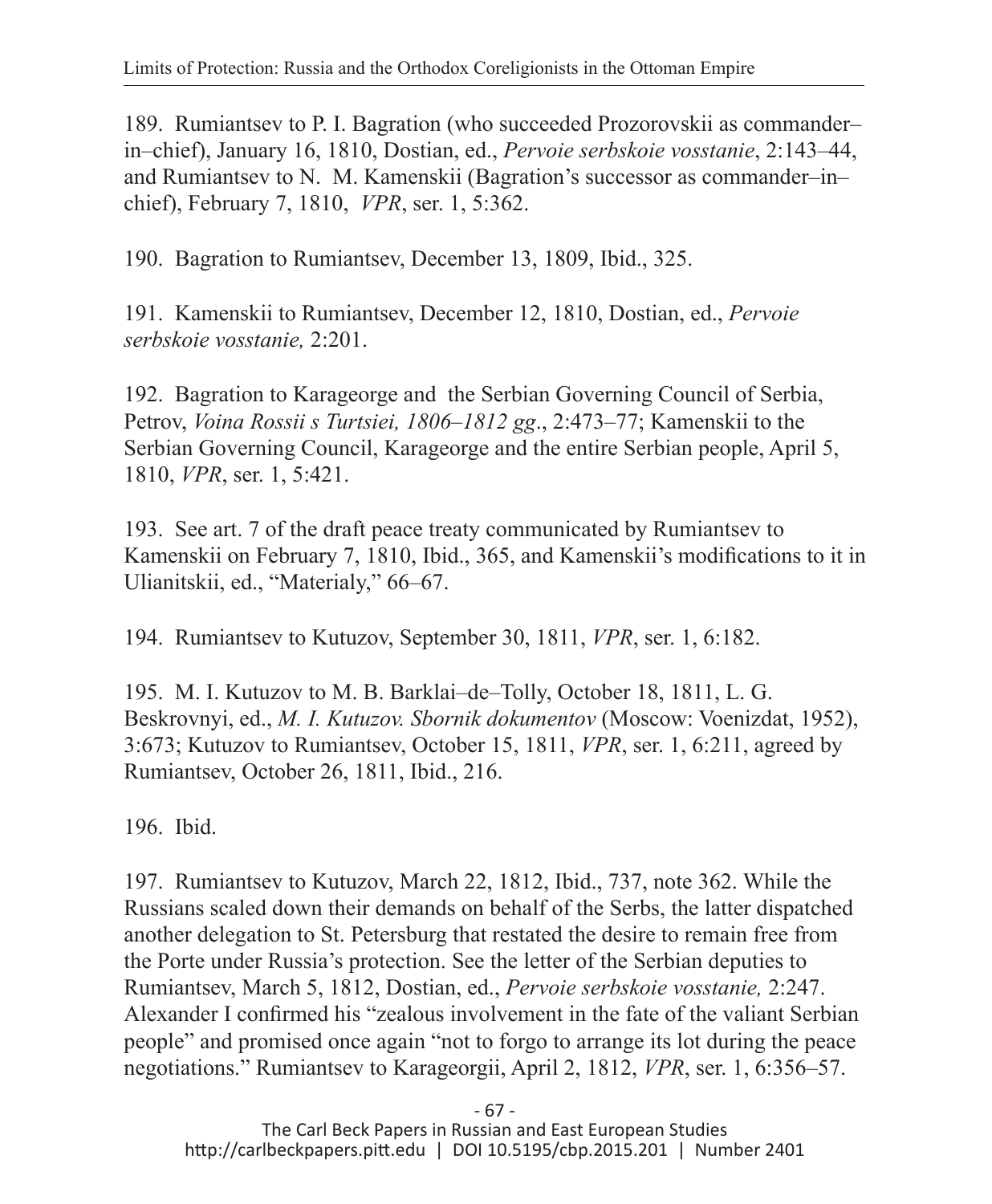189. Rumiantsev to P. I. Bagration (who succeeded Prozorovskii as commander–in–chief), January 16, 1810, Dostian, ed., *Pervoie serbskoie vosstanie*, 2:143–44, and Rumiantsev to N. M. Kamenskii (Bagration's successor as commander–in–chief), February 7, 1810, *VPR*, ser. 1, 5:362.

190. Bagration to Rumiantsev, December 13, 1809, Ibid., 325.

191. Kamenskii to Rumiantsev, December 12, 1810, Dostian, ed., *Pervoie serbskoie vosstanie,* 2:201.

192. Bagration to Karageorge and the Serbian Governing Council of Serbia, Petrov, *Voina Rossii s Turtsiei, 1806–1812 gg*., 2:473–77; Kamenskii to the Serbian Governing Council, Karageorge and the entire Serbian people, April 5, 1810, *VPR*, ser. 1, 5:421.

193. See art. 7 of the draft peace treaty communicated by Rumiantsev to Kamenskii on February 7, 1810, Ibid., 365, and Kamenskii's modifications to it in Ulianitskii, ed., "Materialy," 66–67.

194. Rumiantsev to Kutuzov, September 30, 1811, *VPR*, ser. 1, 6:182.

195. M. I. Kutuzov to M. B. Barklai–de–Tolly, October 18, 1811, L. G. Beskrovnyi, ed., *M. I. Kutuzov. Sbornik dokumentov* (Moscow: Voenizdat, 1952), 3:673; Kutuzov to Rumiantsev, October 15, 1811, *VPR*, ser. 1, 6:211, agreed by Rumiantsev, October 26, 1811, Ibid., 216.

196. Ibid.

197. Rumiantsev to Kutuzov, March 22, 1812, Ibid., 737, note 362. While the Russians scaled down their demands on behalf of the Serbs, the latter dispatched another delegation to St. Petersburg that restated the desire to remain free from the Porte under Russia's protection. See the letter of the Serbian deputies to Rumiantsev, March 5, 1812, Dostian, ed., *Pervoie serbskoie vosstanie,* 2:247. Alexander I confirmed his "zealous involvement in the fate of the valiant Serbian people" and promised once again "not to forgo to arrange its lot during the peace negotiations." Rumiantsev to Karageorgii, April 2, 1812, *VPR*, ser. 1, 6:356–57.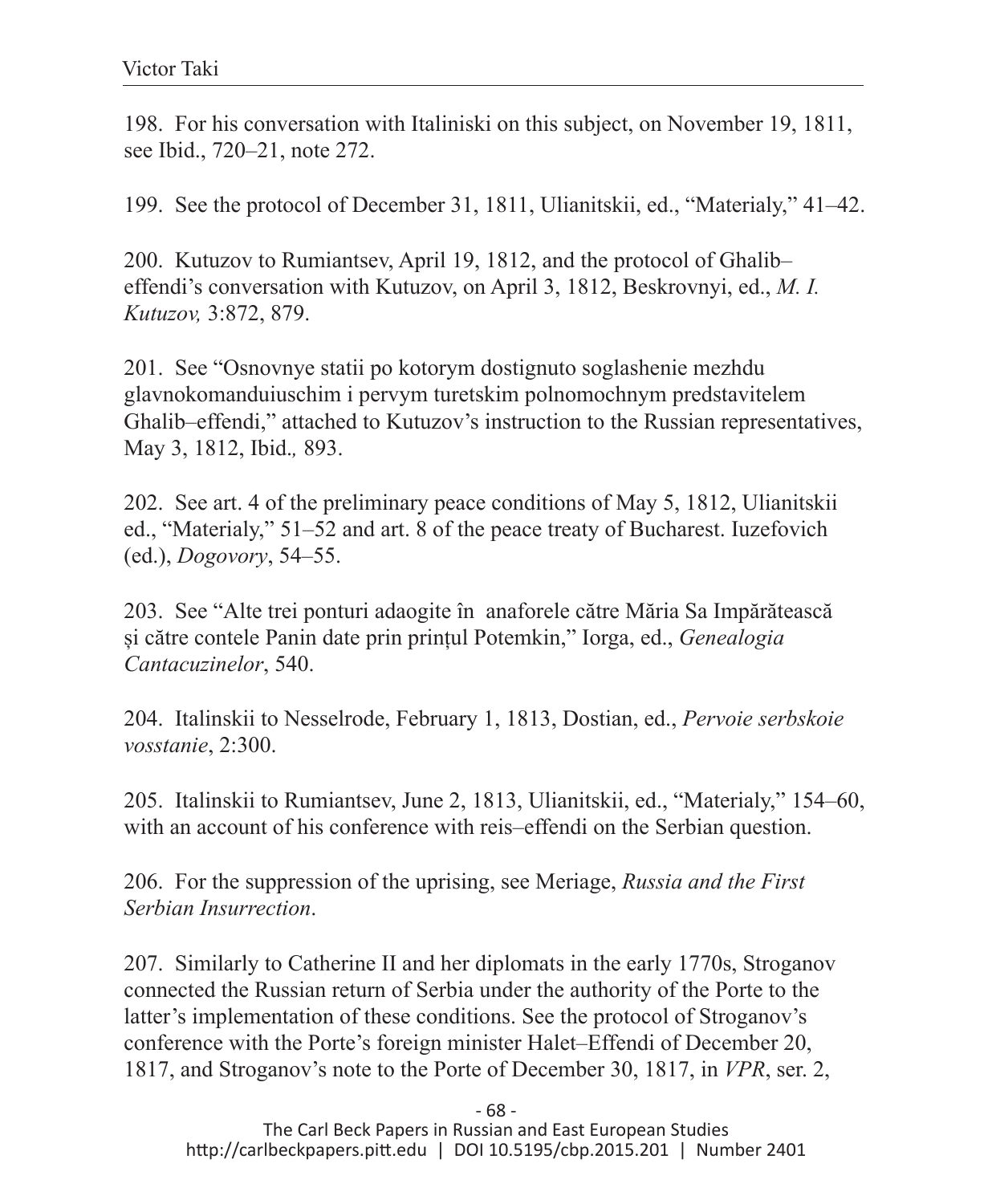198. For his conversation with Italiniski on this subject, on November 19, 1811, see Ibid., 720–21, note 272.

199. See the protocol of December 31, 1811, Ulianitskii, ed., "Materialy," 41–42.

200. Kutuzov to Rumiantsev, April 19, 1812, and the protocol of Ghalib–effendi's conversation with Kutuzov, on April 3, 1812, Beskrovnyi, ed., *M. I. Kutuzov,* 3:872, 879.

201. See "Osnovnye statii po kotorym dostignuto soglashenie mezhdu glavnokomanduiuschim i pervym turetskim polnomochnym predstavitelem Ghalib–effendi," attached to Kutuzov's instruction to the Russian representatives, May 3, 1812, Ibid.*,* 893.

202. See art. 4 of the preliminary peace conditions of May 5, 1812, Ulianitskii ed., "Materialy," 51–52 and art. 8 of the peace treaty of Bucharest. Iuzefovich (ed.), *Dogovory*, 54–55.

203. See "Alte trei ponturi adaogite în anaforele către Măria Sa Impărătească și către contele Panin date prin prințul Potemkin," Iorga, ed., *Genealogia Cantacuzinelor*, 540.

204. Italinskii to Nesselrode, February 1, 1813, Dostian, ed., *Pervoie serbskoie vosstanie*, 2:300.

205. Italinskii to Rumiantsev, June 2, 1813, Ulianitskii, ed., "Materialy," 154–60, with an account of his conference with reis–effendi on the Serbian question.

206. For the suppression of the uprising, see Meriage, *Russia and the First Serbian Insurrection*.

207. Similarly to Catherine II and her diplomats in the early 1770s, Stroganov connected the Russian return of Serbia under the authority of the Porte to the latter's implementation of these conditions. See the protocol of Stroganov's conference with the Porte's foreign minister Halet–Effendi of December 20, 1817, and Stroganov's note to the Porte of December 30, 1817, in *VPR*, ser. 2,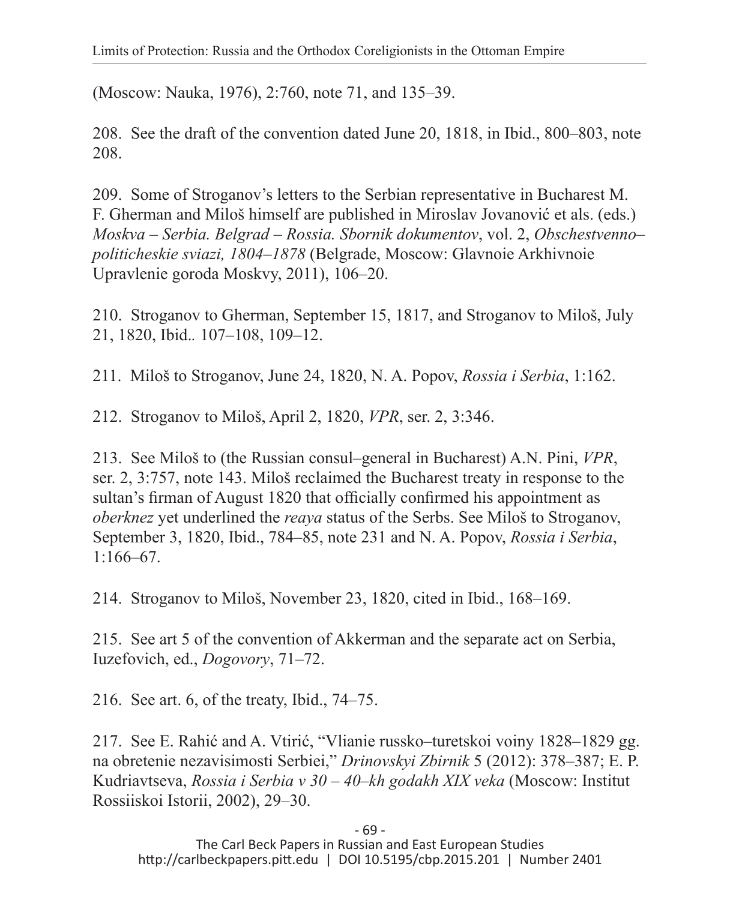(Moscow: Nauka, 1976), 2:760, note 71, and 135–39.

208. See the draft of the convention dated June 20, 1818, in Ibid., 800–803, note 208.

209. Some of Stroganov's letters to the Serbian representative in Bucharest M. F. Gherman and Miloš himself are published in Miroslav Jovanović et als. (eds.) *Moskva – Serbia. Belgrad – Rossia. Sbornik dokumentov*, vol. 2, *Obschestvenno–politicheskie sviazi, 1804–1878* (Belgrade, Moscow: Glavnoie Arkhivnoie Upravlenie goroda Moskvy, 2011), 106–20.

210. Stroganov to Gherman, September 15, 1817, and Stroganov to Miloš, July 21, 1820, Ibid.. 107–108, 109–12.

211. Miloš to Stroganov, June 24, 1820, N. A. Popov, *Rossia i Serbia*, 1:162.

212. Stroganov to Miloš, April 2, 1820, *VPR*, ser. 2, 3:346.

213. See Miloš to (the Russian consul–general in Bucharest) A.N. Pini, *VPR*, ser. 2, 3:757, note 143. Miloš reclaimed the Bucharest treaty in response to the sultan's firman of August 1820 that officially confirmed his appointment as *oberknez* yet underlined the *reaya* status of the Serbs. See Miloš to Stroganov, September 3, 1820, Ibid., 784–85, note 231 and N. A. Popov, *Rossia i Serbia*, 1:166–67.

214. Stroganov to Miloš, November 23, 1820, cited in Ibid., 168–169.

215. See art 5 of the convention of Akkerman and the separate act on Serbia, Iuzefovich, ed., *Dogovory*, 71–72.

216. See art. 6, of the treaty, Ibid., 74–75.

217. See E. Rahić and A. Vtirić, "Vlianie russko–turetskoi voiny 1828–1829 gg. na obretenie nezavisimosti Serbiei," *Drinovskyi Zbirnik* 5 (2012): 378–387; E. P. Kudriavtseva, *Rossia i Serbia v 30 – 40–kh godakh XIX veka* (Moscow: Institut Rossiiskoi Istorii, 2002), 29–30.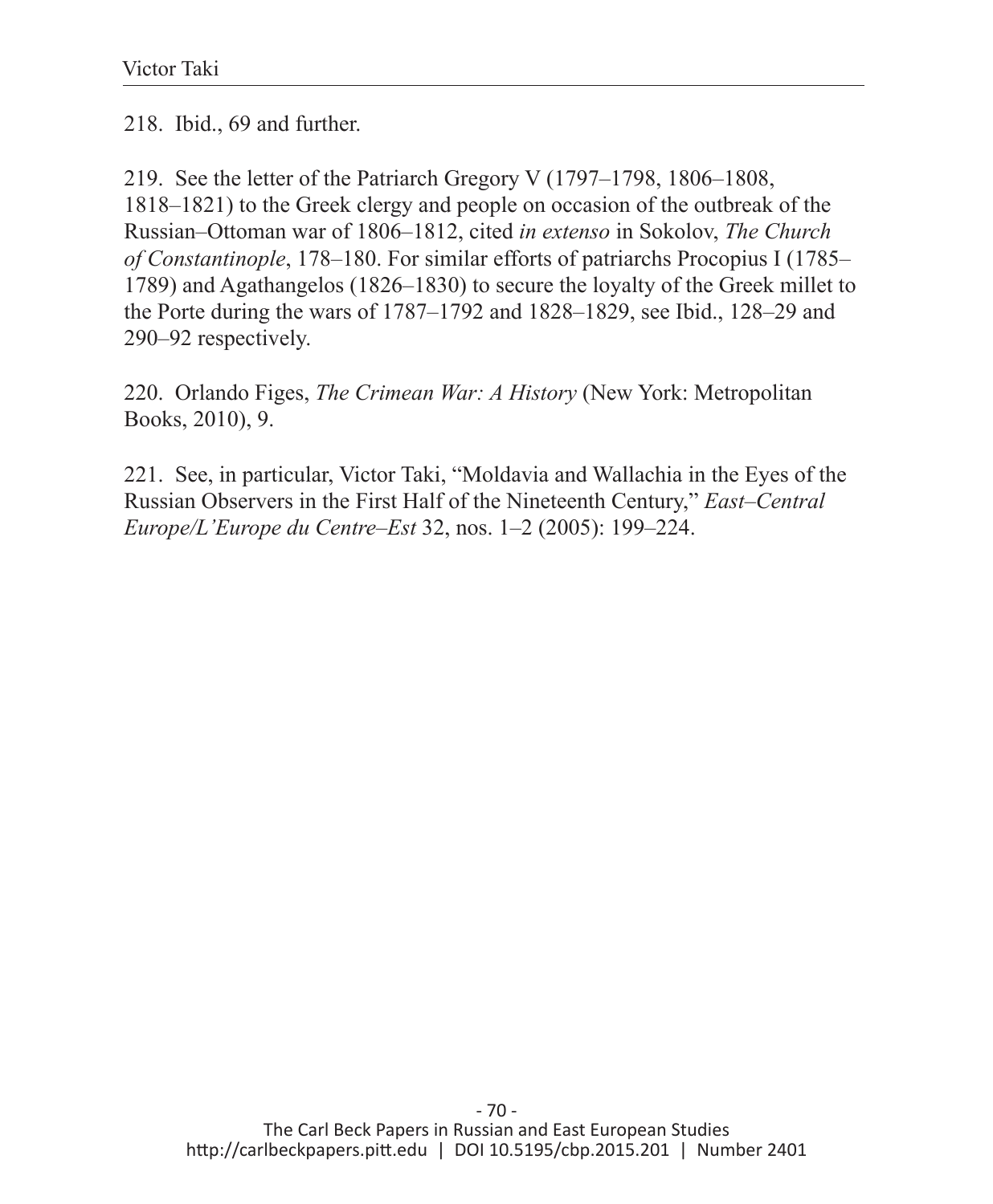218. Ibid., 69 and further.

219. See the letter of the Patriarch Gregory V (1797–1798, 1806–1808, 1818–1821) to the Greek clergy and people on occasion of the outbreak of the Russian–Ottoman war of 1806–1812, cited *in extenso* in Sokolov, *The Church of Constantinople*, 178–180. For similar efforts of patriarchs Procopius I (1785–1789) and Agathangelos (1826–1830) to secure the loyalty of the Greek millet to the Porte during the wars of 1787–1792 and 1828–1829, see Ibid., 128–29 and 290–92 respectively.

220. Orlando Figes, *The Crimean War: A History* (New York: Metropolitan Books, 2010), 9.

221. See, in particular, Victor Taki, "Moldavia and Wallachia in the Eyes of the Russian Observers in the First Half of the Nineteenth Century," *East–Central Europe/L'Europe du Centre–Est* 32, nos. 1–2 (2005): 199–224.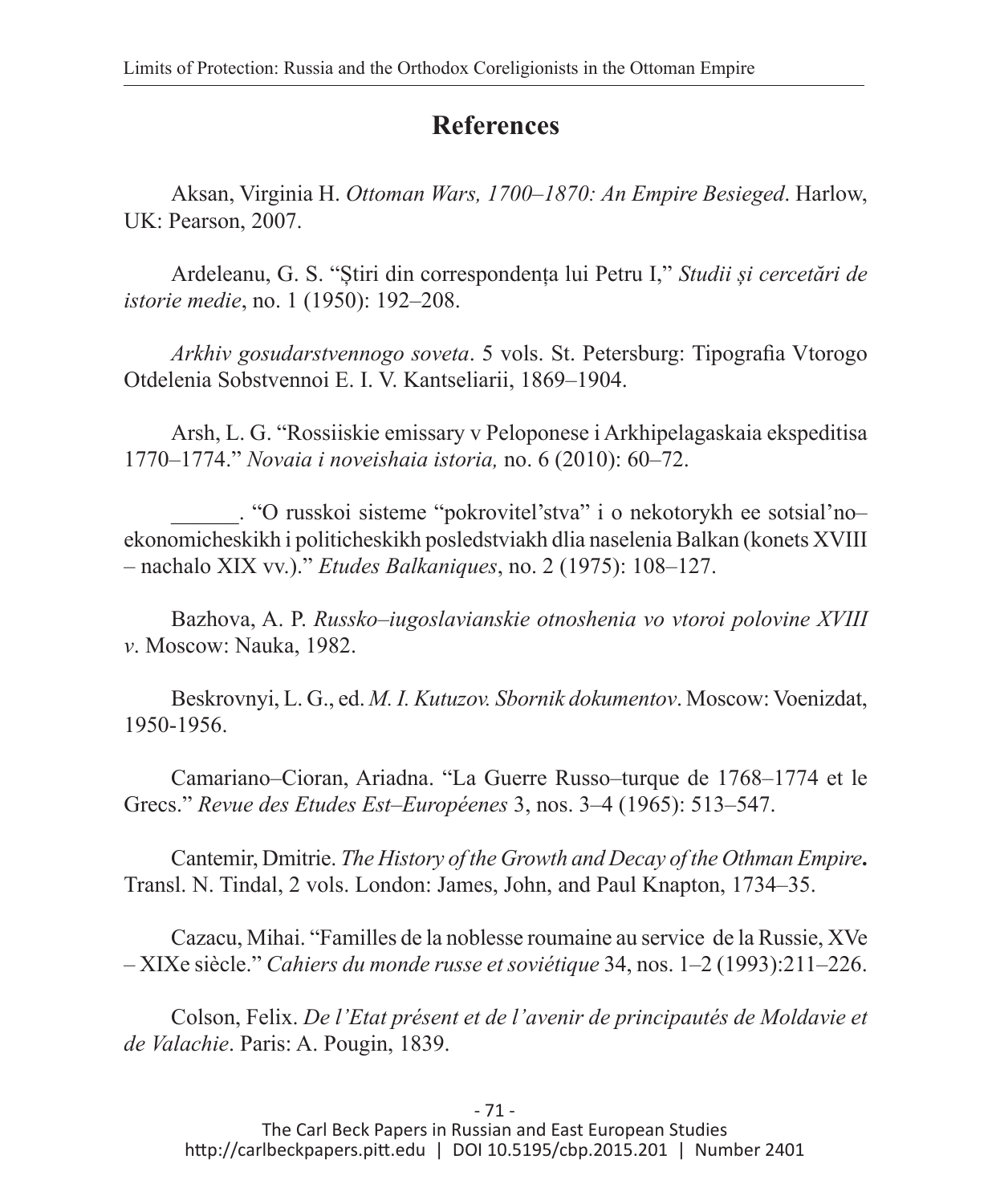## References

Aksan, Virginia H. *Ottoman Wars, 1700–1870: An Empire Besieged*. Harlow, UK: Pearson, 2007.

Ardeleanu, G. S. "Știri din correspondența lui Petru I," *Studii și cercetări de istorie medie*, no. 1 (1950): 192–208.

*Arkhiv gosudarstvennogo soveta*. 5 vols. St. Petersburg: Tipografia Vtorogo Otdelenia Sobstvennoi E. I. V. Kantseliarii, 1869–1904.

Arsh, L. G. "Rossiiskie emissary v Peloponese i Arkhipelagaskaia ekspeditisa 1770–1774." *Novaia i noveishaia istoria,* no. 6 (2010): 60–72.

\_\_\_\_\_\_. "O russkoi sisteme "pokrovitel'stva" i o nekotorykh ee sotsial'no–ekonomicheskikh i politicheskikh posledstviakh dlia naselenia Balkan (konets XVIII – nachalo XIX vv.)." *Etudes Balkaniques*, no. 2 (1975): 108–127.

Bazhova, A. P. *Russko–iugoslavianskie otnoshenia vo vtoroi polovine XVIII v*. Moscow: Nauka, 1982.

Beskrovnyi, L. G., ed. *M. I. Kutuzov. Sbornik dokumentov*. Moscow: Voenizdat, 1950-1956.

Camariano–Cioran, Ariadna. "La Guerre Russo–turque de 1768–1774 et le Grecs." *Revue des Etudes Est–Européenes* 3, nos. 3–4 (1965): 513–547.

Cantemir, Dmitrie. *The History of the Growth and Decay of the Othman Empire***.** Transl. N. Tindal, 2 vols. London: James, John, and Paul Knapton, 1734–35.

Cazacu, Mihai. "Familles de la noblesse roumaine au service de la Russie, XVe – XIXe siècle." *Cahiers du monde russe et soviétique* 34, nos. 1–2 (1993):211–226.

Colson, Felix. *De l'Etat présent et de l'avenir de principautés de Moldavie et de Valachie*. Paris: A. Pougin, 1839.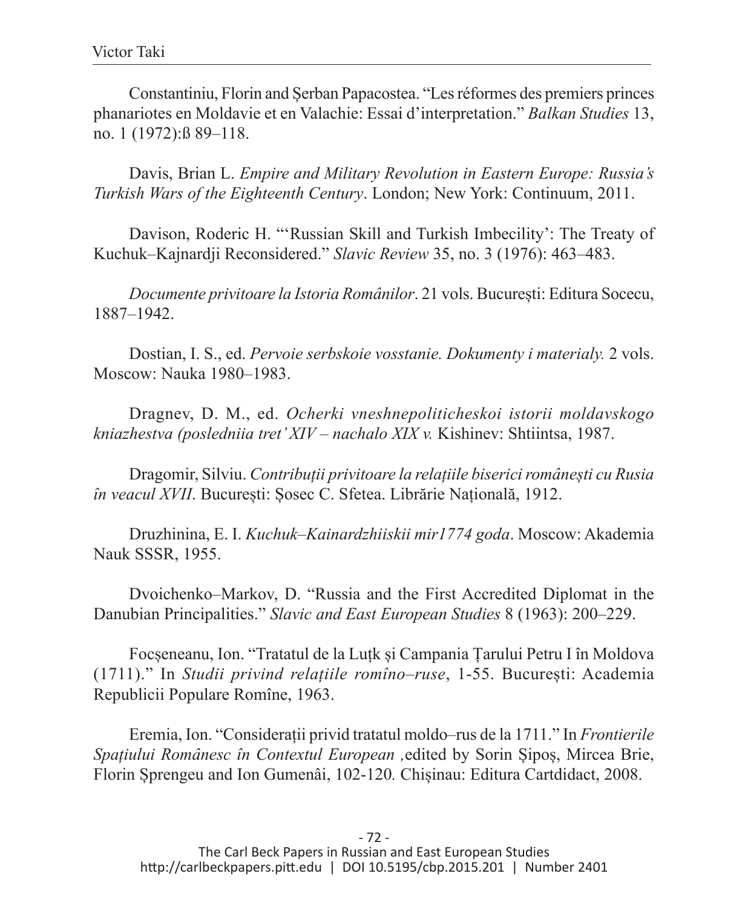Constantiniu, Florin and Șerban Papacostea. "Les réformes des premiers princes phanariotes en Moldavie et en Valachie: Essai d'interpretation." *Balkan Studies* 13, no. 1 (1972):ß 89–118.

Davis, Brian L. *Empire and Military Revolution in Eastern Europe: Russia's Turkish Wars of the Eighteenth Century*. London; New York: Continuum, 2011.

Davison, Roderic H. "'Russian Skill and Turkish Imbecility': The Treaty of Kuchuk–Kajnardji Reconsidered." *Slavic Review* 35, no. 3 (1976): 463–483.

*Documente privitoare la Istoria Românilor*. 21 vols. București: Editura Socecu, 1887–1942.

Dostian, I. S., ed. *Pervoie serbskoie vosstanie. Dokumenty i materialy.* 2 vols. Moscow: Nauka 1980–1983.

Dragnev, D. M., ed. *Ocherki vneshnepoliticheskoi istorii moldavskogo kniazhestva (posledniia tret' XIV – nachalo XIX v.* Kishinev: Shtiintsa, 1987.

Dragomir, Silviu. *Contribuții privitoare la relațiile biserici românești cu Rusia în veacul XVII*. București: Șosec C. Sfetea. Librărie Națională, 1912.

Druzhinina, E. I. *Kuchuk–Kainardzhiiskii mir1774 goda*. Moscow: Akademia Nauk SSSR, 1955.

Dvoichenko–Markov, D. "Russia and the First Accredited Diplomat in the Danubian Principalities." *Slavic and East European Studies* 8 (1963): 200–229.

Focșeneanu, Ion. "Tratatul de la Luțk și Campania Țarului Petru I în Moldova (1711)." In *Studii privind relațiile romîno–ruse*, 1-55. București: Academia Republicii Populare Romîne, 1963.

Eremia, Ion. "Considerații privid tratatul moldo–rus de la 1711." In *Frontierile Spațiului Românesc în Contextul European ,*edited by Sorin Șipoș, Mircea Brie, Florin Șprengeu and Ion Gumenâi, 102-120*.* Chișinau: Editura Cartdidact, 2008.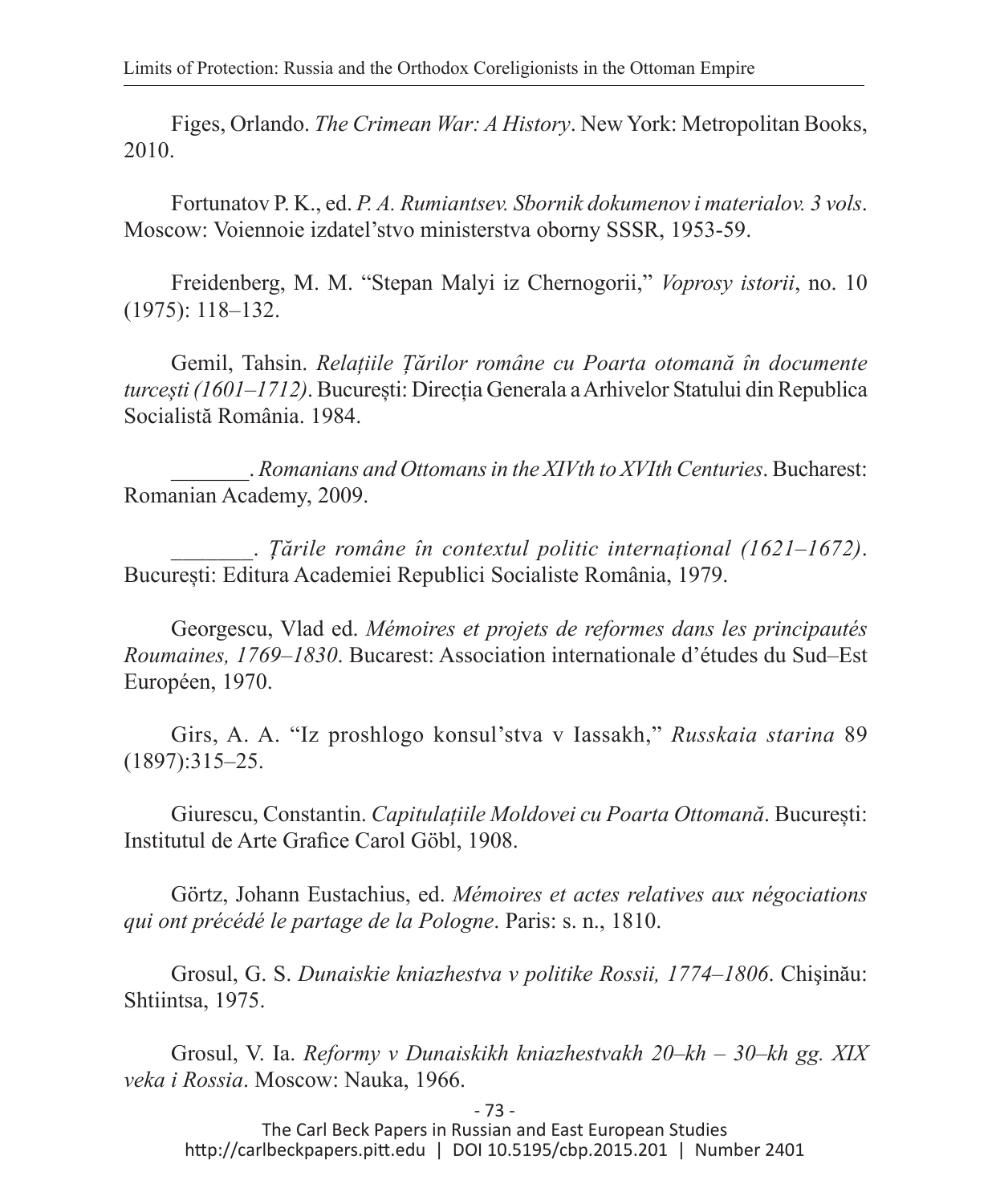Figes, Orlando. *The Crimean War: A History*. New York: Metropolitan Books, 2010.

Fortunatov P. K., ed. *P. A. Rumiantsev. Sbornik dokumenov i materialov. 3 vols*. Moscow: Voiennoie izdatel'stvo ministerstva oborny SSSR, 1953-59.

Freidenberg, M. M. "Stepan Malyi iz Chernogorii," *Voprosy istorii*, no. 10 (1975): 118–132.

Gemil, Tahsin. *Relațiile Țărilor române cu Poarta otomană în documente turcești (1601–1712)*. București: Direcția Generala a Arhivelor Statului din Republica Socialistă România. 1984.

_______. *Romanians and Ottomans in the XIVth to XVIth Centuries*. Bucharest: Romanian Academy, 2009.

_______. *Țările române în contextul politic internațional (1621–1672)*. București: Editura Academiei Republici Socialiste România, 1979.

Georgescu, Vlad ed. *Mémoires et projets de reformes dans les principautés Roumaines, 1769–1830*. Bucarest: Association internationale d'études du Sud–Est Européen, 1970.

Girs, A. A. "Iz proshlogo konsul'stva v Iassakh," *Russkaia starina* 89 (1897):315–25.

Giurescu, Constantin. *Capitulațiile Moldovei cu Poarta Ottomană*. București: Institutul de Arte Grafice Carol Göbl, 1908.

Görtz, Johann Eustachius, ed. *Mémoires et actes relatives aux négociations qui ont précédé le partage de la Pologne*. Paris: s. n., 1810.

Grosul, G. S. *Dunaiskie kniazhestva v politike Rossii, 1774–1806*. Chişinău: Shtiintsa, 1975.

Grosul, V. Ia. *Reformy v Dunaiskikh kniazhestvakh 20–kh – 30–kh gg. XIX veka i Rossia*. Moscow: Nauka, 1966.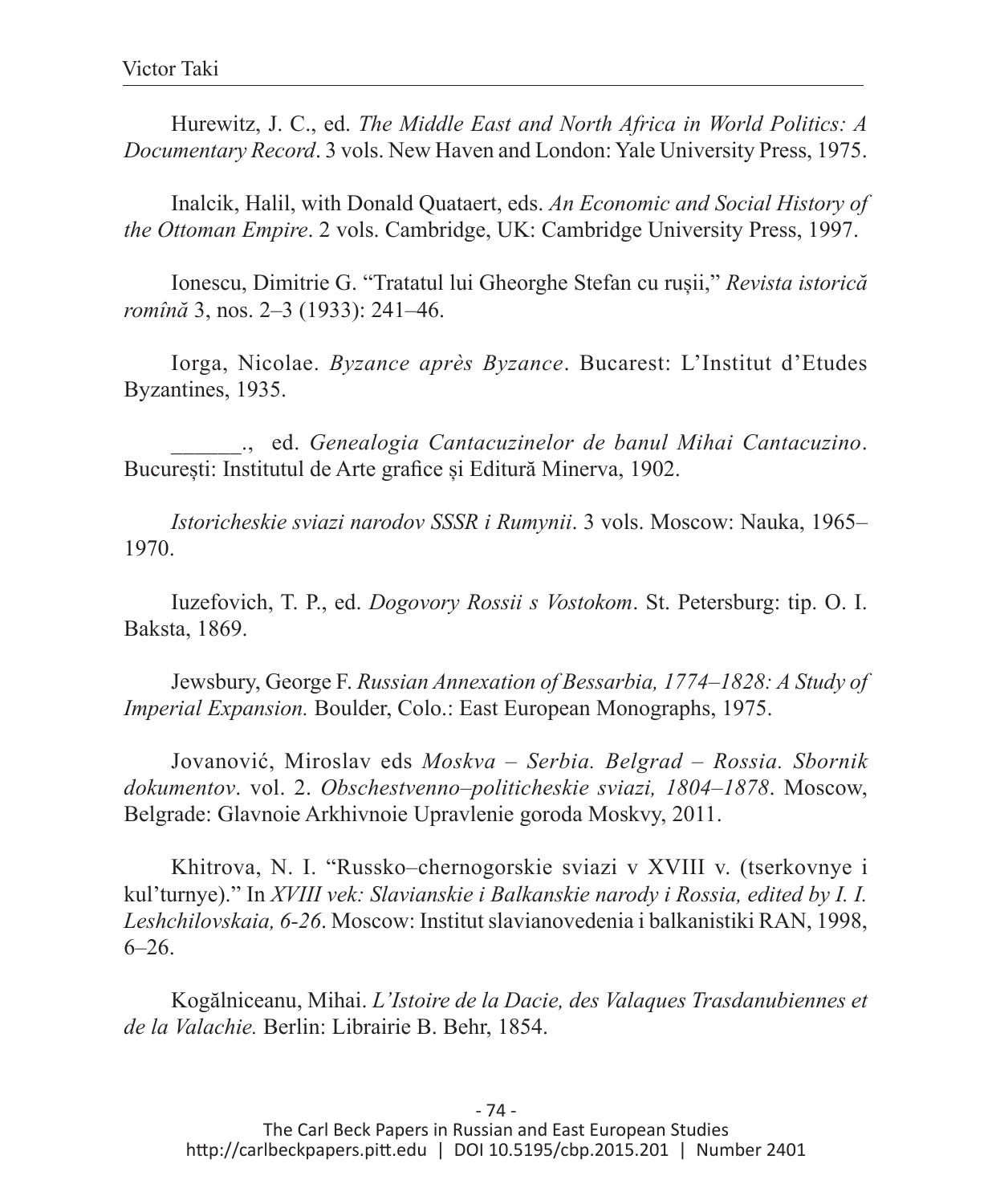Hurewitz, J. C., ed. *The Middle East and North Africa in World Politics: A Documentary Record*. 3 vols. New Haven and London: Yale University Press, 1975.

Inalcik, Halil, with Donald Quataert, eds. *An Economic and Social History of the Ottoman Empire*. 2 vols. Cambridge, UK: Cambridge University Press, 1997.

Ionescu, Dimitrie G. "Tratatul lui Gheorghe Stefan cu rușii," *Revista istorică română* 3, nos. 2–3 (1933): 241–46.

Iorga, Nicolae. *Byzance après Byzance*. Bucarest: L'Institut d'Etudes Byzantines, 1935.

______., ed. *Genealogia Cantacuzinelor de banul Mihai Cantacuzino*. București: Institutul de Arte grafice și Editură Minerva, 1902.

*Istoricheskie sviazi narodov SSSR i Rumynii*. 3 vols. Moscow: Nauka, 1965–1970.

Iuzefovich, T. P., ed. *Dogovory Rossii s Vostokom*. St. Petersburg: tip. O. I. Baksta, 1869.

Jewsbury, George F. *Russian Annexation of Bessarbia, 1774–1828: A Study of Imperial Expansion.* Boulder, Colo.: East European Monographs, 1975.

Jovanović, Miroslav eds *Moskva – Serbia. Belgrad – Rossia. Sbornik dokumentov*. vol. 2. *Obschestvenno–politicheskie sviazi, 1804–1878*. Moscow, Belgrade: Glavnoie Arkhivnoie Upravlenie goroda Moskvy, 2011.

Khitrova, N. I. "Russko–chernogorskie sviazi v XVIII v. (tserkovnye i kul'turnye)." In *XVIII vek: Slavianskie i Balkanskie narody i Rossia, edited by I. I. Leshchilovskaia, 6-26*. Moscow: Institut slavianovedenia i balkanistiki RAN, 1998, 6–26.

Kogălniceanu, Mihai. *L'Istoire de la Dacie, des Valaques Trasdanubiennes et de la Valachie.* Berlin: Librairie B. Behr, 1854.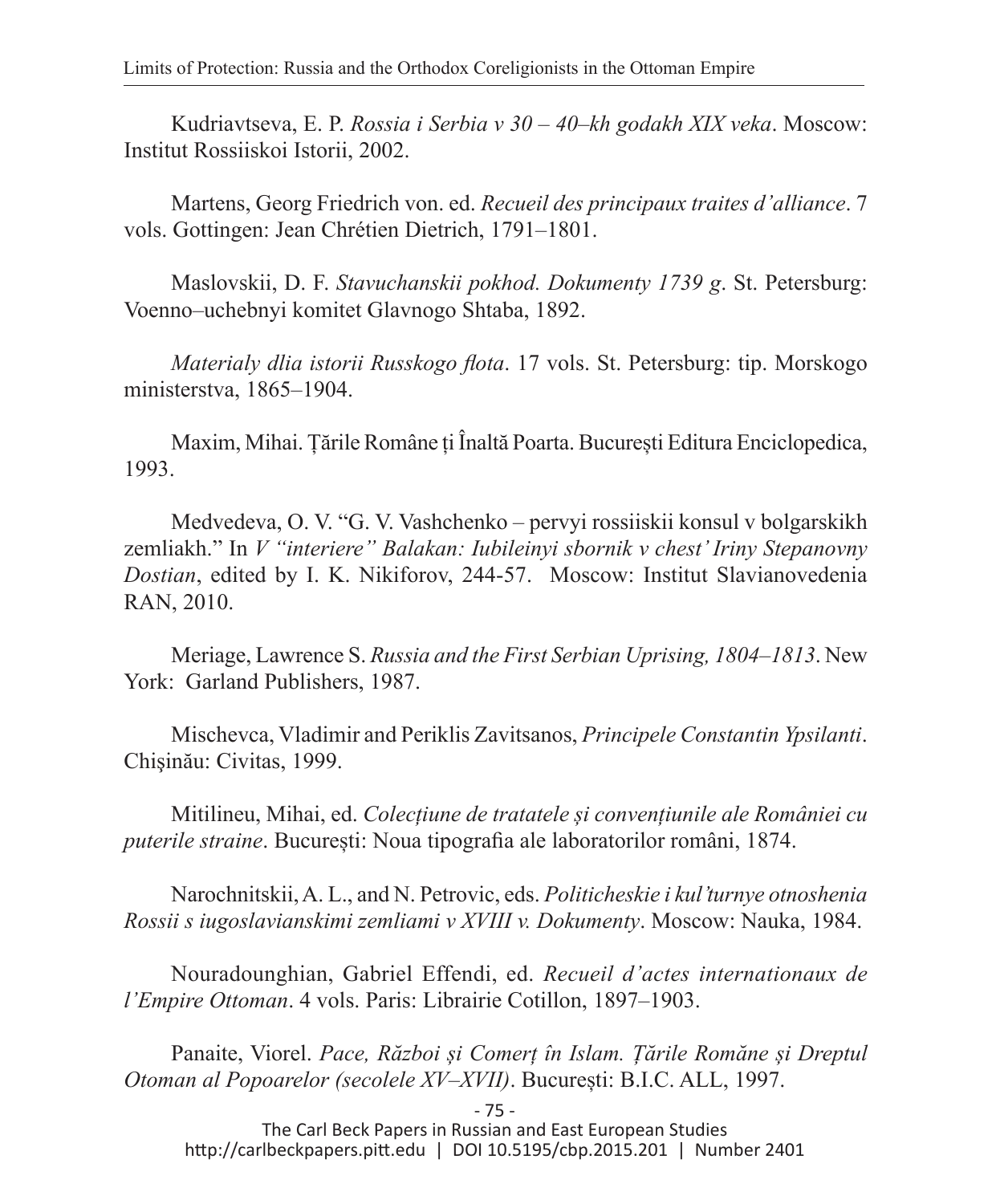Kudriavtseva, E. P. *Rossia i Serbia v 30 – 40–kh godakh XIX veka*. Moscow: Institut Rossiiskoi Istorii, 2002.

Martens, Georg Friedrich von. ed. *Recueil des principaux traites d'alliance*. 7 vols. Gottingen: Jean Chrétien Dietrich, 1791–1801.

Maslovskii, D. F. *Stavuchanskii pokhod. Dokumenty 1739 g*. St. Petersburg: Voenno–uchebnyi komitet Glavnogo Shtaba, 1892.

*Materialy dlia istorii Russkogo flota*. 17 vols. St. Petersburg: tip. Morskogo ministerstva, 1865–1904.

Maxim, Mihai. Țările Române ți Înaltă Poarta. București Editura Enciclopedica, 1993.

Medvedeva, O. V. "G. V. Vashchenko – pervyi rossiiskii konsul v bolgarskikh zemliakh." In *V "interiere" Balakan: Iubileinyi sbornik v chest' Iriny Stepanovny Dostian*, edited by I. K. Nikiforov, 244-57. Moscow: Institut Slavianovedenia RAN, 2010.

Meriage, Lawrence S. *Russia and the First Serbian Uprising, 1804–1813*. New York: Garland Publishers, 1987.

Mischevca, Vladimir and Periklis Zavitsanos, *Principele Constantin Ypsilanti*. Chişinău: Civitas, 1999.

Mitilineu, Mihai, ed. *Colecțiune de tratatele și convențiunile ale României cu puterile straine*. București: Noua tipografia ale laboratorilor români, 1874.

Narochnitskii, A. L., and N. Petrovic, eds. *Politicheskie i kul'turnye otnoshenia Rossii s iugoslavianskimi zemliami v XVIII v. Dokumenty*. Moscow: Nauka, 1984.

Nouradounghian, Gabriel Effendi, ed. *Recueil d'actes internationaux de l'Empire Ottoman*. 4 vols. Paris: Librairie Cotillon, 1897–1903.

Panaite, Viorel. *Pace, Război și Comerț în Islam. Țările Romăne și Dreptul Otoman al Popoarelor (secolele XV–XVII)*. București: B.I.C. ALL, 1997.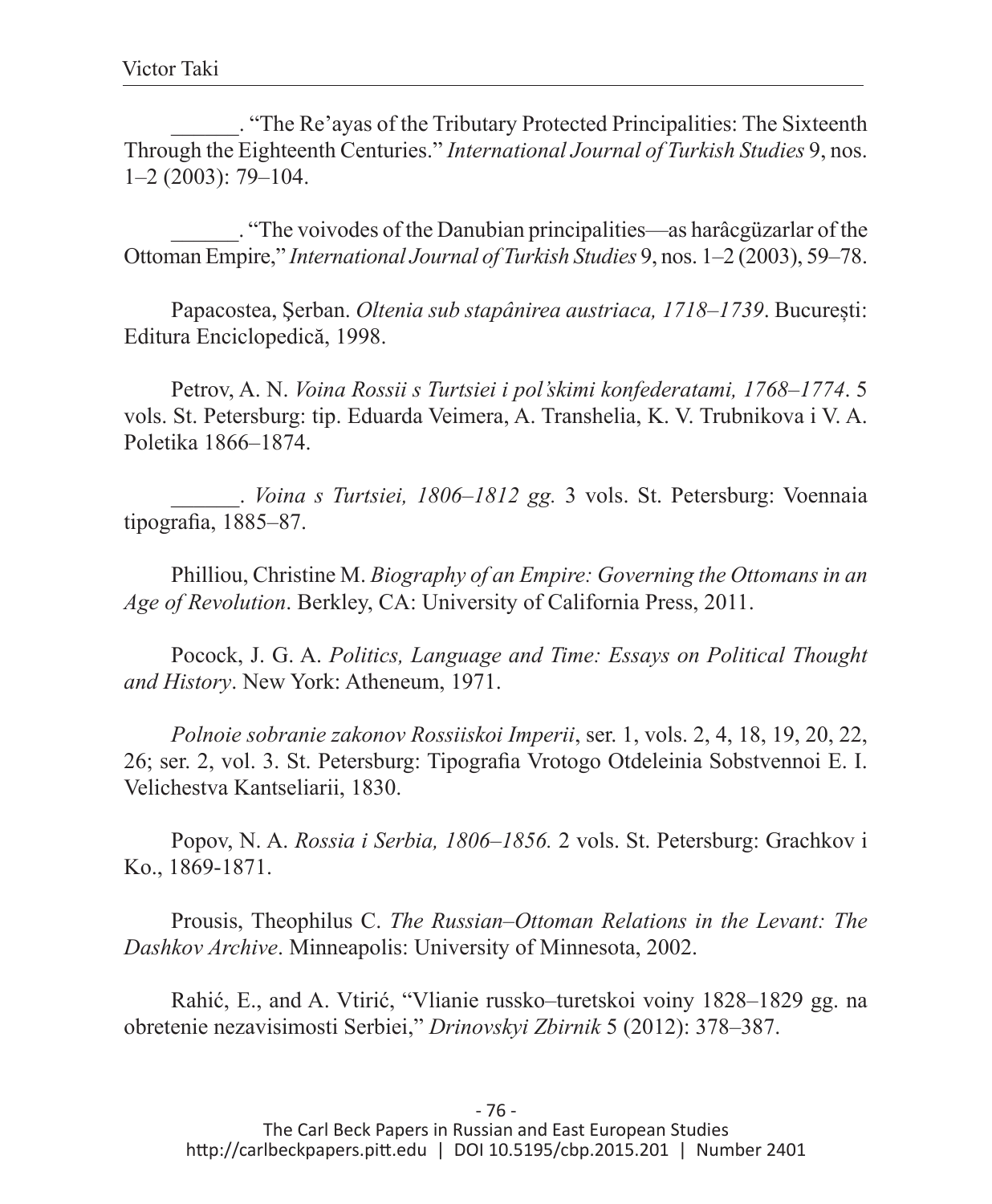______. "The Re'ayas of the Tributary Protected Principalities: The Sixteenth Through the Eighteenth Centuries." *International Journal of Turkish Studies* 9, nos. 1–2 (2003): 79–104.

______. "The voivodes of the Danubian principalities—as harâcgüzarlar of the Ottoman Empire," *International Journal of Turkish Studies* 9, nos. 1–2 (2003), 59–78.

Papacostea, Şerban. *Oltenia sub stapânirea austriaca, 1718–1739*. Bucureşti: Editura Enciclopedică, 1998.

Petrov, A. N. *Voina Rossii s Turtsiei i pol'skimi konfederatami, 1768–1774*. 5 vols. St. Petersburg: tip. Eduarda Veimera, A. Transhelia, K. V. Trubnikova i V. A. Poletika 1866–1874.

______. *Voina s Turtsiei, 1806–1812 gg.* 3 vols. St. Petersburg: Voennaia tipografia, 1885–87.

Philliou, Christine M. *Biography of an Empire: Governing the Ottomans in an Age of Revolution*. Berkley, CA: University of California Press, 2011.

Pocock, J. G. A. *Politics, Language and Time: Essays on Political Thought and History*. New York: Atheneum, 1971.

*Polnoie sobranie zakonov Rossiiskoi Imperii*, ser. 1, vols. 2, 4, 18, 19, 20, 22, 26; ser. 2, vol. 3. St. Petersburg: Tipografia Vrotogo Otdeleinia Sobstvennoi E. I. Velichestva Kantseliarii, 1830.

Popov, N. A. *Rossia i Serbia, 1806–1856.* 2 vols. St. Petersburg: Grachkov i Ko., 1869-1871.

Prousis, Theophilus C. *The Russian–Ottoman Relations in the Levant: The Dashkov Archive*. Minneapolis: University of Minnesota, 2002.

Rahić, E., and A. Vtirić, "Vlianie russko–turetskoi voiny 1828–1829 gg. na obretenie nezavisimosti Serbiei," *Drinovskyi Zbirnik* 5 (2012): 378–387.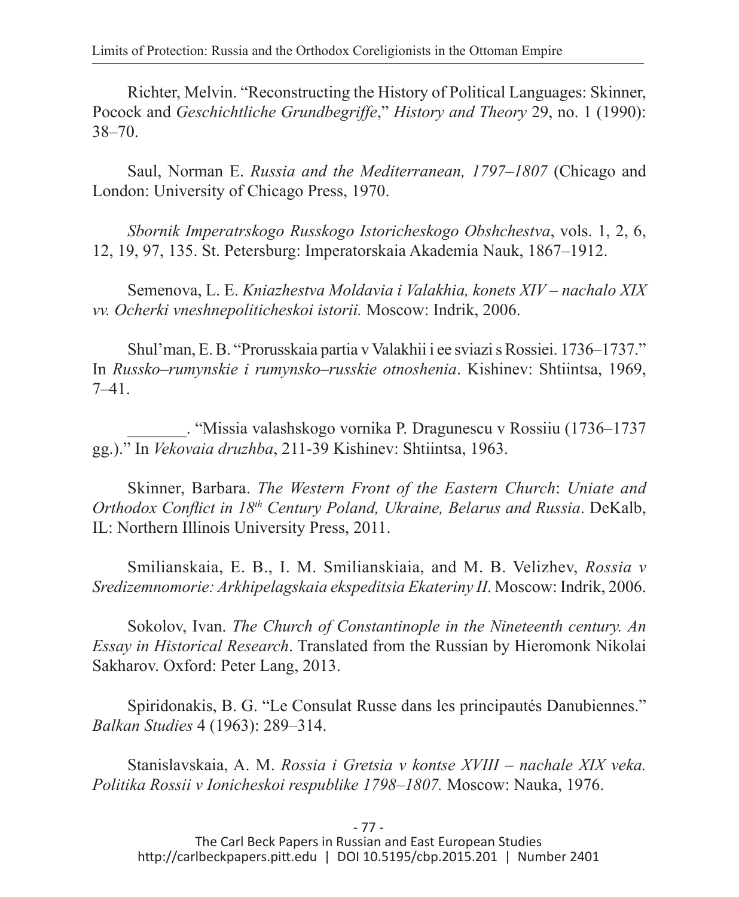Richter, Melvin. “Reconstructing the History of Political Languages: Skinner, Pocock and *Geschichtliche Grundbegriffe*,” *History and Theory* 29, no. 1 (1990): 38–70.

Saul, Norman E. *Russia and the Mediterranean, 1797–1807* (Chicago and London: University of Chicago Press, 1970.

*Sbornik Imperatrskogo Russkogo Istoricheskogo Obshchestva*, vols. 1, 2, 6, 12, 19, 97, 135. St. Petersburg: Imperatorskaia Akademia Nauk, 1867–1912.

Semenova, L. E. *Kniazhestva Moldavia i Valakhia, konets XIV – nachalo XIX vv. Ocherki vneshnepoliticheskoi istorii.* Moscow: Indrik, 2006.

Shul’man, E. B. “Prorusskaia partia v Valakhii i ee sviazi s Rossiei. 1736–1737.” In *Russko–rumynskie i rumynsko–russkie otnoshenia*. Kishinev: Shtiintsa, 1969, 7–41.

_______. “Missia valashskogo vornika P. Dragunescu v Rossiiu (1736–1737 gg.).” In *Vekovaia druzhba*, 211-39 Kishinev: Shtiintsa, 1963.

Skinner, Barbara. *The Western Front of the Eastern Church*: *Uniate and Orthodox Conflict in 18th Century Poland, Ukraine, Belarus and Russia*. DeKalb, IL: Northern Illinois University Press, 2011.

Smilianskaia, E. B., I. M. Smilianskiaia, and M. B. Velizhev, *Rossia v Sredizemnomorie: Arkhipelagskaia ekspeditsia Ekateriny II*. Moscow: Indrik, 2006.

Sokolov, Ivan. *The Church of Constantinople in the Nineteenth century. An Essay in Historical Research*. Translated from the Russian by Hieromonk Nikolai Sakharov. Oxford: Peter Lang, 2013.

Spiridonakis, B. G. “Le Consulat Russe dans les principautés Danubiennes.” *Balkan Studies* 4 (1963): 289–314.

Stanislavskaia, A. M. *Rossia i Gretsia v kontse XVIII – nachale XIX veka. Politika Rossii v Ionicheskoi respublike 1798–1807.* Moscow: Nauka, 1976.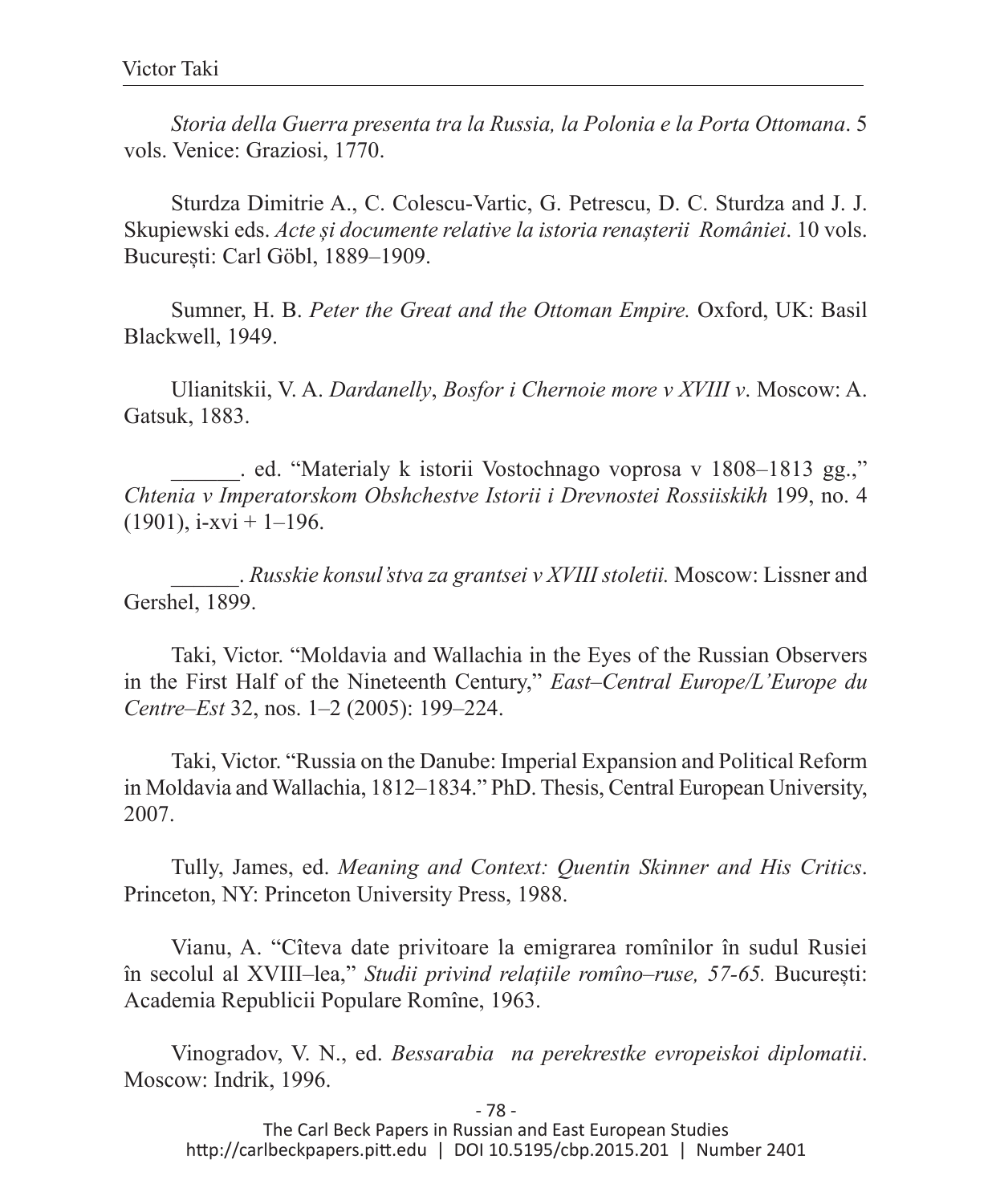*Storia della Guerra presenta tra la Russia, la Polonia e la Porta Ottomana*. 5 vols. Venice: Graziosi, 1770.

Sturdza Dimitrie A., C. Colescu-Vartic, G. Petrescu, D. C. Sturdza and J. J. Skupiewski eds. *Acte și documente relative la istoria renașterii României*. 10 vols. București: Carl Göbl, 1889–1909.

Sumner, H. B. *Peter the Great and the Ottoman Empire.* Oxford, UK: Basil Blackwell, 1949.

Ulianitskii, V. A. *Dardanelly*, *Bosfor i Chernoie more v XVIII v*. Moscow: A. Gatsuk, 1883.

______. ed. "Materialy k istorii Vostochnago voprosa v 1808–1813 gg.," *Chtenia v Imperatorskom Obshchestve Istorii i Drevnostei Rossiiskikh* 199, no. 4 (1901), i-xvi + 1–196.

______. *Russkie konsul'stva za grantsei v XVIII stoletii.* Moscow: Lissner and Gershel, 1899.

Taki, Victor. "Moldavia and Wallachia in the Eyes of the Russian Observers in the First Half of the Nineteenth Century," *East–Central Europe/L'Europe du Centre–Est* 32, nos. 1–2 (2005): 199–224.

Taki, Victor. "Russia on the Danube: Imperial Expansion and Political Reform in Moldavia and Wallachia, 1812–1834." PhD. Thesis, Central European University, 2007.

Tully, James, ed. *Meaning and Context: Quentin Skinner and His Critics*. Princeton, NY: Princeton University Press, 1988.

Vianu, A. "Cîteva date privitoare la emigrarea romînilor în sudul Rusiei în secolul al XVIII–lea," *Studii privind relațiile romîno–ruse, 57-65.* București: Academia Republicii Populare Romîne, 1963.

Vinogradov, V. N., ed. *Bessarabia na perekrestke evropeiskoi diplomatii*. Moscow: Indrik, 1996.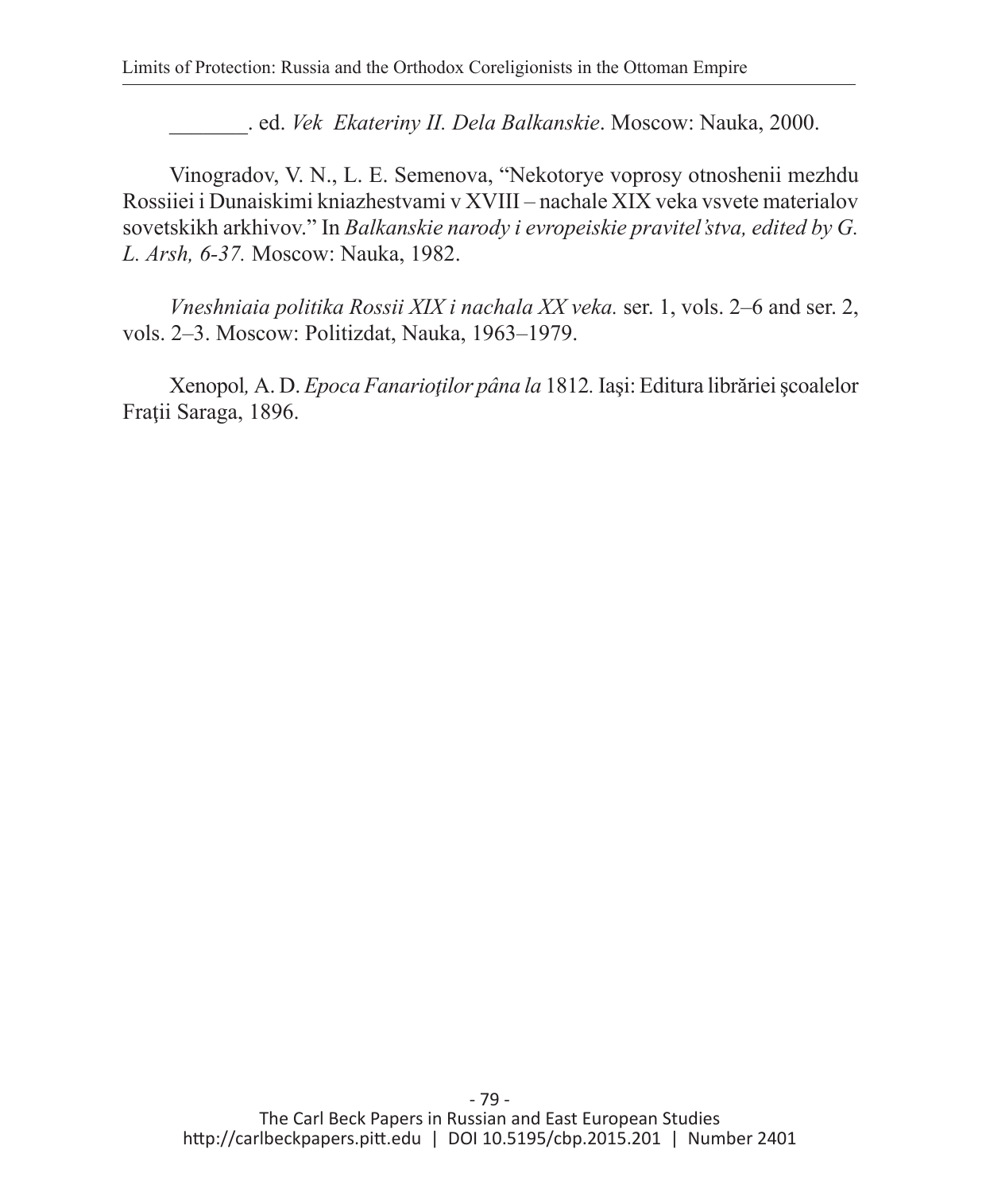_______. ed. *Vek Ekateriny II. Dela Balkanskie*. Moscow: Nauka, 2000.

Vinogradov, V. N., L. E. Semenova, "Nekotorye voprosy otnoshenii mezhdu Rossiiei i Dunaiskimi kniazhestvami v XVIII – nachale XIX veka vsvete materialov sovetskikh arkhivov." In *Balkanskie narody i evropeiskie pravitel'stva, edited by G. L. Arsh, 6-37.* Moscow: Nauka, 1982.

*Vneshniaia politika Rossii XIX i nachala XX veka.* ser. 1, vols. 2–6 and ser. 2, vols. 2–3. Moscow: Politizdat, Nauka, 1963–1979.

Xenopol*,* A. D. *Epoca Fanarioţilor pâna la* 1812*.* Iaşi: Editura librăriei şcoalelor Fraţii Saraga, 1896.